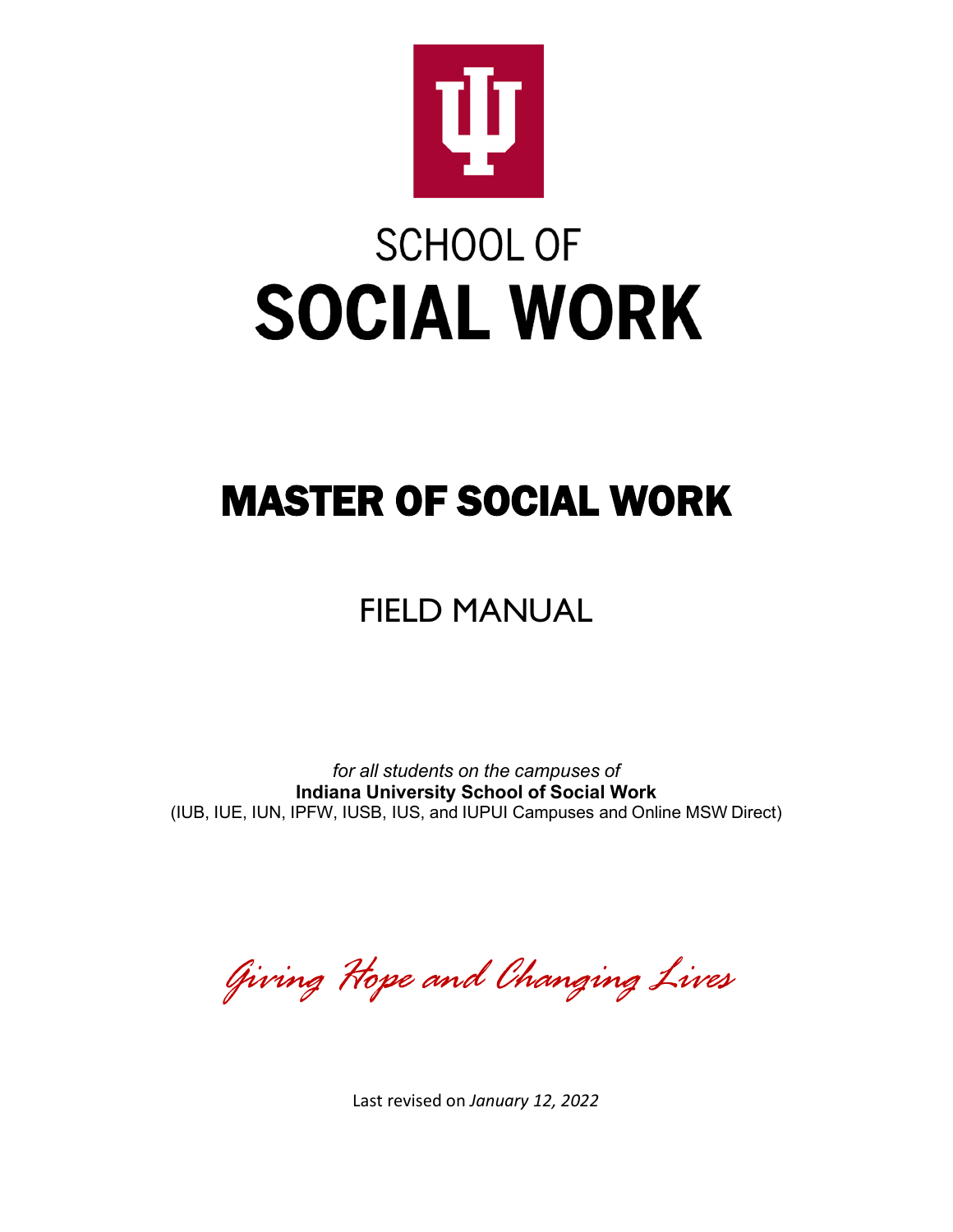# SCHOOL OF SOCIAL WORK

# MASTER OF SOCIAL WORK

## FIELD MANUAL

*for all students on the campuses of*
**Indiana University School of Social Work**
(IUB, IUE, IUN, IPFW, IUSB, IUS, and IUPUI Campuses and Online MSW Direct)

*Giving Hope and Changing Lives*

Last revised on *January 12, 2022*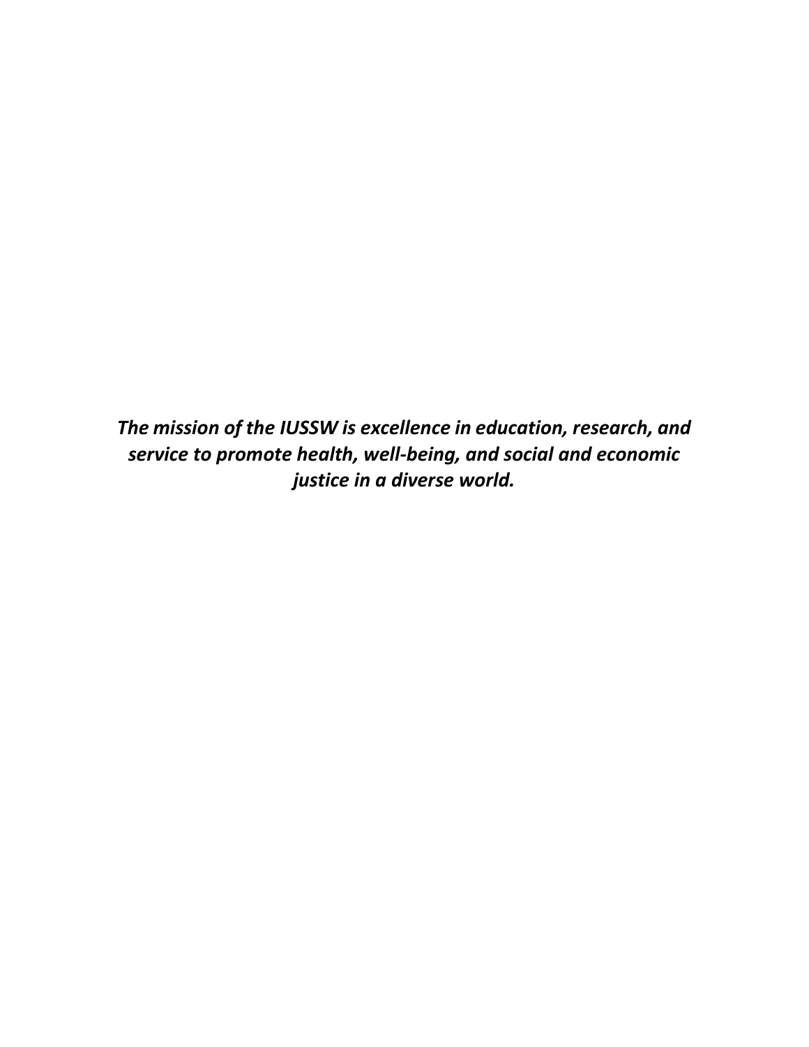***The mission of the IUSSW is excellence in education, research, and service to promote health, well-being, and social and economic justice in a diverse world.***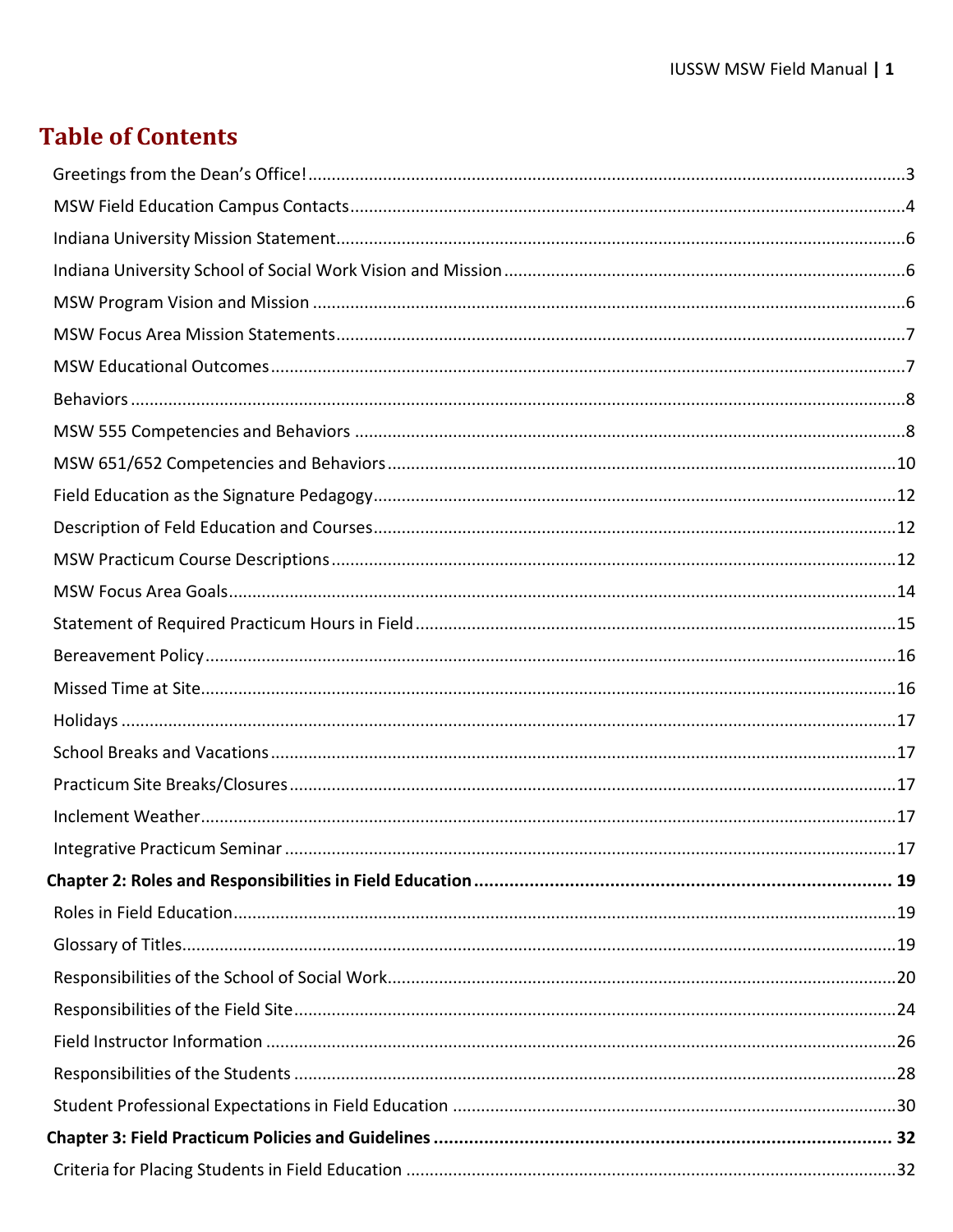# Table of Contents

Greetings from the Dean's Office! .......... 3

MSW Field Education Campus Contacts .......... 4

Indiana University Mission Statement .......... 6

Indiana University School of Social Work Vision and Mission .......... 6

MSW Program Vision and Mission .......... 6

MSW Focus Area Mission Statements .......... 7

MSW Educational Outcomes .......... 7

Behaviors .......... 8

MSW 555 Competencies and Behaviors .......... 8

MSW 651/652 Competencies and Behaviors .......... 10

Field Education as the Signature Pedagogy .......... 12

Description of Feld Education and Courses .......... 12

MSW Practicum Course Descriptions .......... 12

MSW Focus Area Goals .......... 14

Statement of Required Practicum Hours in Field .......... 15

Bereavement Policy .......... 16

Missed Time at Site .......... 16

Holidays .......... 17

School Breaks and Vacations .......... 17

Practicum Site Breaks/Closures .......... 17

Inclement Weather .......... 17

Integrative Practicum Seminar .......... 17

**Chapter 2: Roles and Responsibilities in Field Education .......... 19**

Roles in Field Education .......... 19

Glossary of Titles .......... 19

Responsibilities of the School of Social Work .......... 20

Responsibilities of the Field Site .......... 24

Field Instructor Information .......... 26

Responsibilities of the Students .......... 28

Student Professional Expectations in Field Education .......... 30

**Chapter 3: Field Practicum Policies and Guidelines .......... 32**

Criteria for Placing Students in Field Education .......... 32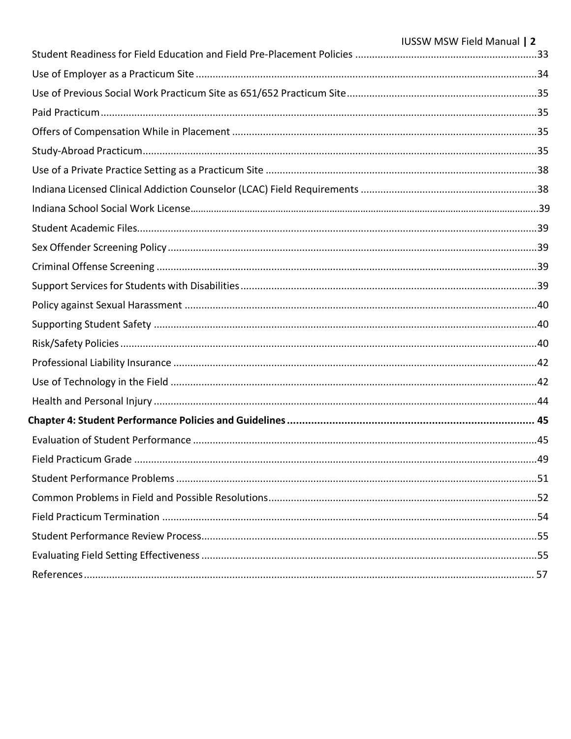Student Readiness for Field Education and Field Pre-Placement Policies ....33
Use of Employer as a Practicum Site ....34
Use of Previous Social Work Practicum Site as 651/652 Practicum Site....35
Paid Practicum....35
Offers of Compensation While in Placement ....35
Study-Abroad Practicum....35
Use of a Private Practice Setting as a Practicum Site ....38
Indiana Licensed Clinical Addiction Counselor (LCAC) Field Requirements ....38
Indiana School Social Work License....39
Student Academic Files....39
Sex Offender Screening Policy....39
Criminal Offense Screening ....39
Support Services for Students with Disabilities....39
Policy against Sexual Harassment ....40
Supporting Student Safety ....40
Risk/Safety Policies....40
Professional Liability Insurance ....42
Use of Technology in the Field ....42
Health and Personal Injury ....44

**Chapter 4: Student Performance Policies and Guidelines .... 45**

Evaluation of Student Performance ....45
Field Practicum Grade ....49
Student Performance Problems ....51
Common Problems in Field and Possible Resolutions....52
Field Practicum Termination ....54
Student Performance Review Process....55
Evaluating Field Setting Effectiveness ....55
References.... 57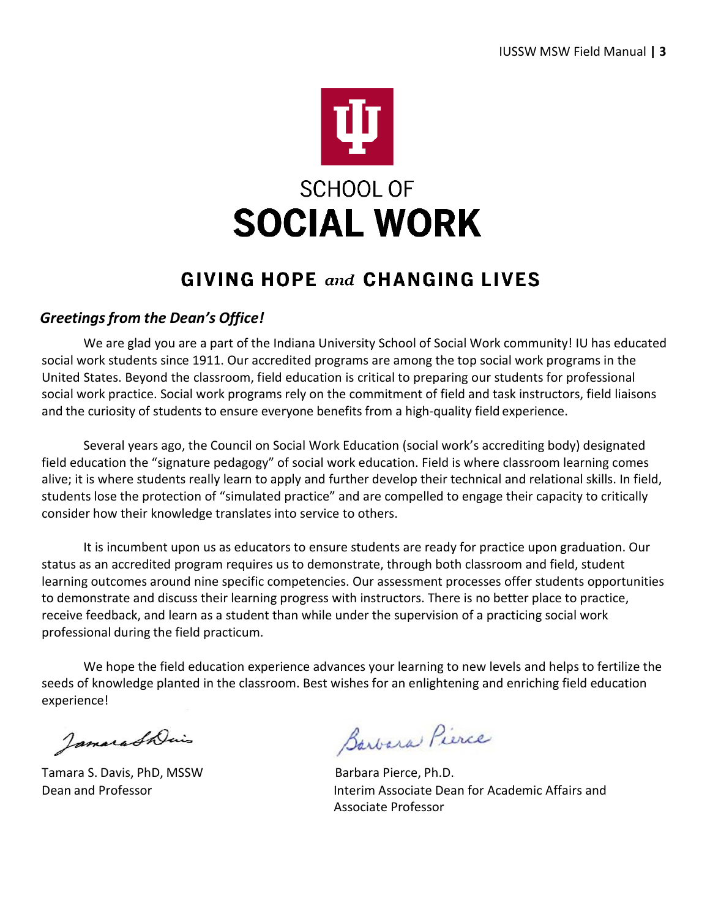SCHOOL OF

# SOCIAL WORK

## GIVING HOPE *and* CHANGING LIVES

### *Greetings from the Dean's Office!*

We are glad you are a part of the Indiana University School of Social Work community! IU has educated social work students since 1911. Our accredited programs are among the top social work programs in the United States. Beyond the classroom, field education is critical to preparing our students for professional social work practice. Social work programs rely on the commitment of field and task instructors, field liaisons and the curiosity of students to ensure everyone benefits from a high-quality field experience.

Several years ago, the Council on Social Work Education (social work's accrediting body) designated field education the "signature pedagogy" of social work education. Field is where classroom learning comes alive; it is where students really learn to apply and further develop their technical and relational skills. In field, students lose the protection of "simulated practice" and are compelled to engage their capacity to critically consider how their knowledge translates into service to others.

It is incumbent upon us as educators to ensure students are ready for practice upon graduation. Our status as an accredited program requires us to demonstrate, through both classroom and field, student learning outcomes around nine specific competencies. Our assessment processes offer students opportunities to demonstrate and discuss their learning progress with instructors. There is no better place to practice, receive feedback, and learn as a student than while under the supervision of a practicing social work professional during the field practicum.

We hope the field education experience advances your learning to new levels and helps to fertilize the seeds of knowledge planted in the classroom. Best wishes for an enlightening and enriching field education experience!

Tamara S. Davis, PhD, MSSW
Dean and Professor

Barbara Pierce, Ph.D.
Interim Associate Dean for Academic Affairs and Associate Professor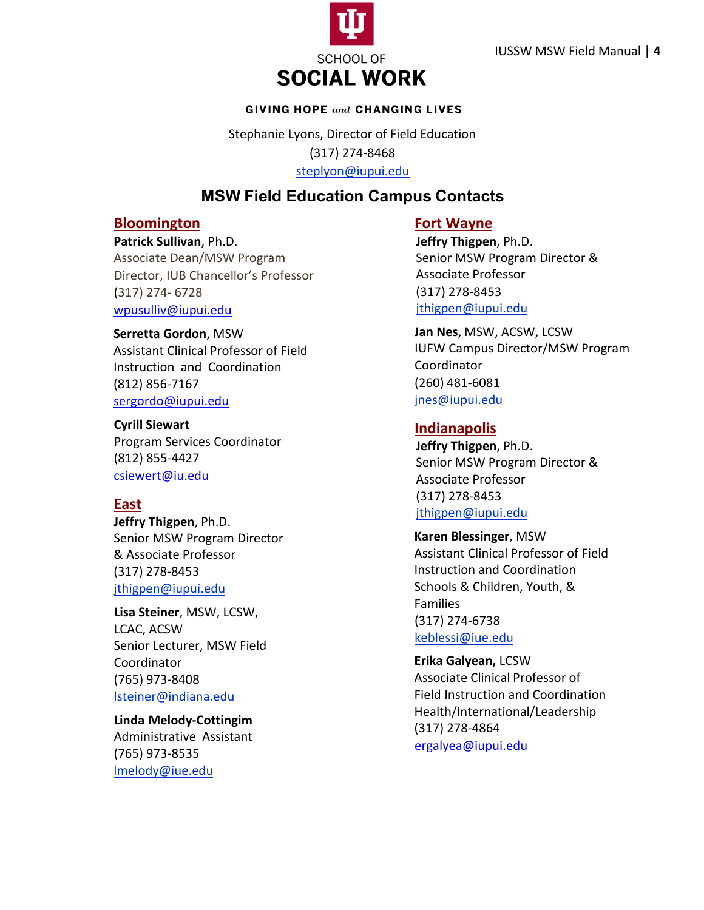SCHOOL OF
**SOCIAL WORK**

**GIVING HOPE *and* CHANGING LIVES**

Stephanie Lyons, Director of Field Education
(317) 274-8468
steplyon@iupui.edu

## MSW Field Education Campus Contacts

### Bloomington

**Patrick Sullivan**, Ph.D.
Associate Dean/MSW Program Director, IUB Chancellor's Professor
(317) 274- 6728
wpusulliv@iupui.edu

**Serretta Gordon**, MSW
Assistant Clinical Professor of Field Instruction and Coordination
(812) 856-7167
sergordo@iupui.edu

**Cyrill Siewart**
Program Services Coordinator
(812) 855-4427
csiewert@iu.edu

### East

**Jeffry Thigpen**, Ph.D.
Senior MSW Program Director & Associate Professor
(317) 278-8453
jthigpen@iupui.edu

**Lisa Steiner**, MSW, LCSW, LCAC, ACSW
Senior Lecturer, MSW Field Coordinator
(765) 973-8408
lsteiner@indiana.edu

**Linda Melody-Cottingim**
Administrative Assistant
(765) 973-8535
lmelody@iue.edu

### Fort Wayne

**Jeffry Thigpen**, Ph.D.
Senior MSW Program Director & Associate Professor
(317) 278-8453
jthigpen@iupui.edu

**Jan Nes**, MSW, ACSW, LCSW
IUFW Campus Director/MSW Program Coordinator
(260) 481-6081
jnes@iupui.edu

### Indianapolis

**Jeffry Thigpen**, Ph.D.
Senior MSW Program Director & Associate Professor
(317) 278-8453
jthigpen@iupui.edu

**Karen Blessinger**, MSW
Assistant Clinical Professor of Field Instruction and Coordination
Schools & Children, Youth, & Families
(317) 274-6738
keblessi@iue.edu

**Erika Galyean,** LCSW
Associate Clinical Professor of Field Instruction and Coordination
Health/International/Leadership
(317) 278-4864
ergalyea@iupui.edu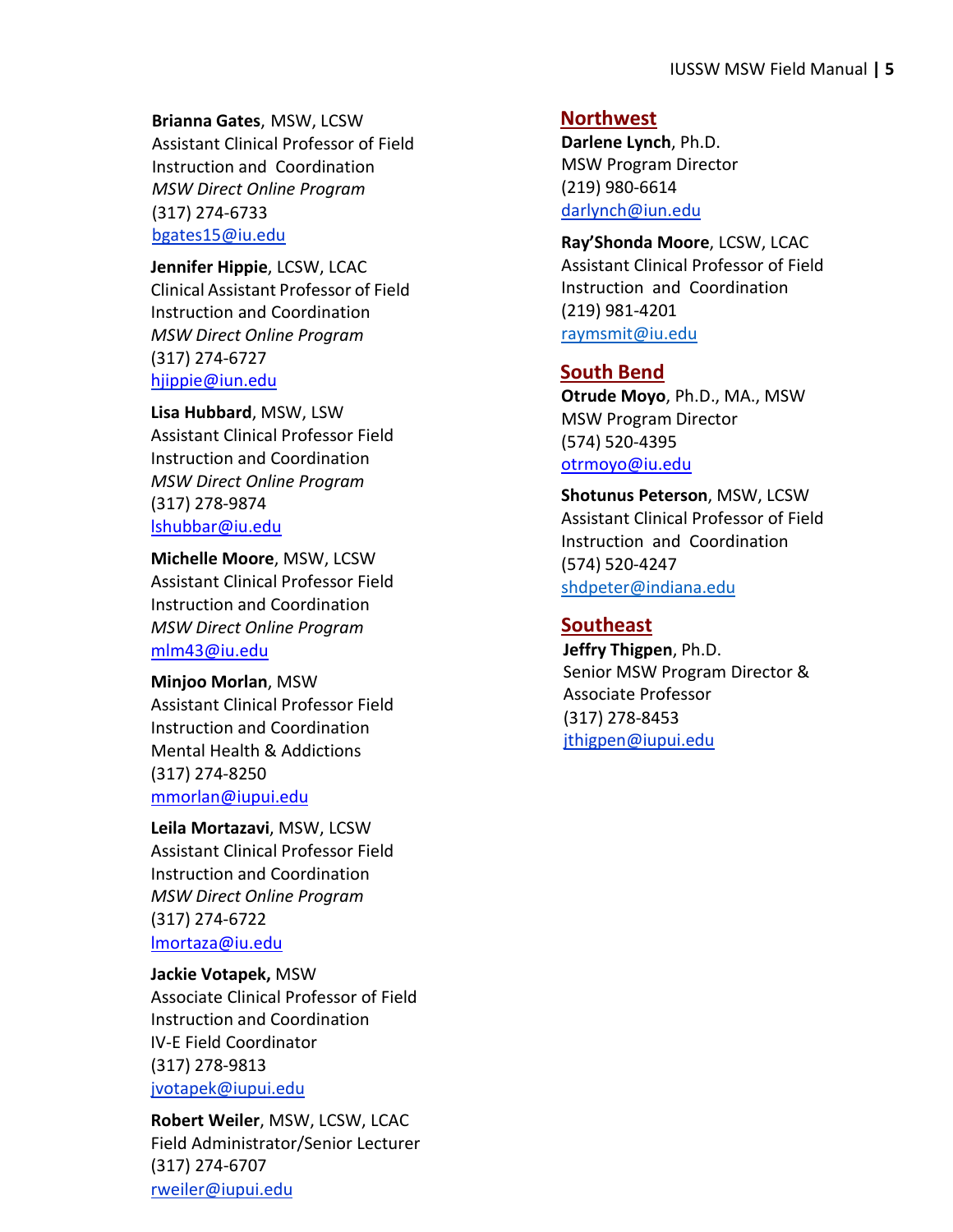**Brianna Gates**, MSW, LCSW
Assistant Clinical Professor of Field Instruction and Coordination
*MSW Direct Online Program*
(317) 274-6733
bgates15@iu.edu

**Jennifer Hippie**, LCSW, LCAC
Clinical Assistant Professor of Field Instruction and Coordination
*MSW Direct Online Program*
(317) 274-6727
hjippie@iun.edu

**Lisa Hubbard**, MSW, LSW
Assistant Clinical Professor Field Instruction and Coordination
*MSW Direct Online Program*
(317) 278-9874
lshubbar@iu.edu

**Michelle Moore**, MSW, LCSW
Assistant Clinical Professor Field Instruction and Coordination
*MSW Direct Online Program*
mlm43@iu.edu

**Minjoo Morlan**, MSW
Assistant Clinical Professor Field Instruction and Coordination
Mental Health & Addictions
(317) 274-8250
mmorlan@iupui.edu

**Leila Mortazavi**, MSW, LCSW
Assistant Clinical Professor Field Instruction and Coordination
*MSW Direct Online Program*
(317) 274-6722
lmortaza@iu.edu

**Jackie Votapek,** MSW
Associate Clinical Professor of Field Instruction and Coordination
IV-E Field Coordinator
(317) 278-9813
jvotapek@iupui.edu

**Robert Weiler**, MSW, LCSW, LCAC
Field Administrator/Senior Lecturer
(317) 274-6707
rweiler@iupui.edu

## Northwest

**Darlene Lynch**, Ph.D.
MSW Program Director
(219) 980-6614
darlynch@iun.edu

**Ray'Shonda Moore**, LCSW, LCAC
Assistant Clinical Professor of Field Instruction and Coordination
(219) 981-4201
raymsmit@iu.edu

## South Bend

**Otrude Moyo**, Ph.D., MA., MSW
MSW Program Director
(574) 520-4395
otrmoyo@iu.edu

**Shotunus Peterson**, MSW, LCSW
Assistant Clinical Professor of Field Instruction and Coordination
(574) 520-4247
shdpeter@indiana.edu

## Southeast

**Jeffry Thigpen**, Ph.D.
Senior MSW Program Director & Associate Professor
(317) 278-8453
jthigpen@iupui.edu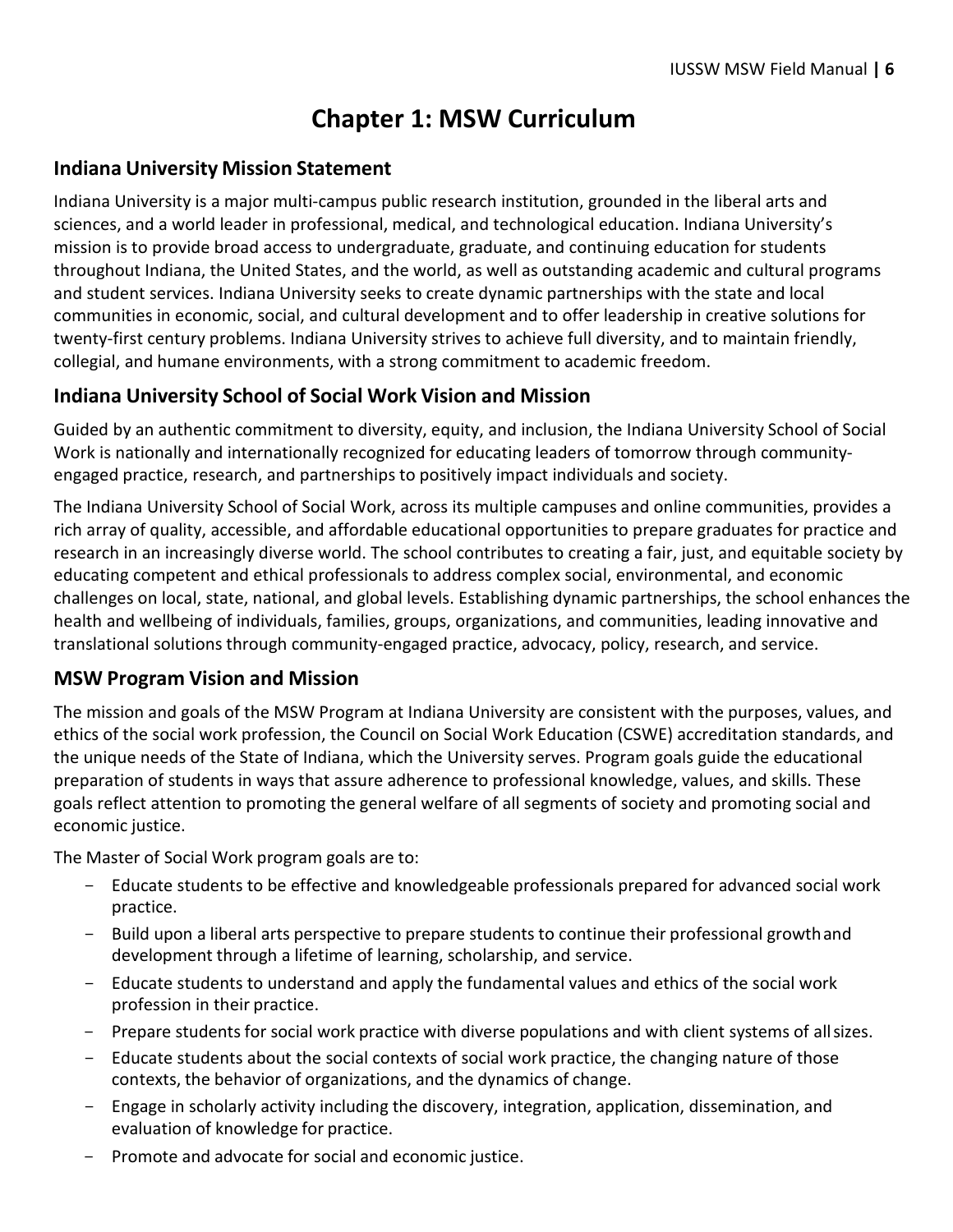# Chapter 1: MSW Curriculum

## Indiana University Mission Statement

Indiana University is a major multi-campus public research institution, grounded in the liberal arts and sciences, and a world leader in professional, medical, and technological education. Indiana University's mission is to provide broad access to undergraduate, graduate, and continuing education for students throughout Indiana, the United States, and the world, as well as outstanding academic and cultural programs and student services. Indiana University seeks to create dynamic partnerships with the state and local communities in economic, social, and cultural development and to offer leadership in creative solutions for twenty-first century problems. Indiana University strives to achieve full diversity, and to maintain friendly, collegial, and humane environments, with a strong commitment to academic freedom.

## Indiana University School of Social Work Vision and Mission

Guided by an authentic commitment to diversity, equity, and inclusion, the Indiana University School of Social Work is nationally and internationally recognized for educating leaders of tomorrow through community-engaged practice, research, and partnerships to positively impact individuals and society.

The Indiana University School of Social Work, across its multiple campuses and online communities, provides a rich array of quality, accessible, and affordable educational opportunities to prepare graduates for practice and research in an increasingly diverse world. The school contributes to creating a fair, just, and equitable society by educating competent and ethical professionals to address complex social, environmental, and economic challenges on local, state, national, and global levels. Establishing dynamic partnerships, the school enhances the health and wellbeing of individuals, families, groups, organizations, and communities, leading innovative and translational solutions through community-engaged practice, advocacy, policy, research, and service.

## MSW Program Vision and Mission

The mission and goals of the MSW Program at Indiana University are consistent with the purposes, values, and ethics of the social work profession, the Council on Social Work Education (CSWE) accreditation standards, and the unique needs of the State of Indiana, which the University serves. Program goals guide the educational preparation of students in ways that assure adherence to professional knowledge, values, and skills. These goals reflect attention to promoting the general welfare of all segments of society and promoting social and economic justice.

The Master of Social Work program goals are to:

- Educate students to be effective and knowledgeable professionals prepared for advanced social work practice.
- Build upon a liberal arts perspective to prepare students to continue their professional growth and development through a lifetime of learning, scholarship, and service.
- Educate students to understand and apply the fundamental values and ethics of the social work profession in their practice.
- Prepare students for social work practice with diverse populations and with client systems of all sizes.
- Educate students about the social contexts of social work practice, the changing nature of those contexts, the behavior of organizations, and the dynamics of change.
- Engage in scholarly activity including the discovery, integration, application, dissemination, and evaluation of knowledge for practice.
- Promote and advocate for social and economic justice.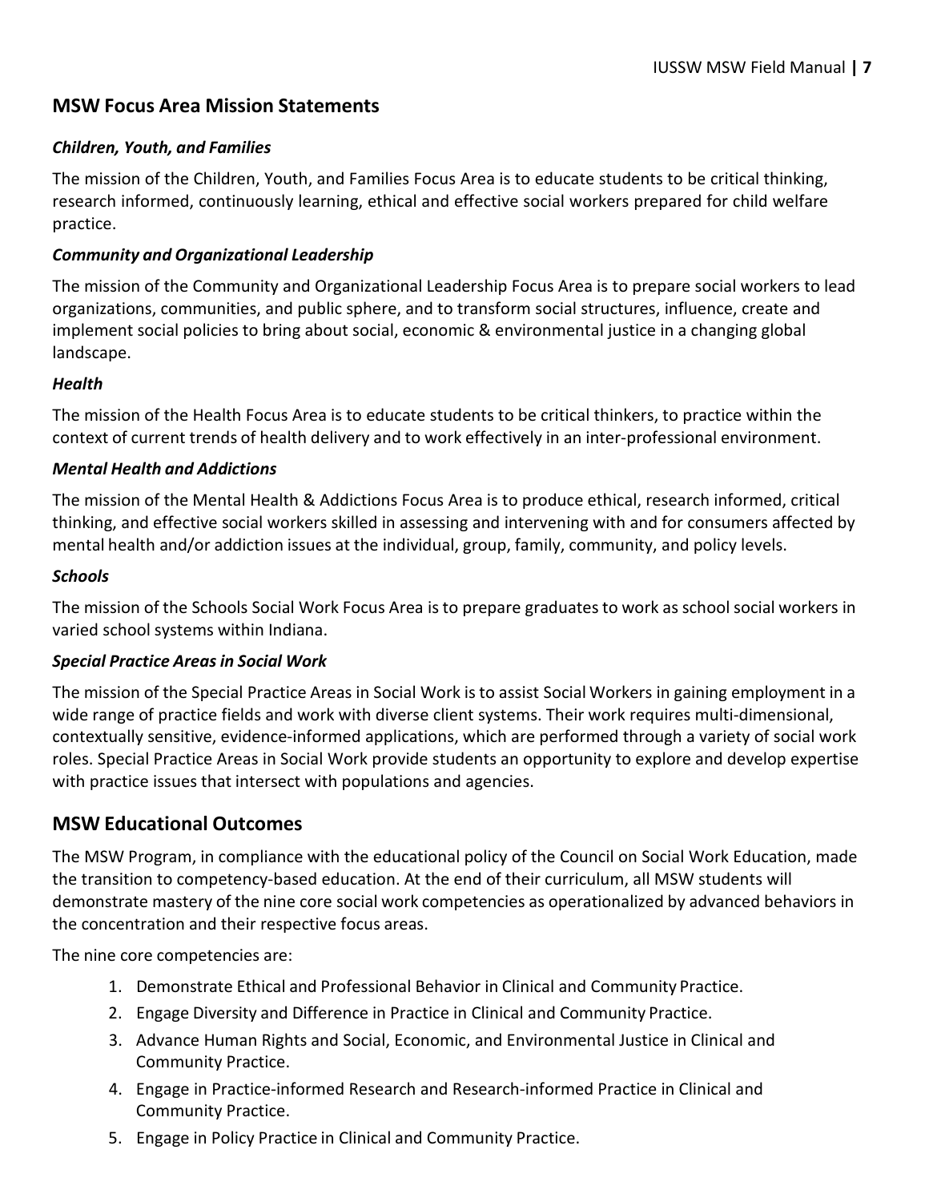## MSW Focus Area Mission Statements

### *Children, Youth, and Families*

The mission of the Children, Youth, and Families Focus Area is to educate students to be critical thinking, research informed, continuously learning, ethical and effective social workers prepared for child welfare practice.

### *Community and Organizational Leadership*

The mission of the Community and Organizational Leadership Focus Area is to prepare social workers to lead organizations, communities, and public sphere, and to transform social structures, influence, create and implement social policies to bring about social, economic & environmental justice in a changing global landscape.

### *Health*

The mission of the Health Focus Area is to educate students to be critical thinkers, to practice within the context of current trends of health delivery and to work effectively in an inter-professional environment.

### *Mental Health and Addictions*

The mission of the Mental Health & Addictions Focus Area is to produce ethical, research informed, critical thinking, and effective social workers skilled in assessing and intervening with and for consumers affected by mental health and/or addiction issues at the individual, group, family, community, and policy levels.

### *Schools*

The mission of the Schools Social Work Focus Area is to prepare graduates to work as school social workers in varied school systems within Indiana.

### *Special Practice Areas in Social Work*

The mission of the Special Practice Areas in Social Work is to assist Social Workers in gaining employment in a wide range of practice fields and work with diverse client systems. Their work requires multi-dimensional, contextually sensitive, evidence-informed applications, which are performed through a variety of social work roles. Special Practice Areas in Social Work provide students an opportunity to explore and develop expertise with practice issues that intersect with populations and agencies.

## MSW Educational Outcomes

The MSW Program, in compliance with the educational policy of the Council on Social Work Education, made the transition to competency-based education. At the end of their curriculum, all MSW students will demonstrate mastery of the nine core social work competencies as operationalized by advanced behaviors in the concentration and their respective focus areas.

The nine core competencies are:

1. Demonstrate Ethical and Professional Behavior in Clinical and Community Practice.
2. Engage Diversity and Difference in Practice in Clinical and Community Practice.
3. Advance Human Rights and Social, Economic, and Environmental Justice in Clinical and Community Practice.
4. Engage in Practice-informed Research and Research-informed Practice in Clinical and Community Practice.
5. Engage in Policy Practice in Clinical and Community Practice.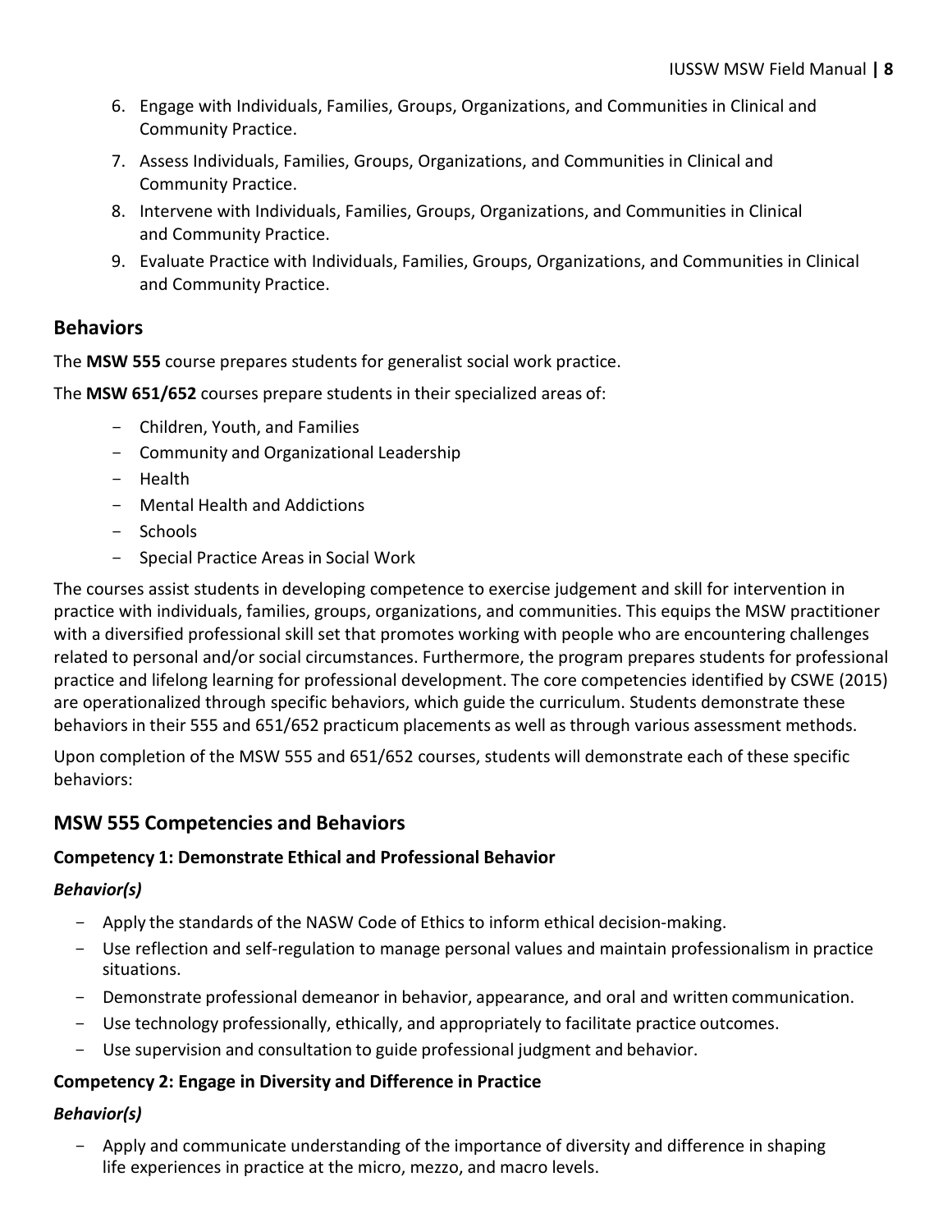6. Engage with Individuals, Families, Groups, Organizations, and Communities in Clinical and Community Practice.
7. Assess Individuals, Families, Groups, Organizations, and Communities in Clinical and Community Practice.
8. Intervene with Individuals, Families, Groups, Organizations, and Communities in Clinical and Community Practice.
9. Evaluate Practice with Individuals, Families, Groups, Organizations, and Communities in Clinical and Community Practice.

## Behaviors

The **MSW 555** course prepares students for generalist social work practice.

The **MSW 651/652** courses prepare students in their specialized areas of:

- Children, Youth, and Families
- Community and Organizational Leadership
- Health
- Mental Health and Addictions
- Schools
- Special Practice Areas in Social Work

The courses assist students in developing competence to exercise judgement and skill for intervention in practice with individuals, families, groups, organizations, and communities. This equips the MSW practitioner with a diversified professional skill set that promotes working with people who are encountering challenges related to personal and/or social circumstances. Furthermore, the program prepares students for professional practice and lifelong learning for professional development. The core competencies identified by CSWE (2015) are operationalized through specific behaviors, which guide the curriculum. Students demonstrate these behaviors in their 555 and 651/652 practicum placements as well as through various assessment methods.

Upon completion of the MSW 555 and 651/652 courses, students will demonstrate each of these specific behaviors:

## MSW 555 Competencies and Behaviors

### Competency 1: Demonstrate Ethical and Professional Behavior

***Behavior(s)***

- Apply the standards of the NASW Code of Ethics to inform ethical decision-making.
- Use reflection and self-regulation to manage personal values and maintain professionalism in practice situations.
- Demonstrate professional demeanor in behavior, appearance, and oral and written communication.
- Use technology professionally, ethically, and appropriately to facilitate practice outcomes.
- Use supervision and consultation to guide professional judgment and behavior.

### Competency 2: Engage in Diversity and Difference in Practice

***Behavior(s)***

- Apply and communicate understanding of the importance of diversity and difference in shaping life experiences in practice at the micro, mezzo, and macro levels.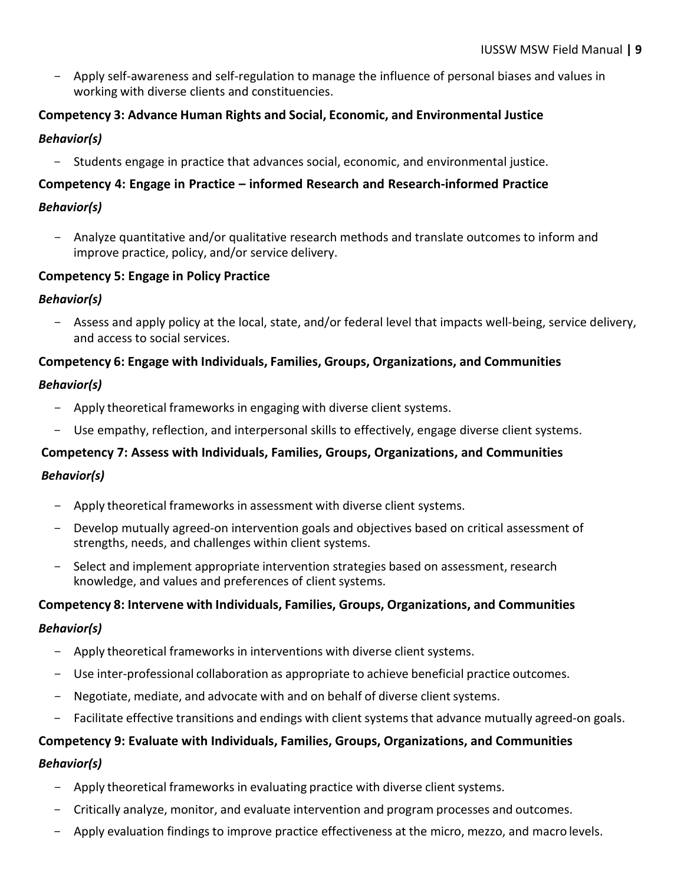- Apply self-awareness and self-regulation to manage the influence of personal biases and values in working with diverse clients and constituencies.

**Competency 3: Advance Human Rights and Social, Economic, and Environmental Justice**

***Behavior(s)***

- Students engage in practice that advances social, economic, and environmental justice.

**Competency 4: Engage in Practice – informed Research and Research-informed Practice**

***Behavior(s)***

- Analyze quantitative and/or qualitative research methods and translate outcomes to inform and improve practice, policy, and/or service delivery.

**Competency 5: Engage in Policy Practice**

***Behavior(s)***

- Assess and apply policy at the local, state, and/or federal level that impacts well-being, service delivery, and access to social services.

**Competency 6: Engage with Individuals, Families, Groups, Organizations, and Communities**

***Behavior(s)***

- Apply theoretical frameworks in engaging with diverse client systems.
- Use empathy, reflection, and interpersonal skills to effectively, engage diverse client systems.

**Competency 7: Assess with Individuals, Families, Groups, Organizations, and Communities**

***Behavior(s)***

- Apply theoretical frameworks in assessment with diverse client systems.
- Develop mutually agreed-on intervention goals and objectives based on critical assessment of strengths, needs, and challenges within client systems.
- Select and implement appropriate intervention strategies based on assessment, research knowledge, and values and preferences of client systems.

**Competency 8: Intervene with Individuals, Families, Groups, Organizations, and Communities**

***Behavior(s)***

- Apply theoretical frameworks in interventions with diverse client systems.
- Use inter-professional collaboration as appropriate to achieve beneficial practice outcomes.
- Negotiate, mediate, and advocate with and on behalf of diverse client systems.
- Facilitate effective transitions and endings with client systems that advance mutually agreed-on goals.

**Competency 9: Evaluate with Individuals, Families, Groups, Organizations, and Communities**

***Behavior(s)***

- Apply theoretical frameworks in evaluating practice with diverse client systems.
- Critically analyze, monitor, and evaluate intervention and program processes and outcomes.
- Apply evaluation findings to improve practice effectiveness at the micro, mezzo, and macro levels.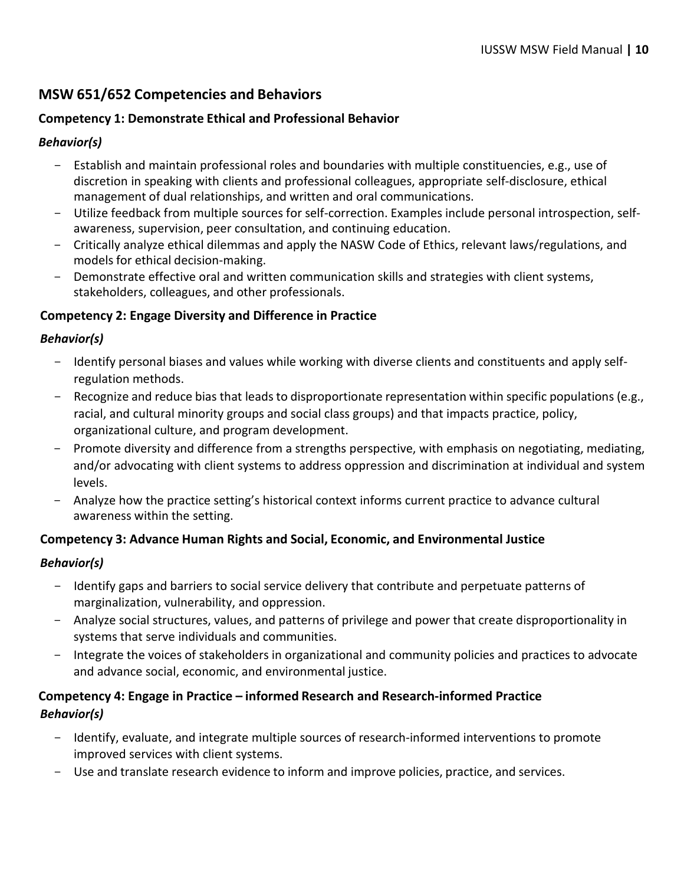## MSW 651/652 Competencies and Behaviors

### Competency 1: Demonstrate Ethical and Professional Behavior

***Behavior(s)***

- Establish and maintain professional roles and boundaries with multiple constituencies, e.g., use of discretion in speaking with clients and professional colleagues, appropriate self-disclosure, ethical management of dual relationships, and written and oral communications.
- Utilize feedback from multiple sources for self-correction. Examples include personal introspection, self-awareness, supervision, peer consultation, and continuing education.
- Critically analyze ethical dilemmas and apply the NASW Code of Ethics, relevant laws/regulations, and models for ethical decision-making.
- Demonstrate effective oral and written communication skills and strategies with client systems, stakeholders, colleagues, and other professionals.

### Competency 2: Engage Diversity and Difference in Practice

***Behavior(s)***

- Identify personal biases and values while working with diverse clients and constituents and apply self-regulation methods.
- Recognize and reduce bias that leads to disproportionate representation within specific populations (e.g., racial, and cultural minority groups and social class groups) and that impacts practice, policy, organizational culture, and program development.
- Promote diversity and difference from a strengths perspective, with emphasis on negotiating, mediating, and/or advocating with client systems to address oppression and discrimination at individual and system levels.
- Analyze how the practice setting's historical context informs current practice to advance cultural awareness within the setting.

### Competency 3: Advance Human Rights and Social, Economic, and Environmental Justice

***Behavior(s)***

- Identify gaps and barriers to social service delivery that contribute and perpetuate patterns of marginalization, vulnerability, and oppression.
- Analyze social structures, values, and patterns of privilege and power that create disproportionality in systems that serve individuals and communities.
- Integrate the voices of stakeholders in organizational and community policies and practices to advocate and advance social, economic, and environmental justice.

### Competency 4: Engage in Practice – informed Research and Research-informed Practice

***Behavior(s)***

- Identify, evaluate, and integrate multiple sources of research-informed interventions to promote improved services with client systems.
- Use and translate research evidence to inform and improve policies, practice, and services.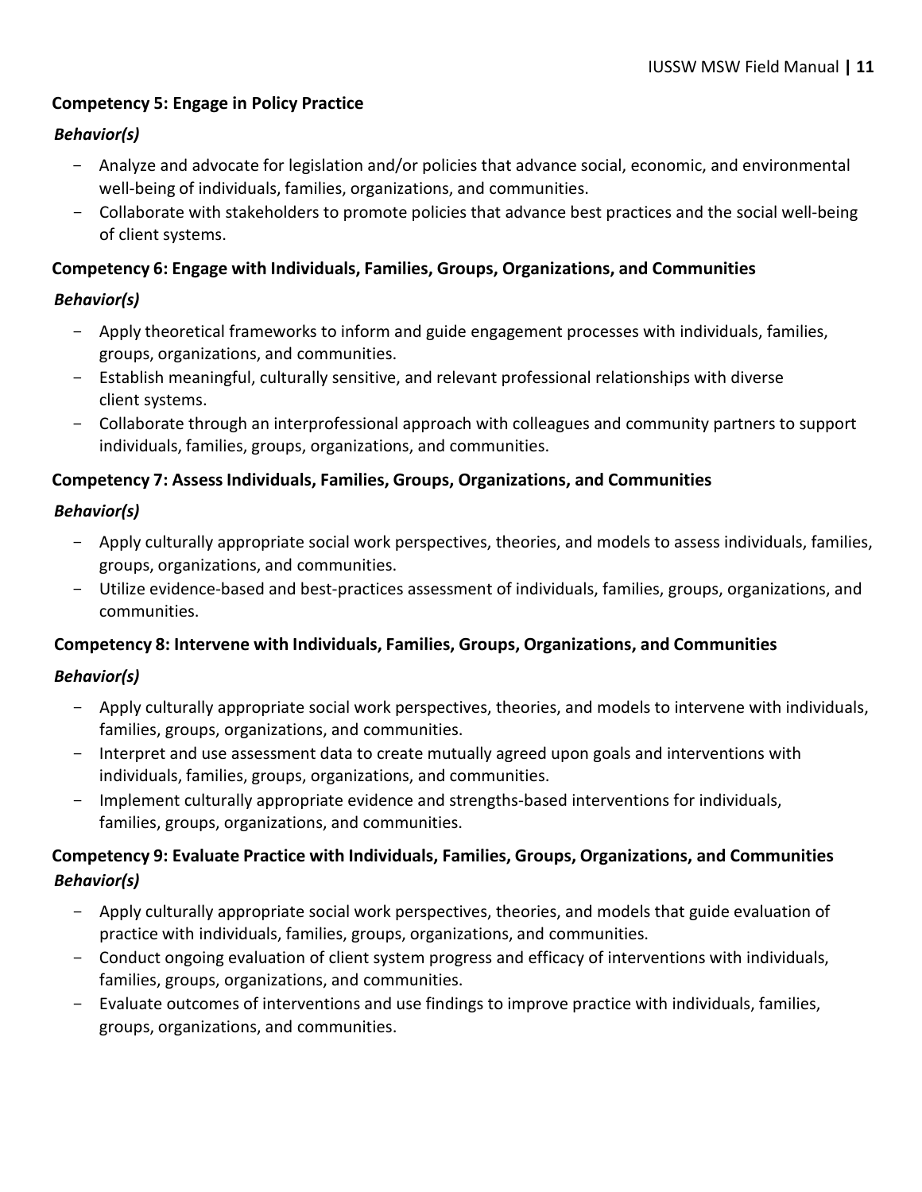**Competency 5: Engage in Policy Practice**

***Behavior(s)***

- Analyze and advocate for legislation and/or policies that advance social, economic, and environmental well-being of individuals, families, organizations, and communities.
- Collaborate with stakeholders to promote policies that advance best practices and the social well-being of client systems.

**Competency 6: Engage with Individuals, Families, Groups, Organizations, and Communities**

***Behavior(s)***

- Apply theoretical frameworks to inform and guide engagement processes with individuals, families, groups, organizations, and communities.
- Establish meaningful, culturally sensitive, and relevant professional relationships with diverse client systems.
- Collaborate through an interprofessional approach with colleagues and community partners to support individuals, families, groups, organizations, and communities.

**Competency 7: Assess Individuals, Families, Groups, Organizations, and Communities**

***Behavior(s)***

- Apply culturally appropriate social work perspectives, theories, and models to assess individuals, families, groups, organizations, and communities.
- Utilize evidence-based and best-practices assessment of individuals, families, groups, organizations, and communities.

**Competency 8: Intervene with Individuals, Families, Groups, Organizations, and Communities**

***Behavior(s)***

- Apply culturally appropriate social work perspectives, theories, and models to intervene with individuals, families, groups, organizations, and communities.
- Interpret and use assessment data to create mutually agreed upon goals and interventions with individuals, families, groups, organizations, and communities.
- Implement culturally appropriate evidence and strengths-based interventions for individuals, families, groups, organizations, and communities.

**Competency 9: Evaluate Practice with Individuals, Families, Groups, Organizations, and Communities**

***Behavior(s)***

- Apply culturally appropriate social work perspectives, theories, and models that guide evaluation of practice with individuals, families, groups, organizations, and communities.
- Conduct ongoing evaluation of client system progress and efficacy of interventions with individuals, families, groups, organizations, and communities.
- Evaluate outcomes of interventions and use findings to improve practice with individuals, families, groups, organizations, and communities.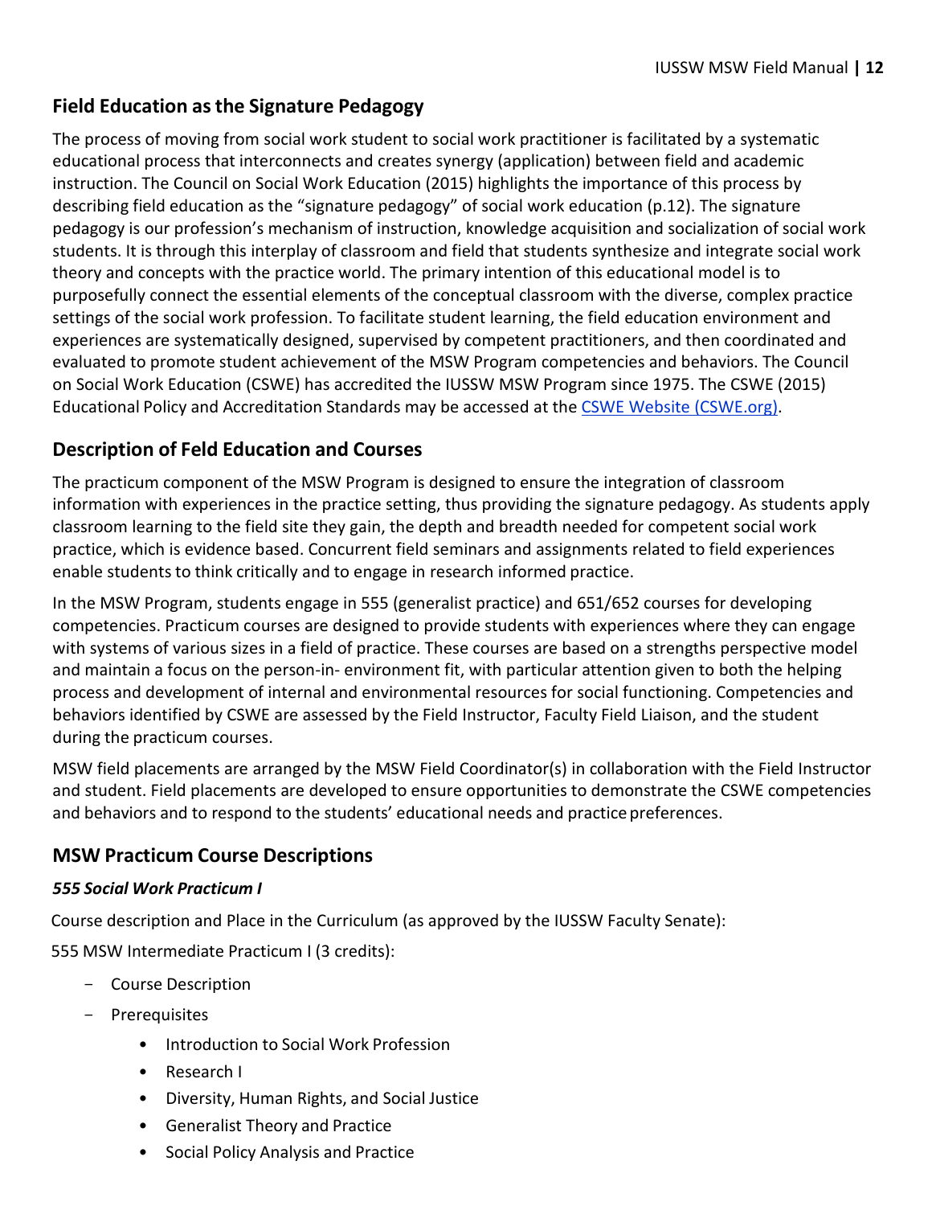## Field Education as the Signature Pedagogy

The process of moving from social work student to social work practitioner is facilitated by a systematic educational process that interconnects and creates synergy (application) between field and academic instruction. The Council on Social Work Education (2015) highlights the importance of this process by describing field education as the "signature pedagogy" of social work education (p.12). The signature pedagogy is our profession's mechanism of instruction, knowledge acquisition and socialization of social work students. It is through this interplay of classroom and field that students synthesize and integrate social work theory and concepts with the practice world. The primary intention of this educational model is to purposefully connect the essential elements of the conceptual classroom with the diverse, complex practice settings of the social work profession. To facilitate student learning, the field education environment and experiences are systematically designed, supervised by competent practitioners, and then coordinated and evaluated to promote student achievement of the MSW Program competencies and behaviors. The Council on Social Work Education (CSWE) has accredited the IUSSW MSW Program since 1975. The CSWE (2015) Educational Policy and Accreditation Standards may be accessed at the [CSWE Website (CSWE.org)](CSWE.org).

## Description of Feld Education and Courses

The practicum component of the MSW Program is designed to ensure the integration of classroom information with experiences in the practice setting, thus providing the signature pedagogy. As students apply classroom learning to the field site they gain, the depth and breadth needed for competent social work practice, which is evidence based. Concurrent field seminars and assignments related to field experiences enable students to think critically and to engage in research informed practice.

In the MSW Program, students engage in 555 (generalist practice) and 651/652 courses for developing competencies. Practicum courses are designed to provide students with experiences where they can engage with systems of various sizes in a field of practice. These courses are based on a strengths perspective model and maintain a focus on the person-in- environment fit, with particular attention given to both the helping process and development of internal and environmental resources for social functioning. Competencies and behaviors identified by CSWE are assessed by the Field Instructor, Faculty Field Liaison, and the student during the practicum courses.

MSW field placements are arranged by the MSW Field Coordinator(s) in collaboration with the Field Instructor and student. Field placements are developed to ensure opportunities to demonstrate the CSWE competencies and behaviors and to respond to the students' educational needs and practice preferences.

## MSW Practicum Course Descriptions

### *555 Social Work Practicum I*

Course description and Place in the Curriculum (as approved by the IUSSW Faculty Senate):

555 MSW Intermediate Practicum I (3 credits):

- Course Description
- Prerequisites
    - Introduction to Social Work Profession
    - Research I
    - Diversity, Human Rights, and Social Justice
    - Generalist Theory and Practice
    - Social Policy Analysis and Practice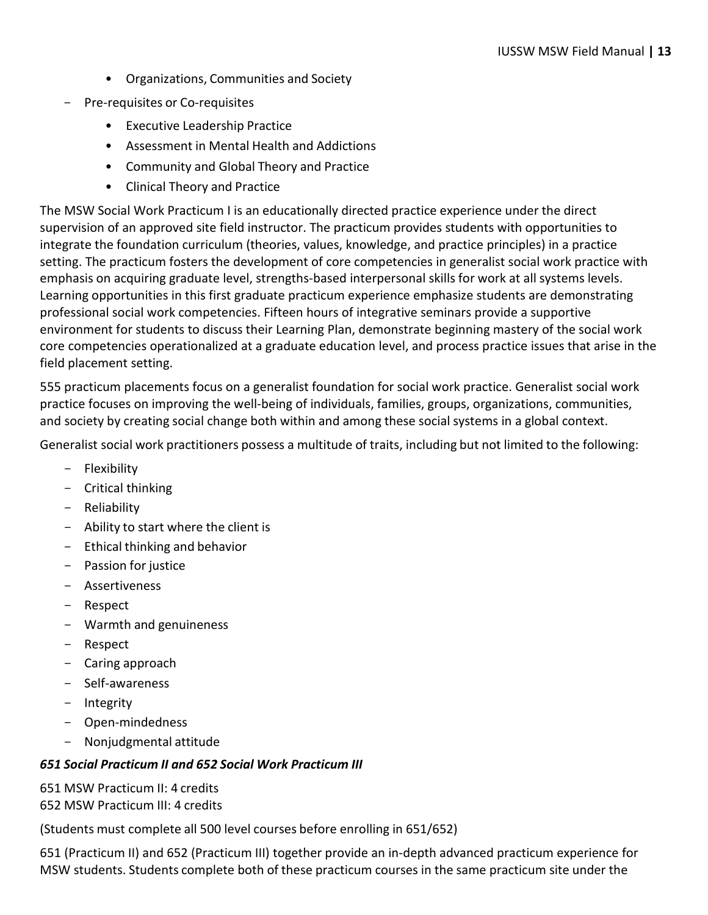- Organizations, Communities and Society
- Pre-requisites or Co-requisites
    - Executive Leadership Practice
    - Assessment in Mental Health and Addictions
    - Community and Global Theory and Practice
    - Clinical Theory and Practice

The MSW Social Work Practicum I is an educationally directed practice experience under the direct supervision of an approved site field instructor. The practicum provides students with opportunities to integrate the foundation curriculum (theories, values, knowledge, and practice principles) in a practice setting. The practicum fosters the development of core competencies in generalist social work practice with emphasis on acquiring graduate level, strengths-based interpersonal skills for work at all systems levels. Learning opportunities in this first graduate practicum experience emphasize students are demonstrating professional social work competencies. Fifteen hours of integrative seminars provide a supportive environment for students to discuss their Learning Plan, demonstrate beginning mastery of the social work core competencies operationalized at a graduate education level, and process practice issues that arise in the field placement setting.

555 practicum placements focus on a generalist foundation for social work practice. Generalist social work practice focuses on improving the well-being of individuals, families, groups, organizations, communities, and society by creating social change both within and among these social systems in a global context.

Generalist social work practitioners possess a multitude of traits, including but not limited to the following:

- Flexibility
- Critical thinking
- Reliability
- Ability to start where the client is
- Ethical thinking and behavior
- Passion for justice
- Assertiveness
- Respect
- Warmth and genuineness
- Respect
- Caring approach
- Self-awareness
- Integrity
- Open-mindedness
- Nonjudgmental attitude

***651 Social Practicum II and 652 Social Work Practicum III***

651 MSW Practicum II: 4 credits
652 MSW Practicum III: 4 credits

(Students must complete all 500 level courses before enrolling in 651/652)

651 (Practicum II) and 652 (Practicum III) together provide an in-depth advanced practicum experience for MSW students. Students complete both of these practicum courses in the same practicum site under the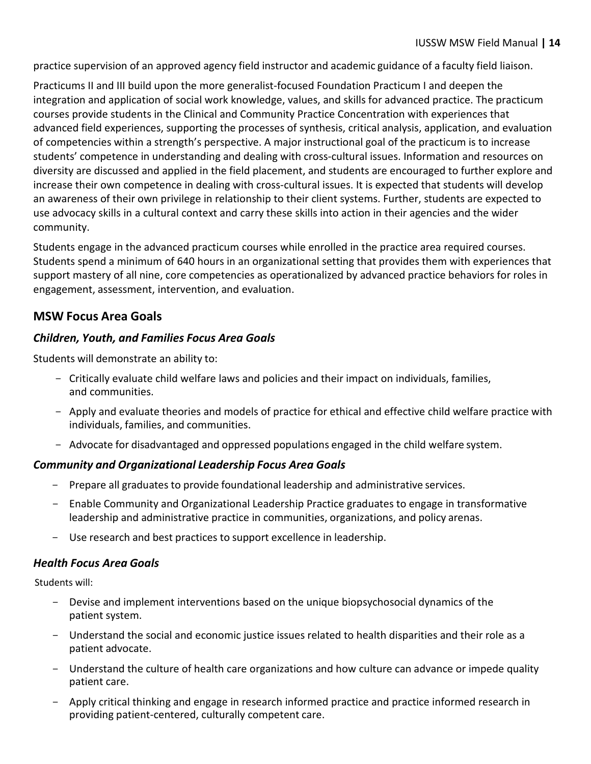practice supervision of an approved agency field instructor and academic guidance of a faculty field liaison.

Practicums II and III build upon the more generalist-focused Foundation Practicum I and deepen the integration and application of social work knowledge, values, and skills for advanced practice. The practicum courses provide students in the Clinical and Community Practice Concentration with experiences that advanced field experiences, supporting the processes of synthesis, critical analysis, application, and evaluation of competencies within a strength's perspective. A major instructional goal of the practicum is to increase students' competence in understanding and dealing with cross-cultural issues. Information and resources on diversity are discussed and applied in the field placement, and students are encouraged to further explore and increase their own competence in dealing with cross-cultural issues. It is expected that students will develop an awareness of their own privilege in relationship to their client systems. Further, students are expected to use advocacy skills in a cultural context and carry these skills into action in their agencies and the wider community.

Students engage in the advanced practicum courses while enrolled in the practice area required courses. Students spend a minimum of 640 hours in an organizational setting that provides them with experiences that support mastery of all nine, core competencies as operationalized by advanced practice behaviors for roles in engagement, assessment, intervention, and evaluation.

## MSW Focus Area Goals

### *Children, Youth, and Families Focus Area Goals*

Students will demonstrate an ability to:

- Critically evaluate child welfare laws and policies and their impact on individuals, families, and communities.
- Apply and evaluate theories and models of practice for ethical and effective child welfare practice with individuals, families, and communities.
- Advocate for disadvantaged and oppressed populations engaged in the child welfare system.

### *Community and Organizational Leadership Focus Area Goals*

- Prepare all graduates to provide foundational leadership and administrative services.
- Enable Community and Organizational Leadership Practice graduates to engage in transformative leadership and administrative practice in communities, organizations, and policy arenas.
- Use research and best practices to support excellence in leadership.

### *Health Focus Area Goals*

Students will:

- Devise and implement interventions based on the unique biopsychosocial dynamics of the patient system.
- Understand the social and economic justice issues related to health disparities and their role as a patient advocate.
- Understand the culture of health care organizations and how culture can advance or impede quality patient care.
- Apply critical thinking and engage in research informed practice and practice informed research in providing patient-centered, culturally competent care.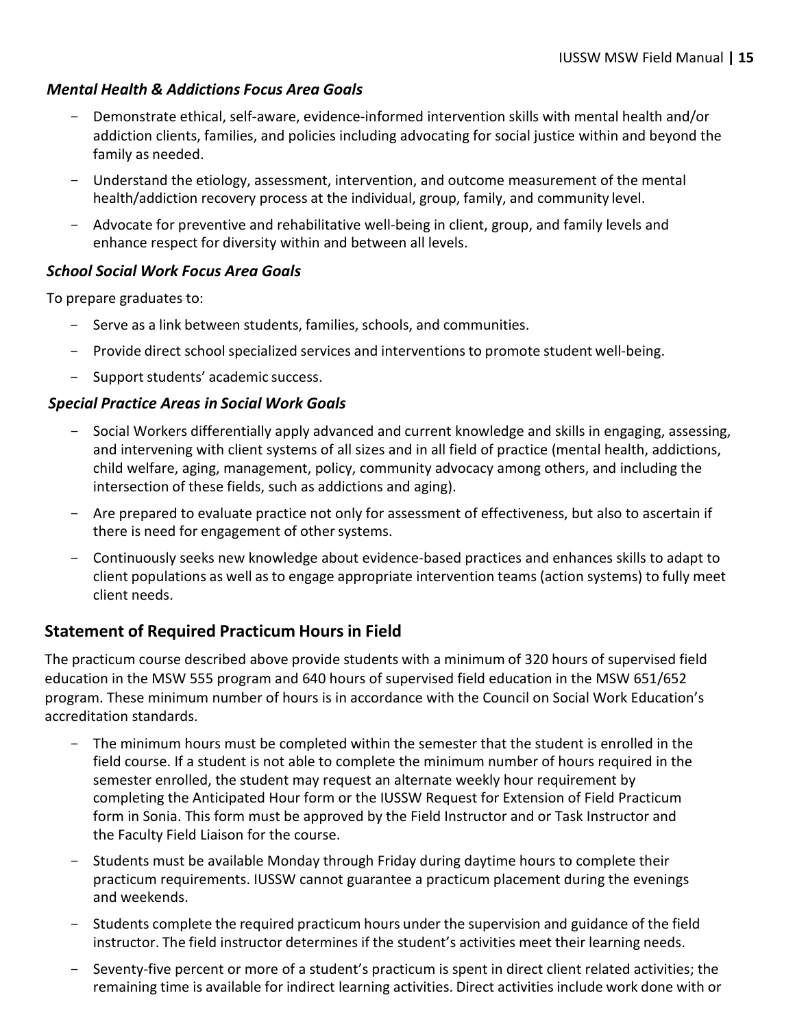### *Mental Health & Addictions Focus Area Goals*

- Demonstrate ethical, self-aware, evidence-informed intervention skills with mental health and/or addiction clients, families, and policies including advocating for social justice within and beyond the family as needed.
- Understand the etiology, assessment, intervention, and outcome measurement of the mental health/addiction recovery process at the individual, group, family, and community level.
- Advocate for preventive and rehabilitative well-being in client, group, and family levels and enhance respect for diversity within and between all levels.

### *School Social Work Focus Area Goals*

To prepare graduates to:

- Serve as a link between students, families, schools, and communities.
- Provide direct school specialized services and interventions to promote student well-being.
- Support students' academic success.

### *Special Practice Areas in Social Work Goals*

- Social Workers differentially apply advanced and current knowledge and skills in engaging, assessing, and intervening with client systems of all sizes and in all field of practice (mental health, addictions, child welfare, aging, management, policy, community advocacy among others, and including the intersection of these fields, such as addictions and aging).
- Are prepared to evaluate practice not only for assessment of effectiveness, but also to ascertain if there is need for engagement of other systems.
- Continuously seeks new knowledge about evidence-based practices and enhances skills to adapt to client populations as well as to engage appropriate intervention teams (action systems) to fully meet client needs.

## Statement of Required Practicum Hours in Field

The practicum course described above provide students with a minimum of 320 hours of supervised field education in the MSW 555 program and 640 hours of supervised field education in the MSW 651/652 program. These minimum number of hours is in accordance with the Council on Social Work Education's accreditation standards.

- The minimum hours must be completed within the semester that the student is enrolled in the field course. If a student is not able to complete the minimum number of hours required in the semester enrolled, the student may request an alternate weekly hour requirement by completing the Anticipated Hour form or the IUSSW Request for Extension of Field Practicum form in Sonia. This form must be approved by the Field Instructor and or Task Instructor and the Faculty Field Liaison for the course.
- Students must be available Monday through Friday during daytime hours to complete their practicum requirements. IUSSW cannot guarantee a practicum placement during the evenings and weekends.
- Students complete the required practicum hours under the supervision and guidance of the field instructor. The field instructor determines if the student's activities meet their learning needs.
- Seventy-five percent or more of a student's practicum is spent in direct client related activities; the remaining time is available for indirect learning activities. Direct activities include work done with or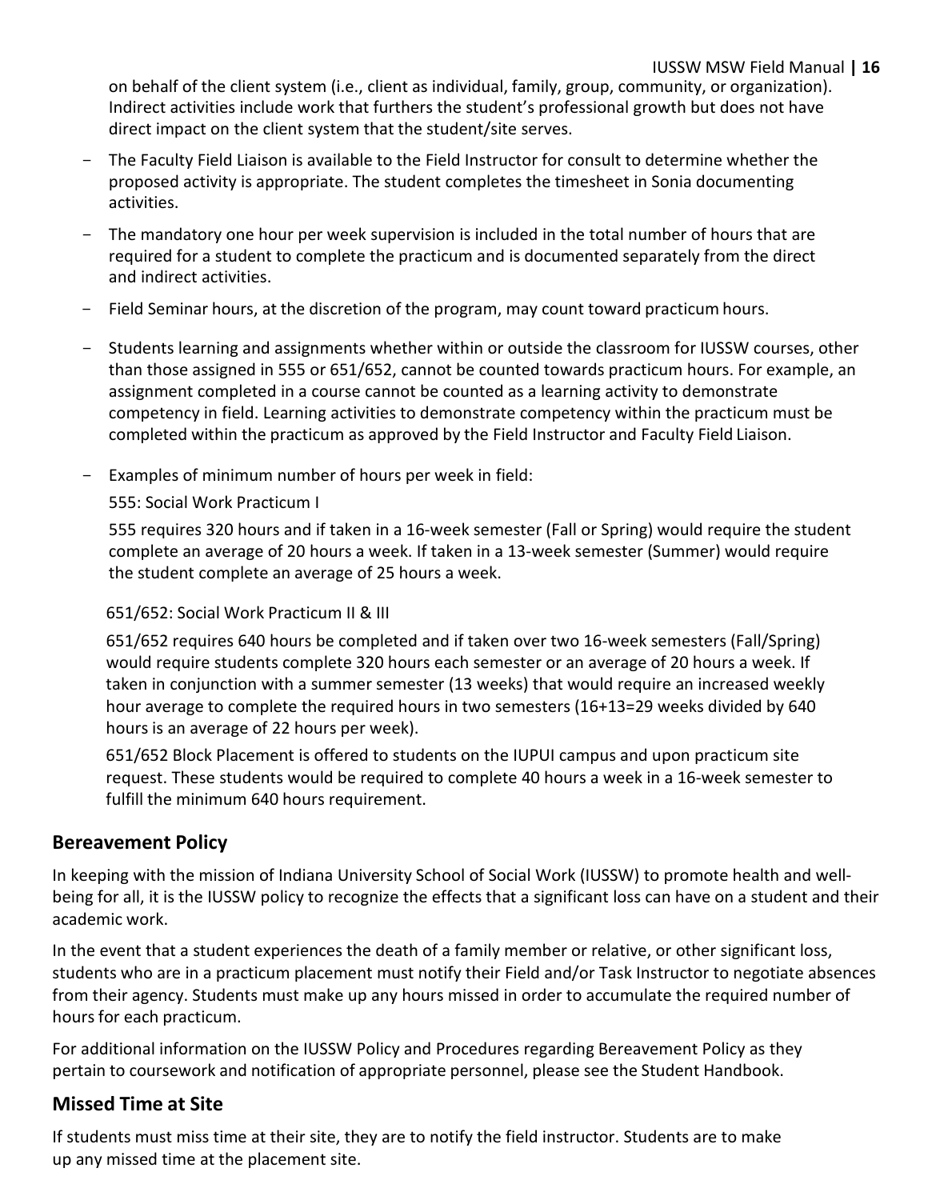on behalf of the client system (i.e., client as individual, family, group, community, or organization). Indirect activities include work that furthers the student's professional growth but does not have direct impact on the client system that the student/site serves.

- The Faculty Field Liaison is available to the Field Instructor for consult to determine whether the proposed activity is appropriate. The student completes the timesheet in Sonia documenting activities.
- The mandatory one hour per week supervision is included in the total number of hours that are required for a student to complete the practicum and is documented separately from the direct and indirect activities.
- Field Seminar hours, at the discretion of the program, may count toward practicum hours.
- Students learning and assignments whether within or outside the classroom for IUSSW courses, other than those assigned in 555 or 651/652, cannot be counted towards practicum hours. For example, an assignment completed in a course cannot be counted as a learning activity to demonstrate competency in field. Learning activities to demonstrate competency within the practicum must be completed within the practicum as approved by the Field Instructor and Faculty Field Liaison.
- Examples of minimum number of hours per week in field:

  555: Social Work Practicum I

  555 requires 320 hours and if taken in a 16-week semester (Fall or Spring) would require the student complete an average of 20 hours a week. If taken in a 13-week semester (Summer) would require the student complete an average of 25 hours a week.

  651/652: Social Work Practicum II & III

  651/652 requires 640 hours be completed and if taken over two 16-week semesters (Fall/Spring) would require students complete 320 hours each semester or an average of 20 hours a week. If taken in conjunction with a summer semester (13 weeks) that would require an increased weekly hour average to complete the required hours in two semesters (16+13=29 weeks divided by 640 hours is an average of 22 hours per week).

  651/652 Block Placement is offered to students on the IUPUI campus and upon practicum site request. These students would be required to complete 40 hours a week in a 16-week semester to fulfill the minimum 640 hours requirement.

## Bereavement Policy

In keeping with the mission of Indiana University School of Social Work (IUSSW) to promote health and well-being for all, it is the IUSSW policy to recognize the effects that a significant loss can have on a student and their academic work.

In the event that a student experiences the death of a family member or relative, or other significant loss, students who are in a practicum placement must notify their Field and/or Task Instructor to negotiate absences from their agency. Students must make up any hours missed in order to accumulate the required number of hours for each practicum.

For additional information on the IUSSW Policy and Procedures regarding Bereavement Policy as they pertain to coursework and notification of appropriate personnel, please see the Student Handbook.

## Missed Time at Site

If students must miss time at their site, they are to notify the field instructor. Students are to make up any missed time at the placement site.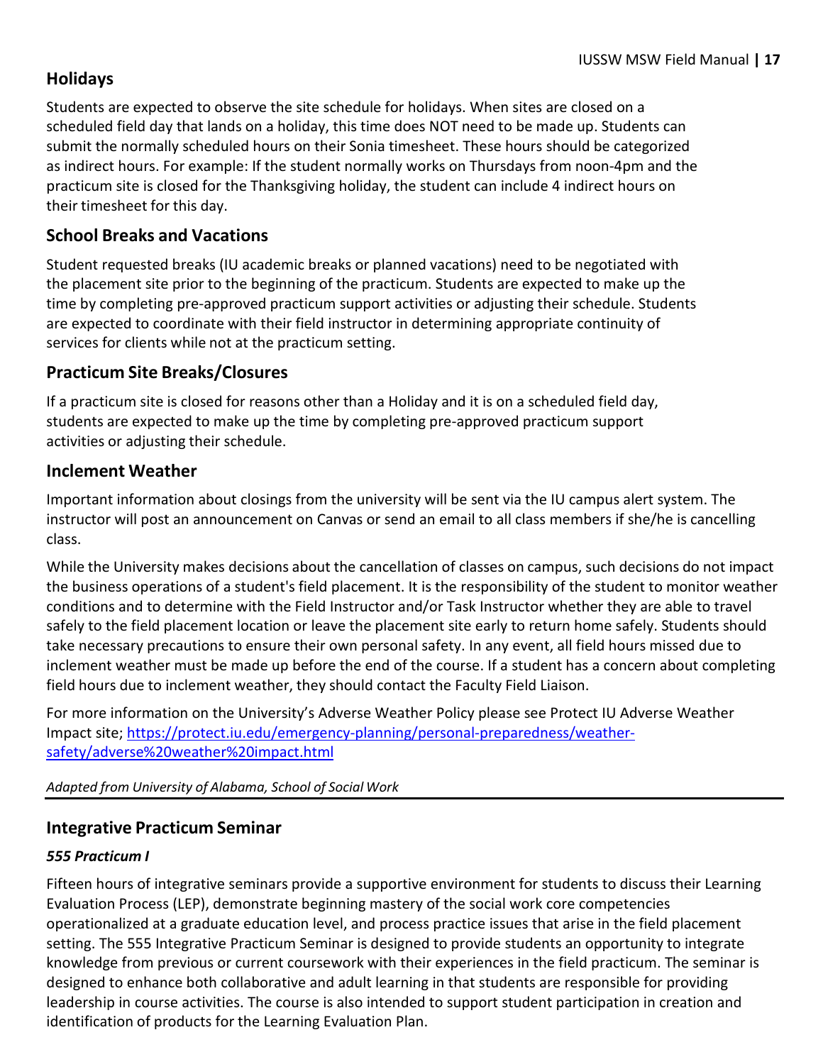## Holidays

Students are expected to observe the site schedule for holidays. When sites are closed on a scheduled field day that lands on a holiday, this time does NOT need to be made up. Students can submit the normally scheduled hours on their Sonia timesheet. These hours should be categorized as indirect hours. For example: If the student normally works on Thursdays from noon-4pm and the practicum site is closed for the Thanksgiving holiday, the student can include 4 indirect hours on their timesheet for this day.

## School Breaks and Vacations

Student requested breaks (IU academic breaks or planned vacations) need to be negotiated with the placement site prior to the beginning of the practicum. Students are expected to make up the time by completing pre-approved practicum support activities or adjusting their schedule. Students are expected to coordinate with their field instructor in determining appropriate continuity of services for clients while not at the practicum setting.

## Practicum Site Breaks/Closures

If a practicum site is closed for reasons other than a Holiday and it is on a scheduled field day, students are expected to make up the time by completing pre-approved practicum support activities or adjusting their schedule.

## Inclement Weather

Important information about closings from the university will be sent via the IU campus alert system. The instructor will post an announcement on Canvas or send an email to all class members if she/he is cancelling class.

While the University makes decisions about the cancellation of classes on campus, such decisions do not impact the business operations of a student's field placement. It is the responsibility of the student to monitor weather conditions and to determine with the Field Instructor and/or Task Instructor whether they are able to travel safely to the field placement location or leave the placement site early to return home safely. Students should take necessary precautions to ensure their own personal safety. In any event, all field hours missed due to inclement weather must be made up before the end of the course. If a student has a concern about completing field hours due to inclement weather, they should contact the Faculty Field Liaison.

For more information on the University's Adverse Weather Policy please see Protect IU Adverse Weather Impact site; https://protect.iu.edu/emergency-planning/personal-preparedness/weather-safety/adverse%20weather%20impact.html

*Adapted from University of Alabama, School of Social Work*

---

## Integrative Practicum Seminar

### *555 Practicum I*

Fifteen hours of integrative seminars provide a supportive environment for students to discuss their Learning Evaluation Process (LEP), demonstrate beginning mastery of the social work core competencies operationalized at a graduate education level, and process practice issues that arise in the field placement setting. The 555 Integrative Practicum Seminar is designed to provide students an opportunity to integrate knowledge from previous or current coursework with their experiences in the field practicum. The seminar is designed to enhance both collaborative and adult learning in that students are responsible for providing leadership in course activities. The course is also intended to support student participation in creation and identification of products for the Learning Evaluation Plan.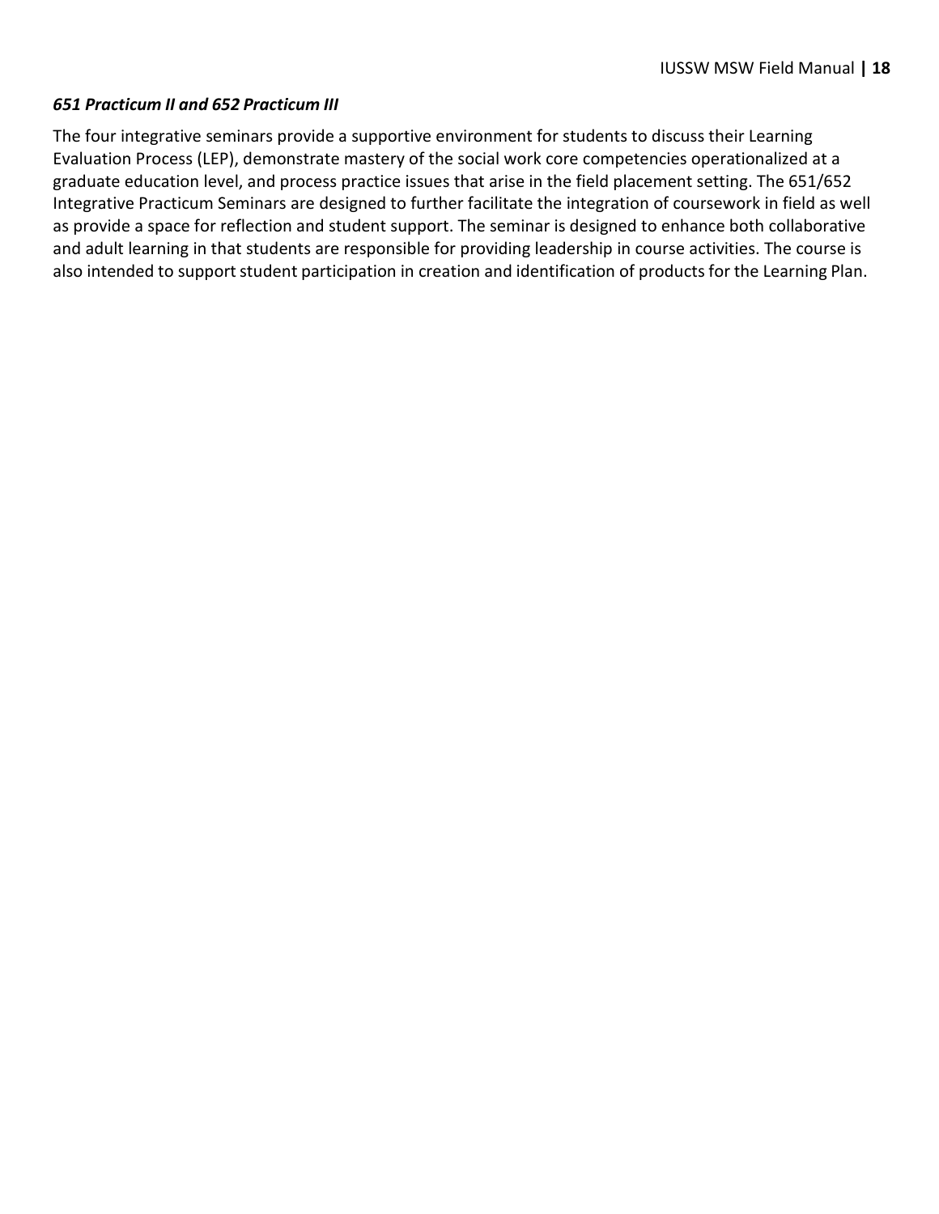***651 Practicum II and 652 Practicum III***

The four integrative seminars provide a supportive environment for students to discuss their Learning Evaluation Process (LEP), demonstrate mastery of the social work core competencies operationalized at a graduate education level, and process practice issues that arise in the field placement setting. The 651/652 Integrative Practicum Seminars are designed to further facilitate the integration of coursework in field as well as provide a space for reflection and student support. The seminar is designed to enhance both collaborative and adult learning in that students are responsible for providing leadership in course activities. The course is also intended to support student participation in creation and identification of products for the Learning Plan.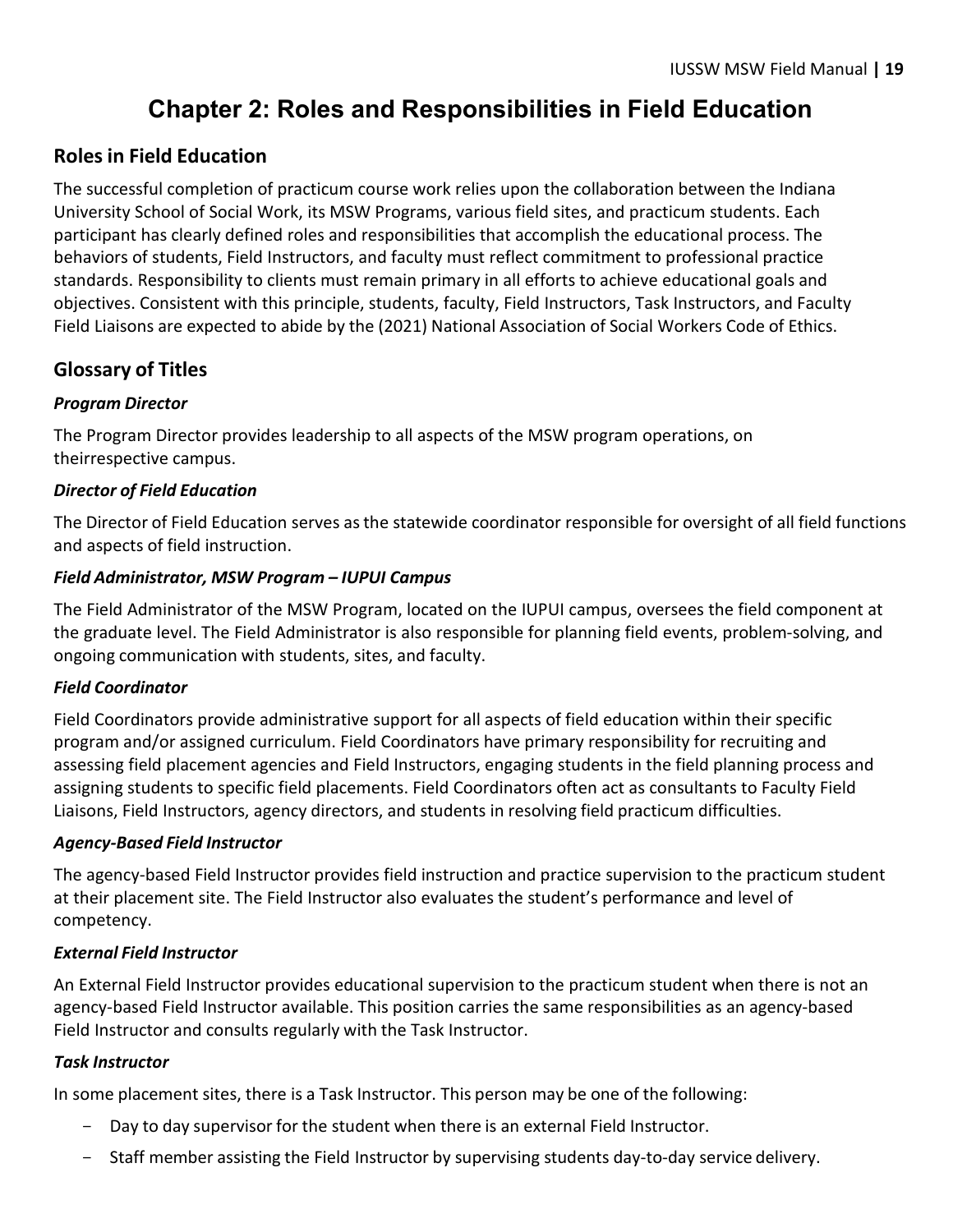# Chapter 2: Roles and Responsibilities in Field Education

## Roles in Field Education

The successful completion of practicum course work relies upon the collaboration between the Indiana University School of Social Work, its MSW Programs, various field sites, and practicum students. Each participant has clearly defined roles and responsibilities that accomplish the educational process. The behaviors of students, Field Instructors, and faculty must reflect commitment to professional practice standards. Responsibility to clients must remain primary in all efforts to achieve educational goals and objectives. Consistent with this principle, students, faculty, Field Instructors, Task Instructors, and Faculty Field Liaisons are expected to abide by the (2021) National Association of Social Workers Code of Ethics.

## Glossary of Titles

### *Program Director*

The Program Director provides leadership to all aspects of the MSW program operations, on theirrespective campus.

### *Director of Field Education*

The Director of Field Education serves as the statewide coordinator responsible for oversight of all field functions and aspects of field instruction.

### *Field Administrator, MSW Program – IUPUI Campus*

The Field Administrator of the MSW Program, located on the IUPUI campus, oversees the field component at the graduate level. The Field Administrator is also responsible for planning field events, problem-solving, and ongoing communication with students, sites, and faculty.

### *Field Coordinator*

Field Coordinators provide administrative support for all aspects of field education within their specific program and/or assigned curriculum. Field Coordinators have primary responsibility for recruiting and assessing field placement agencies and Field Instructors, engaging students in the field planning process and assigning students to specific field placements. Field Coordinators often act as consultants to Faculty Field Liaisons, Field Instructors, agency directors, and students in resolving field practicum difficulties.

### *Agency-Based Field Instructor*

The agency-based Field Instructor provides field instruction and practice supervision to the practicum student at their placement site. The Field Instructor also evaluates the student's performance and level of competency.

### *External Field Instructor*

An External Field Instructor provides educational supervision to the practicum student when there is not an agency-based Field Instructor available. This position carries the same responsibilities as an agency-based Field Instructor and consults regularly with the Task Instructor.

### *Task Instructor*

In some placement sites, there is a Task Instructor. This person may be one of the following:

- Day to day supervisor for the student when there is an external Field Instructor.
- Staff member assisting the Field Instructor by supervising students day-to-day service delivery.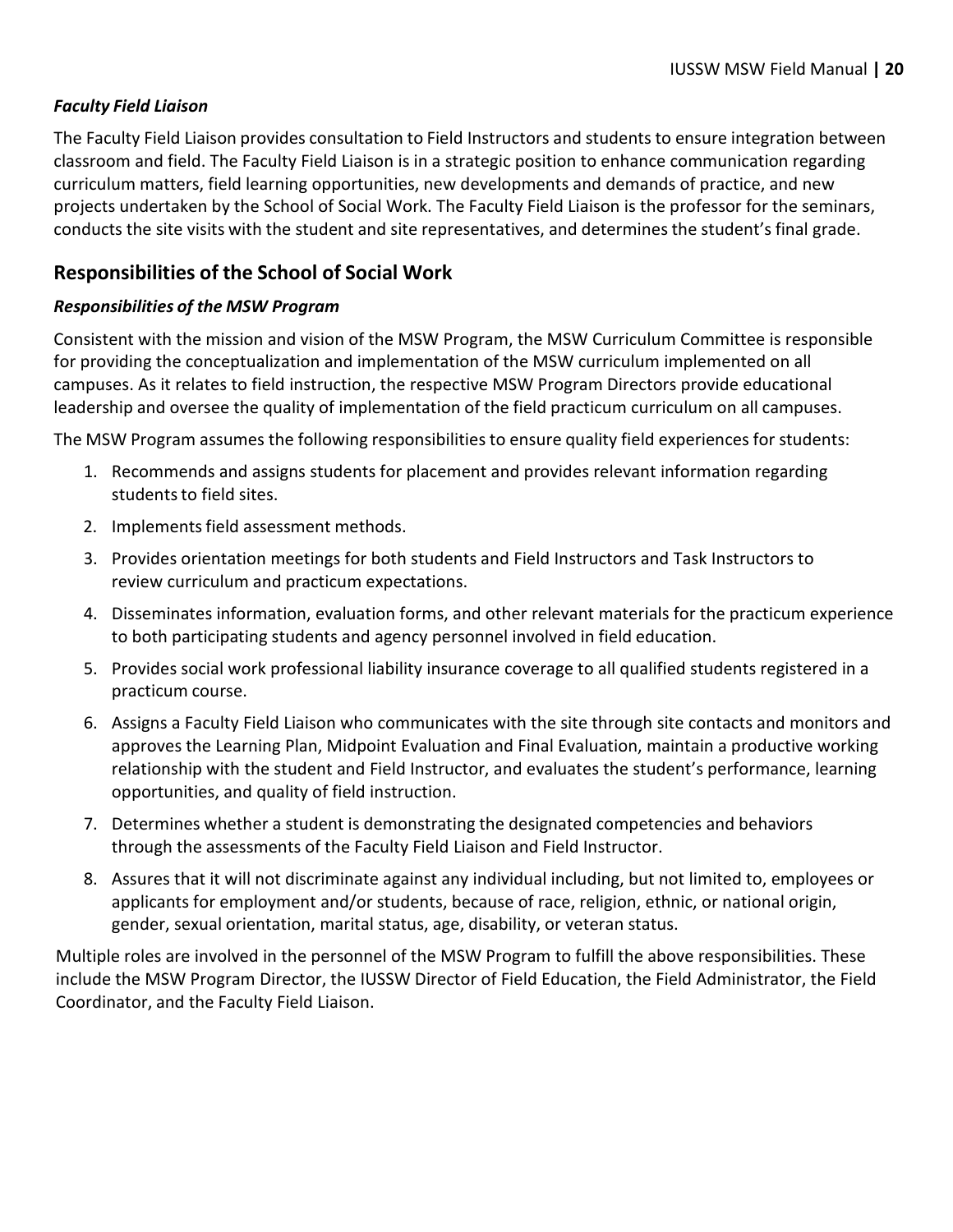### *Faculty Field Liaison*

The Faculty Field Liaison provides consultation to Field Instructors and students to ensure integration between classroom and field. The Faculty Field Liaison is in a strategic position to enhance communication regarding curriculum matters, field learning opportunities, new developments and demands of practice, and new projects undertaken by the School of Social Work. The Faculty Field Liaison is the professor for the seminars, conducts the site visits with the student and site representatives, and determines the student's final grade.

## Responsibilities of the School of Social Work

### *Responsibilities of the MSW Program*

Consistent with the mission and vision of the MSW Program, the MSW Curriculum Committee is responsible for providing the conceptualization and implementation of the MSW curriculum implemented on all campuses. As it relates to field instruction, the respective MSW Program Directors provide educational leadership and oversee the quality of implementation of the field practicum curriculum on all campuses.

The MSW Program assumes the following responsibilities to ensure quality field experiences for students:

1. Recommends and assigns students for placement and provides relevant information regarding students to field sites.
2. Implements field assessment methods.
3. Provides orientation meetings for both students and Field Instructors and Task Instructors to review curriculum and practicum expectations.
4. Disseminates information, evaluation forms, and other relevant materials for the practicum experience to both participating students and agency personnel involved in field education.
5. Provides social work professional liability insurance coverage to all qualified students registered in a practicum course.
6. Assigns a Faculty Field Liaison who communicates with the site through site contacts and monitors and approves the Learning Plan, Midpoint Evaluation and Final Evaluation, maintain a productive working relationship with the student and Field Instructor, and evaluates the student's performance, learning opportunities, and quality of field instruction.
7. Determines whether a student is demonstrating the designated competencies and behaviors through the assessments of the Faculty Field Liaison and Field Instructor.
8. Assures that it will not discriminate against any individual including, but not limited to, employees or applicants for employment and/or students, because of race, religion, ethnic, or national origin, gender, sexual orientation, marital status, age, disability, or veteran status.

Multiple roles are involved in the personnel of the MSW Program to fulfill the above responsibilities. These include the MSW Program Director, the IUSSW Director of Field Education, the Field Administrator, the Field Coordinator, and the Faculty Field Liaison.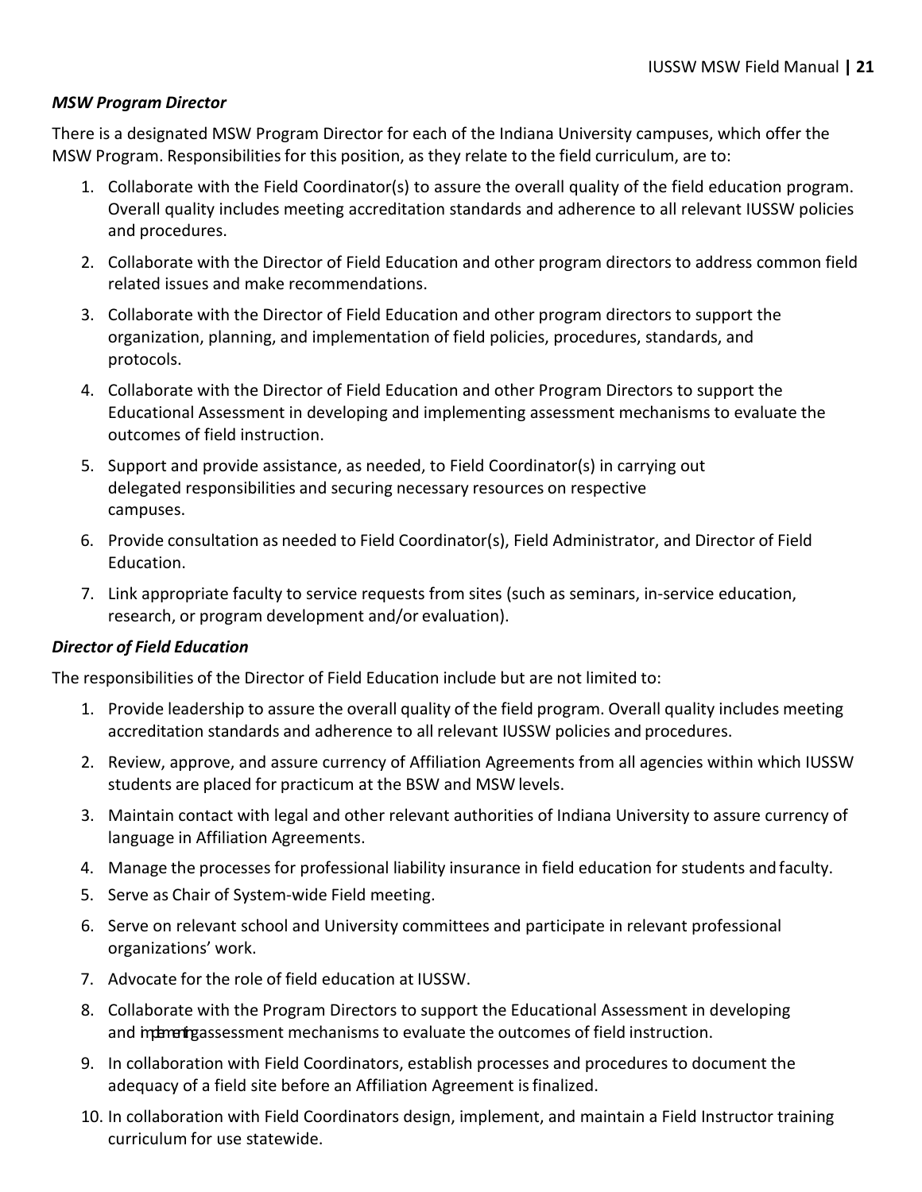*MSW Program Director*

There is a designated MSW Program Director for each of the Indiana University campuses, which offer the MSW Program. Responsibilities for this position, as they relate to the field curriculum, are to:

1. Collaborate with the Field Coordinator(s) to assure the overall quality of the field education program. Overall quality includes meeting accreditation standards and adherence to all relevant IUSSW policies and procedures.
2. Collaborate with the Director of Field Education and other program directors to address common field related issues and make recommendations.
3. Collaborate with the Director of Field Education and other program directors to support the organization, planning, and implementation of field policies, procedures, standards, and protocols.
4. Collaborate with the Director of Field Education and other Program Directors to support the Educational Assessment in developing and implementing assessment mechanisms to evaluate the outcomes of field instruction.
5. Support and provide assistance, as needed, to Field Coordinator(s) in carrying out delegated responsibilities and securing necessary resources on respective campuses.
6. Provide consultation as needed to Field Coordinator(s), Field Administrator, and Director of Field Education.
7. Link appropriate faculty to service requests from sites (such as seminars, in-service education, research, or program development and/or evaluation).

*Director of Field Education*

The responsibilities of the Director of Field Education include but are not limited to:

1. Provide leadership to assure the overall quality of the field program. Overall quality includes meeting accreditation standards and adherence to all relevant IUSSW policies and procedures.
2. Review, approve, and assure currency of Affiliation Agreements from all agencies within which IUSSW students are placed for practicum at the BSW and MSW levels.
3. Maintain contact with legal and other relevant authorities of Indiana University to assure currency of language in Affiliation Agreements.
4. Manage the processes for professional liability insurance in field education for students and faculty.
5. Serve as Chair of System-wide Field meeting.
6. Serve on relevant school and University committees and participate in relevant professional organizations' work.
7. Advocate for the role of field education at IUSSW.
8. Collaborate with the Program Directors to support the Educational Assessment in developing and implementing assessment mechanisms to evaluate the outcomes of field instruction.
9. In collaboration with Field Coordinators, establish processes and procedures to document the adequacy of a field site before an Affiliation Agreement is finalized.
10. In collaboration with Field Coordinators design, implement, and maintain a Field Instructor training curriculum for use statewide.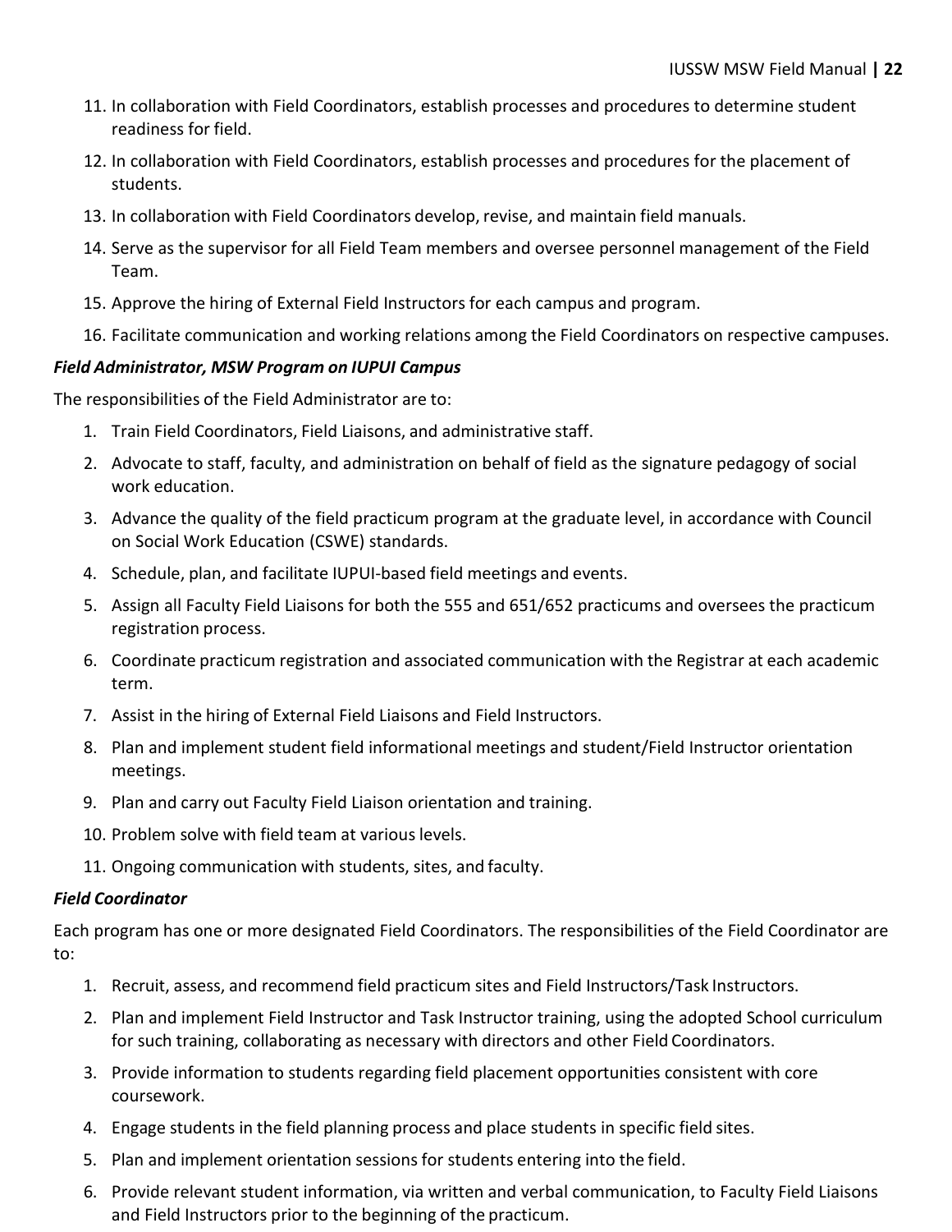11. In collaboration with Field Coordinators, establish processes and procedures to determine student readiness for field.
12. In collaboration with Field Coordinators, establish processes and procedures for the placement of students.
13. In collaboration with Field Coordinators develop, revise, and maintain field manuals.
14. Serve as the supervisor for all Field Team members and oversee personnel management of the Field Team.
15. Approve the hiring of External Field Instructors for each campus and program.
16. Facilitate communication and working relations among the Field Coordinators on respective campuses.

***Field Administrator, MSW Program on IUPUI Campus***

The responsibilities of the Field Administrator are to:

1. Train Field Coordinators, Field Liaisons, and administrative staff.
2. Advocate to staff, faculty, and administration on behalf of field as the signature pedagogy of social work education.
3. Advance the quality of the field practicum program at the graduate level, in accordance with Council on Social Work Education (CSWE) standards.
4. Schedule, plan, and facilitate IUPUI-based field meetings and events.
5. Assign all Faculty Field Liaisons for both the 555 and 651/652 practicums and oversees the practicum registration process.
6. Coordinate practicum registration and associated communication with the Registrar at each academic term.
7. Assist in the hiring of External Field Liaisons and Field Instructors.
8. Plan and implement student field informational meetings and student/Field Instructor orientation meetings.
9. Plan and carry out Faculty Field Liaison orientation and training.
10. Problem solve with field team at various levels.
11. Ongoing communication with students, sites, and faculty.

***Field Coordinator***

Each program has one or more designated Field Coordinators. The responsibilities of the Field Coordinator are to:

1. Recruit, assess, and recommend field practicum sites and Field Instructors/Task Instructors.
2. Plan and implement Field Instructor and Task Instructor training, using the adopted School curriculum for such training, collaborating as necessary with directors and other Field Coordinators.
3. Provide information to students regarding field placement opportunities consistent with core coursework.
4. Engage students in the field planning process and place students in specific field sites.
5. Plan and implement orientation sessions for students entering into the field.
6. Provide relevant student information, via written and verbal communication, to Faculty Field Liaisons and Field Instructors prior to the beginning of the practicum.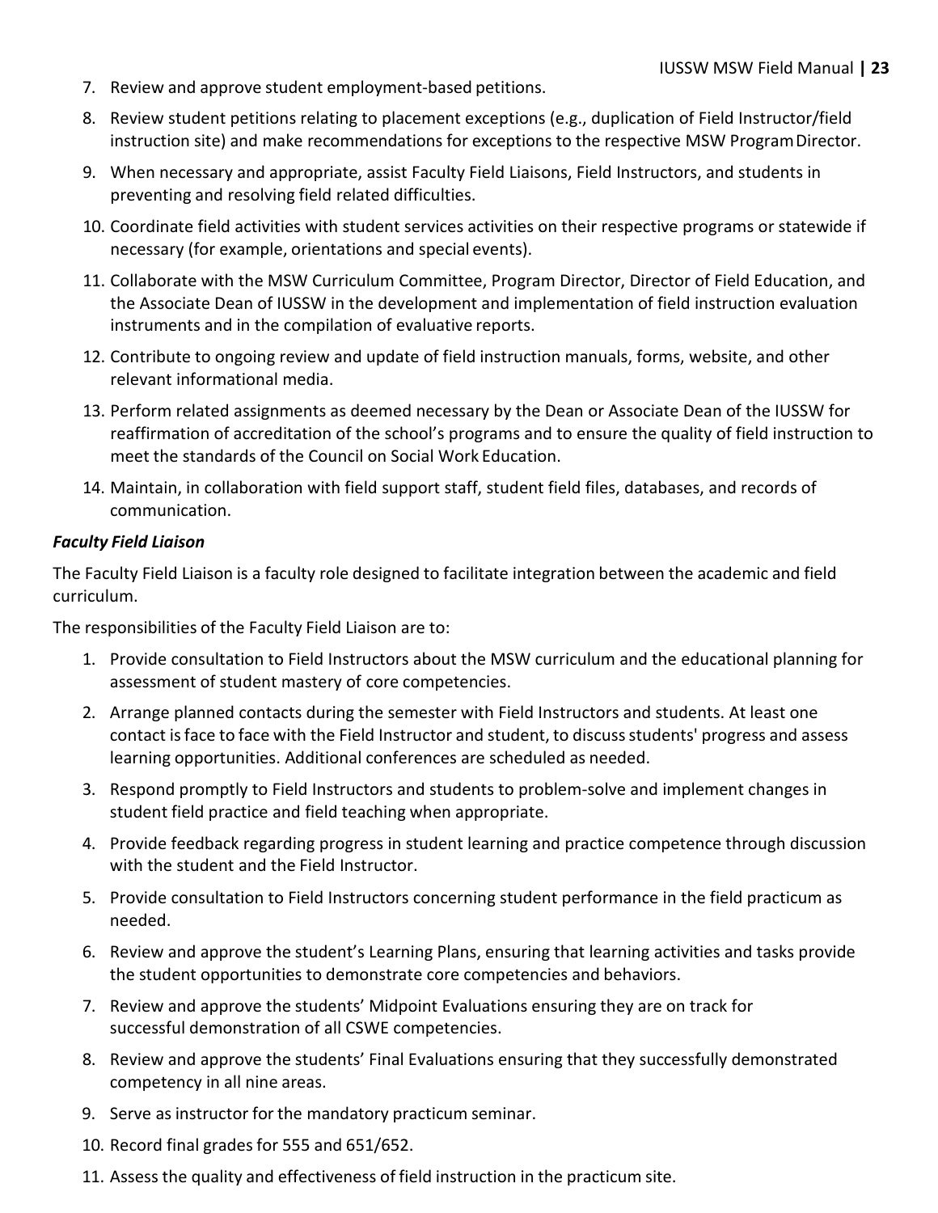7. Review and approve student employment-based petitions.
8. Review student petitions relating to placement exceptions (e.g., duplication of Field Instructor/field instruction site) and make recommendations for exceptions to the respective MSW Program Director.
9. When necessary and appropriate, assist Faculty Field Liaisons, Field Instructors, and students in preventing and resolving field related difficulties.
10. Coordinate field activities with student services activities on their respective programs or statewide if necessary (for example, orientations and special events).
11. Collaborate with the MSW Curriculum Committee, Program Director, Director of Field Education, and the Associate Dean of IUSSW in the development and implementation of field instruction evaluation instruments and in the compilation of evaluative reports.
12. Contribute to ongoing review and update of field instruction manuals, forms, website, and other relevant informational media.
13. Perform related assignments as deemed necessary by the Dean or Associate Dean of the IUSSW for reaffirmation of accreditation of the school's programs and to ensure the quality of field instruction to meet the standards of the Council on Social Work Education.
14. Maintain, in collaboration with field support staff, student field files, databases, and records of communication.

***Faculty Field Liaison***

The Faculty Field Liaison is a faculty role designed to facilitate integration between the academic and field curriculum.

The responsibilities of the Faculty Field Liaison are to:

1. Provide consultation to Field Instructors about the MSW curriculum and the educational planning for assessment of student mastery of core competencies.
2. Arrange planned contacts during the semester with Field Instructors and students. At least one contact is face to face with the Field Instructor and student, to discuss students' progress and assess learning opportunities. Additional conferences are scheduled as needed.
3. Respond promptly to Field Instructors and students to problem-solve and implement changes in student field practice and field teaching when appropriate.
4. Provide feedback regarding progress in student learning and practice competence through discussion with the student and the Field Instructor.
5. Provide consultation to Field Instructors concerning student performance in the field practicum as needed.
6. Review and approve the student's Learning Plans, ensuring that learning activities and tasks provide the student opportunities to demonstrate core competencies and behaviors.
7. Review and approve the students' Midpoint Evaluations ensuring they are on track for successful demonstration of all CSWE competencies.
8. Review and approve the students' Final Evaluations ensuring that they successfully demonstrated competency in all nine areas.
9. Serve as instructor for the mandatory practicum seminar.
10. Record final grades for 555 and 651/652.
11. Assess the quality and effectiveness of field instruction in the practicum site.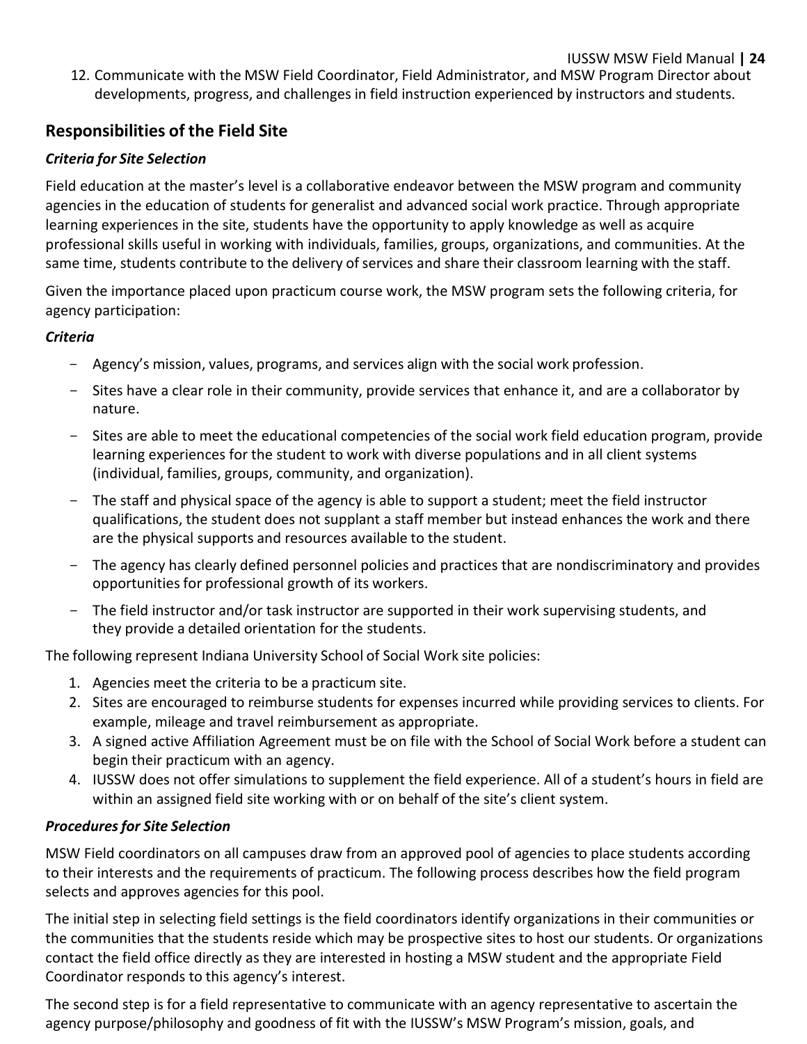12. Communicate with the MSW Field Coordinator, Field Administrator, and MSW Program Director about developments, progress, and challenges in field instruction experienced by instructors and students.

## Responsibilities of the Field Site

### *Criteria for Site Selection*

Field education at the master's level is a collaborative endeavor between the MSW program and community agencies in the education of students for generalist and advanced social work practice. Through appropriate learning experiences in the site, students have the opportunity to apply knowledge as well as acquire professional skills useful in working with individuals, families, groups, organizations, and communities. At the same time, students contribute to the delivery of services and share their classroom learning with the staff.

Given the importance placed upon practicum course work, the MSW program sets the following criteria, for agency participation:

***Criteria***

- Agency's mission, values, programs, and services align with the social work profession.
- Sites have a clear role in their community, provide services that enhance it, and are a collaborator by nature.
- Sites are able to meet the educational competencies of the social work field education program, provide learning experiences for the student to work with diverse populations and in all client systems (individual, families, groups, community, and organization).
- The staff and physical space of the agency is able to support a student; meet the field instructor qualifications, the student does not supplant a staff member but instead enhances the work and there are the physical supports and resources available to the student.
- The agency has clearly defined personnel policies and practices that are nondiscriminatory and provides opportunities for professional growth of its workers.
- The field instructor and/or task instructor are supported in their work supervising students, and they provide a detailed orientation for the students.

The following represent Indiana University School of Social Work site policies:

1. Agencies meet the criteria to be a practicum site.
2. Sites are encouraged to reimburse students for expenses incurred while providing services to clients. For example, mileage and travel reimbursement as appropriate.
3. A signed active Affiliation Agreement must be on file with the School of Social Work before a student can begin their practicum with an agency.
4. IUSSW does not offer simulations to supplement the field experience. All of a student's hours in field are within an assigned field site working with or on behalf of the site's client system.

### *Procedures for Site Selection*

MSW Field coordinators on all campuses draw from an approved pool of agencies to place students according to their interests and the requirements of practicum. The following process describes how the field program selects and approves agencies for this pool.

The initial step in selecting field settings is the field coordinators identify organizations in their communities or the communities that the students reside which may be prospective sites to host our students. Or organizations contact the field office directly as they are interested in hosting a MSW student and the appropriate Field Coordinator responds to this agency's interest.

The second step is for a field representative to communicate with an agency representative to ascertain the agency purpose/philosophy and goodness of fit with the IUSSW's MSW Program's mission, goals, and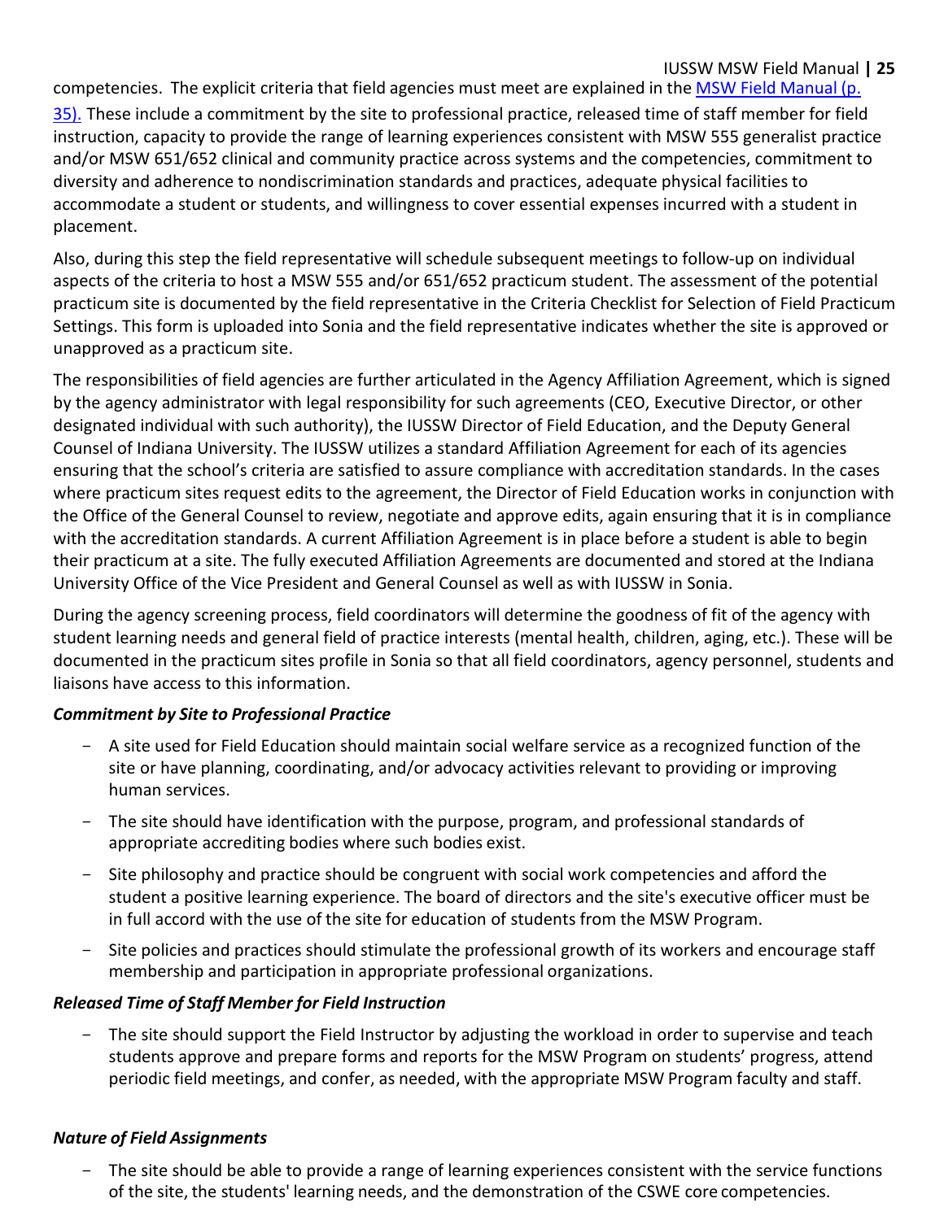competencies. The explicit criteria that field agencies must meet are explained in the [MSW Field Manual (p. 35).](#) These include a commitment by the site to professional practice, released time of staff member for field instruction, capacity to provide the range of learning experiences consistent with MSW 555 generalist practice and/or MSW 651/652 clinical and community practice across systems and the competencies, commitment to diversity and adherence to nondiscrimination standards and practices, adequate physical facilities to accommodate a student or students, and willingness to cover essential expenses incurred with a student in placement.

Also, during this step the field representative will schedule subsequent meetings to follow-up on individual aspects of the criteria to host a MSW 555 and/or 651/652 practicum student. The assessment of the potential practicum site is documented by the field representative in the Criteria Checklist for Selection of Field Practicum Settings. This form is uploaded into Sonia and the field representative indicates whether the site is approved or unapproved as a practicum site.

The responsibilities of field agencies are further articulated in the Agency Affiliation Agreement, which is signed by the agency administrator with legal responsibility for such agreements (CEO, Executive Director, or other designated individual with such authority), the IUSSW Director of Field Education, and the Deputy General Counsel of Indiana University. The IUSSW utilizes a standard Affiliation Agreement for each of its agencies ensuring that the school's criteria are satisfied to assure compliance with accreditation standards. In the cases where practicum sites request edits to the agreement, the Director of Field Education works in conjunction with the Office of the General Counsel to review, negotiate and approve edits, again ensuring that it is in compliance with the accreditation standards. A current Affiliation Agreement is in place before a student is able to begin their practicum at a site. The fully executed Affiliation Agreements are documented and stored at the Indiana University Office of the Vice President and General Counsel as well as with IUSSW in Sonia.

During the agency screening process, field coordinators will determine the goodness of fit of the agency with student learning needs and general field of practice interests (mental health, children, aging, etc.). These will be documented in the practicum sites profile in Sonia so that all field coordinators, agency personnel, students and liaisons have access to this information.

***Commitment by Site to Professional Practice***

- A site used for Field Education should maintain social welfare service as a recognized function of the site or have planning, coordinating, and/or advocacy activities relevant to providing or improving human services.
- The site should have identification with the purpose, program, and professional standards of appropriate accrediting bodies where such bodies exist.
- Site philosophy and practice should be congruent with social work competencies and afford the student a positive learning experience. The board of directors and the site's executive officer must be in full accord with the use of the site for education of students from the MSW Program.
- Site policies and practices should stimulate the professional growth of its workers and encourage staff membership and participation in appropriate professional organizations.

***Released Time of Staff Member for Field Instruction***

- The site should support the Field Instructor by adjusting the workload in order to supervise and teach students approve and prepare forms and reports for the MSW Program on students' progress, attend periodic field meetings, and confer, as needed, with the appropriate MSW Program faculty and staff.

***Nature of Field Assignments***

- The site should be able to provide a range of learning experiences consistent with the service functions of the site, the students' learning needs, and the demonstration of the CSWE core competencies.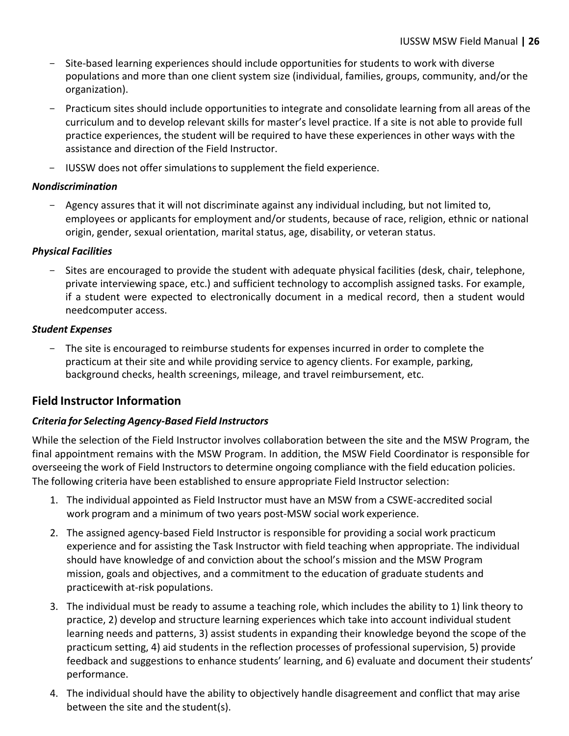- Site-based learning experiences should include opportunities for students to work with diverse populations and more than one client system size (individual, families, groups, community, and/or the organization).
- Practicum sites should include opportunities to integrate and consolidate learning from all areas of the curriculum and to develop relevant skills for master's level practice. If a site is not able to provide full practice experiences, the student will be required to have these experiences in other ways with the assistance and direction of the Field Instructor.
- IUSSW does not offer simulations to supplement the field experience.

***Nondiscrimination***

- Agency assures that it will not discriminate against any individual including, but not limited to, employees or applicants for employment and/or students, because of race, religion, ethnic or national origin, gender, sexual orientation, marital status, age, disability, or veteran status.

***Physical Facilities***

- Sites are encouraged to provide the student with adequate physical facilities (desk, chair, telephone, private interviewing space, etc.) and sufficient technology to accomplish assigned tasks. For example, if a student were expected to electronically document in a medical record, then a student would needcomputer access.

***Student Expenses***

- The site is encouraged to reimburse students for expenses incurred in order to complete the practicum at their site and while providing service to agency clients. For example, parking, background checks, health screenings, mileage, and travel reimbursement, etc.

## Field Instructor Information

***Criteria for Selecting Agency-Based Field Instructors***

While the selection of the Field Instructor involves collaboration between the site and the MSW Program, the final appointment remains with the MSW Program. In addition, the MSW Field Coordinator is responsible for overseeing the work of Field Instructors to determine ongoing compliance with the field education policies. The following criteria have been established to ensure appropriate Field Instructor selection:

1. The individual appointed as Field Instructor must have an MSW from a CSWE-accredited social work program and a minimum of two years post-MSW social work experience.
2. The assigned agency-based Field Instructor is responsible for providing a social work practicum experience and for assisting the Task Instructor with field teaching when appropriate. The individual should have knowledge of and conviction about the school's mission and the MSW Program mission, goals and objectives, and a commitment to the education of graduate students and practicewith at-risk populations.
3. The individual must be ready to assume a teaching role, which includes the ability to 1) link theory to practice, 2) develop and structure learning experiences which take into account individual student learning needs and patterns, 3) assist students in expanding their knowledge beyond the scope of the practicum setting, 4) aid students in the reflection processes of professional supervision, 5) provide feedback and suggestions to enhance students' learning, and 6) evaluate and document their students' performance.
4. The individual should have the ability to objectively handle disagreement and conflict that may arise between the site and the student(s).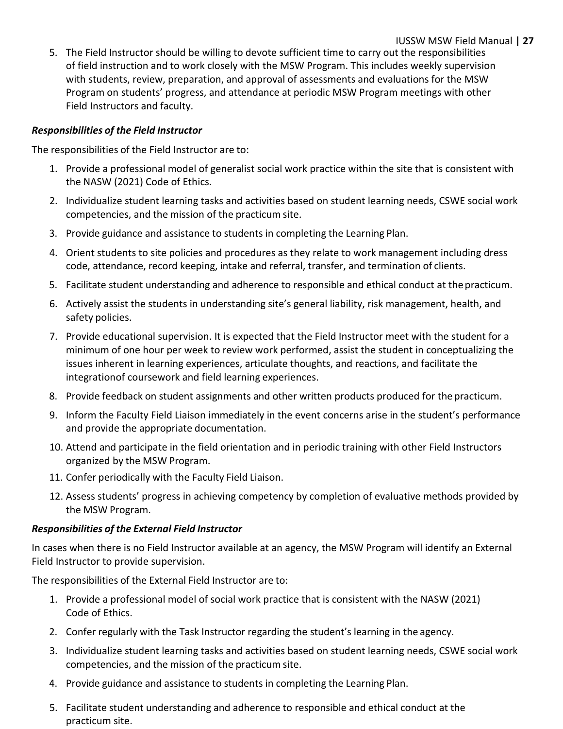5. The Field Instructor should be willing to devote sufficient time to carry out the responsibilities of field instruction and to work closely with the MSW Program. This includes weekly supervision with students, review, preparation, and approval of assessments and evaluations for the MSW Program on students' progress, and attendance at periodic MSW Program meetings with other Field Instructors and faculty.

***Responsibilities of the Field Instructor***

The responsibilities of the Field Instructor are to:

1. Provide a professional model of generalist social work practice within the site that is consistent with the NASW (2021) Code of Ethics.
2. Individualize student learning tasks and activities based on student learning needs, CSWE social work competencies, and the mission of the practicum site.
3. Provide guidance and assistance to students in completing the Learning Plan.
4. Orient students to site policies and procedures as they relate to work management including dress code, attendance, record keeping, intake and referral, transfer, and termination of clients.
5. Facilitate student understanding and adherence to responsible and ethical conduct at the practicum.
6. Actively assist the students in understanding site's general liability, risk management, health, and safety policies.
7. Provide educational supervision. It is expected that the Field Instructor meet with the student for a minimum of one hour per week to review work performed, assist the student in conceptualizing the issues inherent in learning experiences, articulate thoughts, and reactions, and facilitate the integrationof coursework and field learning experiences.
8. Provide feedback on student assignments and other written products produced for the practicum.
9. Inform the Faculty Field Liaison immediately in the event concerns arise in the student's performance and provide the appropriate documentation.
10. Attend and participate in the field orientation and in periodic training with other Field Instructors organized by the MSW Program.
11. Confer periodically with the Faculty Field Liaison.
12. Assess students' progress in achieving competency by completion of evaluative methods provided by the MSW Program.

***Responsibilities of the External Field Instructor***

In cases when there is no Field Instructor available at an agency, the MSW Program will identify an External Field Instructor to provide supervision.

The responsibilities of the External Field Instructor are to:

1. Provide a professional model of social work practice that is consistent with the NASW (2021) Code of Ethics.
2. Confer regularly with the Task Instructor regarding the student's learning in the agency.
3. Individualize student learning tasks and activities based on student learning needs, CSWE social work competencies, and the mission of the practicum site.
4. Provide guidance and assistance to students in completing the Learning Plan.
5. Facilitate student understanding and adherence to responsible and ethical conduct at the practicum site.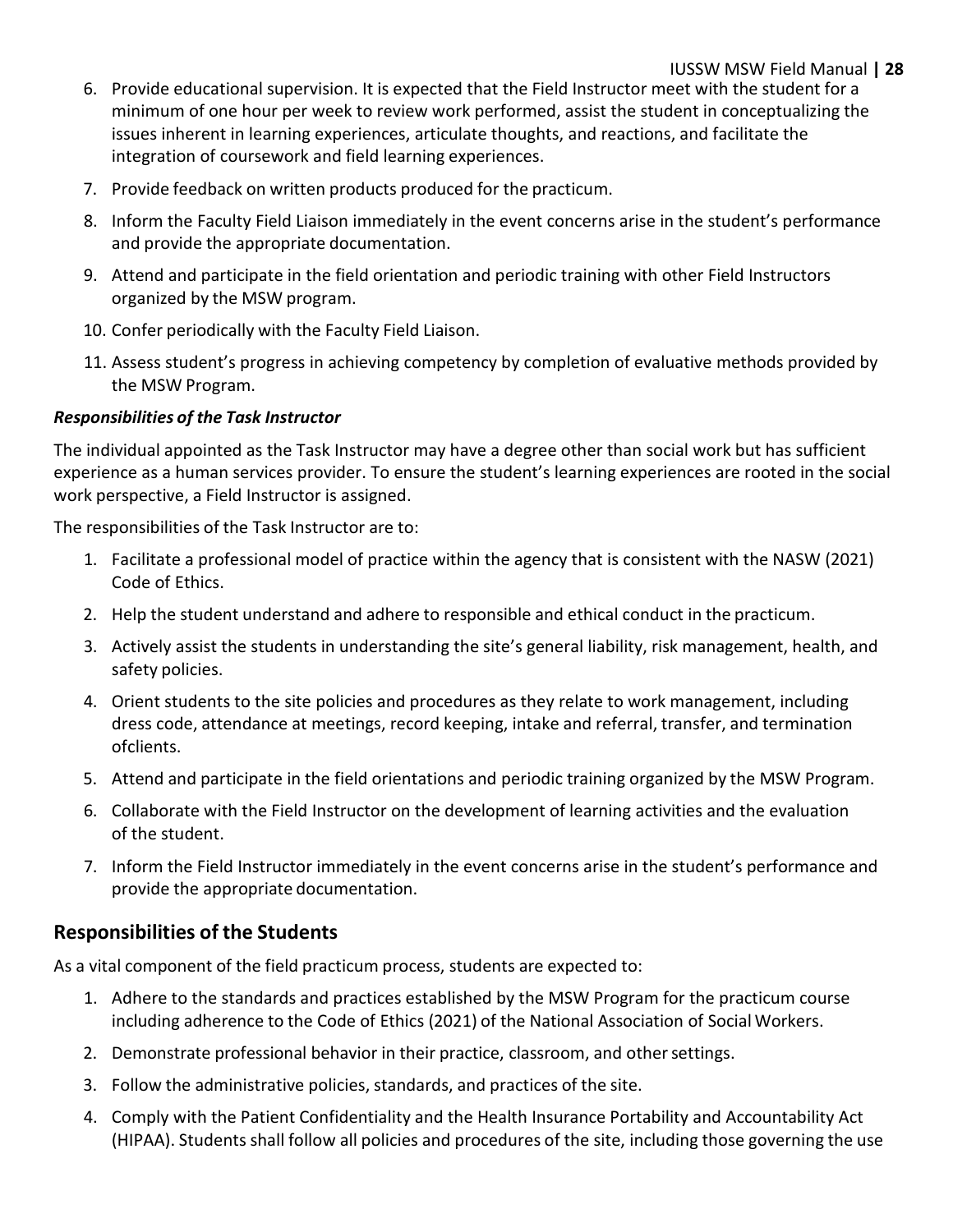6. Provide educational supervision. It is expected that the Field Instructor meet with the student for a minimum of one hour per week to review work performed, assist the student in conceptualizing the issues inherent in learning experiences, articulate thoughts, and reactions, and facilitate the integration of coursework and field learning experiences.
7. Provide feedback on written products produced for the practicum.
8. Inform the Faculty Field Liaison immediately in the event concerns arise in the student's performance and provide the appropriate documentation.
9. Attend and participate in the field orientation and periodic training with other Field Instructors organized by the MSW program.
10. Confer periodically with the Faculty Field Liaison.
11. Assess student's progress in achieving competency by completion of evaluative methods provided by the MSW Program.

***Responsibilities of the Task Instructor***

The individual appointed as the Task Instructor may have a degree other than social work but has sufficient experience as a human services provider. To ensure the student's learning experiences are rooted in the social work perspective, a Field Instructor is assigned.

The responsibilities of the Task Instructor are to:

1. Facilitate a professional model of practice within the agency that is consistent with the NASW (2021) Code of Ethics.
2. Help the student understand and adhere to responsible and ethical conduct in the practicum.
3. Actively assist the students in understanding the site's general liability, risk management, health, and safety policies.
4. Orient students to the site policies and procedures as they relate to work management, including dress code, attendance at meetings, record keeping, intake and referral, transfer, and termination ofclients.
5. Attend and participate in the field orientations and periodic training organized by the MSW Program.
6. Collaborate with the Field Instructor on the development of learning activities and the evaluation of the student.
7. Inform the Field Instructor immediately in the event concerns arise in the student's performance and provide the appropriate documentation.

## Responsibilities of the Students

As a vital component of the field practicum process, students are expected to:

1. Adhere to the standards and practices established by the MSW Program for the practicum course including adherence to the Code of Ethics (2021) of the National Association of Social Workers.
2. Demonstrate professional behavior in their practice, classroom, and other settings.
3. Follow the administrative policies, standards, and practices of the site.
4. Comply with the Patient Confidentiality and the Health Insurance Portability and Accountability Act (HIPAA). Students shall follow all policies and procedures of the site, including those governing the use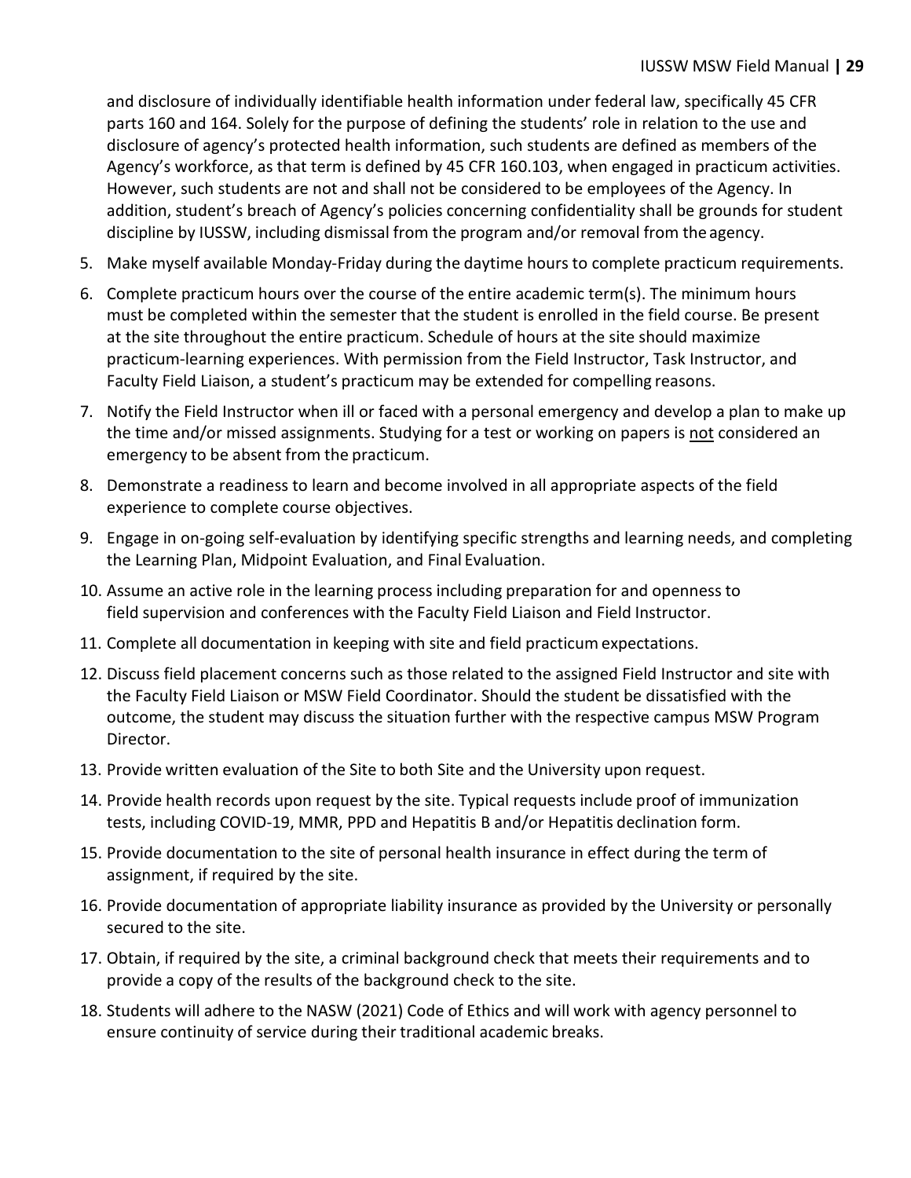and disclosure of individually identifiable health information under federal law, specifically 45 CFR parts 160 and 164. Solely for the purpose of defining the students' role in relation to the use and disclosure of agency's protected health information, such students are defined as members of the Agency's workforce, as that term is defined by 45 CFR 160.103, when engaged in practicum activities. However, such students are not and shall not be considered to be employees of the Agency. In addition, student's breach of Agency's policies concerning confidentiality shall be grounds for student discipline by IUSSW, including dismissal from the program and/or removal from the agency.

5. Make myself available Monday-Friday during the daytime hours to complete practicum requirements.
6. Complete practicum hours over the course of the entire academic term(s). The minimum hours must be completed within the semester that the student is enrolled in the field course. Be present at the site throughout the entire practicum. Schedule of hours at the site should maximize practicum-learning experiences. With permission from the Field Instructor, Task Instructor, and Faculty Field Liaison, a student's practicum may be extended for compelling reasons.
7. Notify the Field Instructor when ill or faced with a personal emergency and develop a plan to make up the time and/or missed assignments. Studying for a test or working on papers is <u>not</u> considered an emergency to be absent from the practicum.
8. Demonstrate a readiness to learn and become involved in all appropriate aspects of the field experience to complete course objectives.
9. Engage in on-going self-evaluation by identifying specific strengths and learning needs, and completing the Learning Plan, Midpoint Evaluation, and Final Evaluation.
10. Assume an active role in the learning process including preparation for and openness to field supervision and conferences with the Faculty Field Liaison and Field Instructor.
11. Complete all documentation in keeping with site and field practicum expectations.
12. Discuss field placement concerns such as those related to the assigned Field Instructor and site with the Faculty Field Liaison or MSW Field Coordinator. Should the student be dissatisfied with the outcome, the student may discuss the situation further with the respective campus MSW Program Director.
13. Provide written evaluation of the Site to both Site and the University upon request.
14. Provide health records upon request by the site. Typical requests include proof of immunization tests, including COVID-19, MMR, PPD and Hepatitis B and/or Hepatitis declination form.
15. Provide documentation to the site of personal health insurance in effect during the term of assignment, if required by the site.
16. Provide documentation of appropriate liability insurance as provided by the University or personally secured to the site.
17. Obtain, if required by the site, a criminal background check that meets their requirements and to provide a copy of the results of the background check to the site.
18. Students will adhere to the NASW (2021) Code of Ethics and will work with agency personnel to ensure continuity of service during their traditional academic breaks.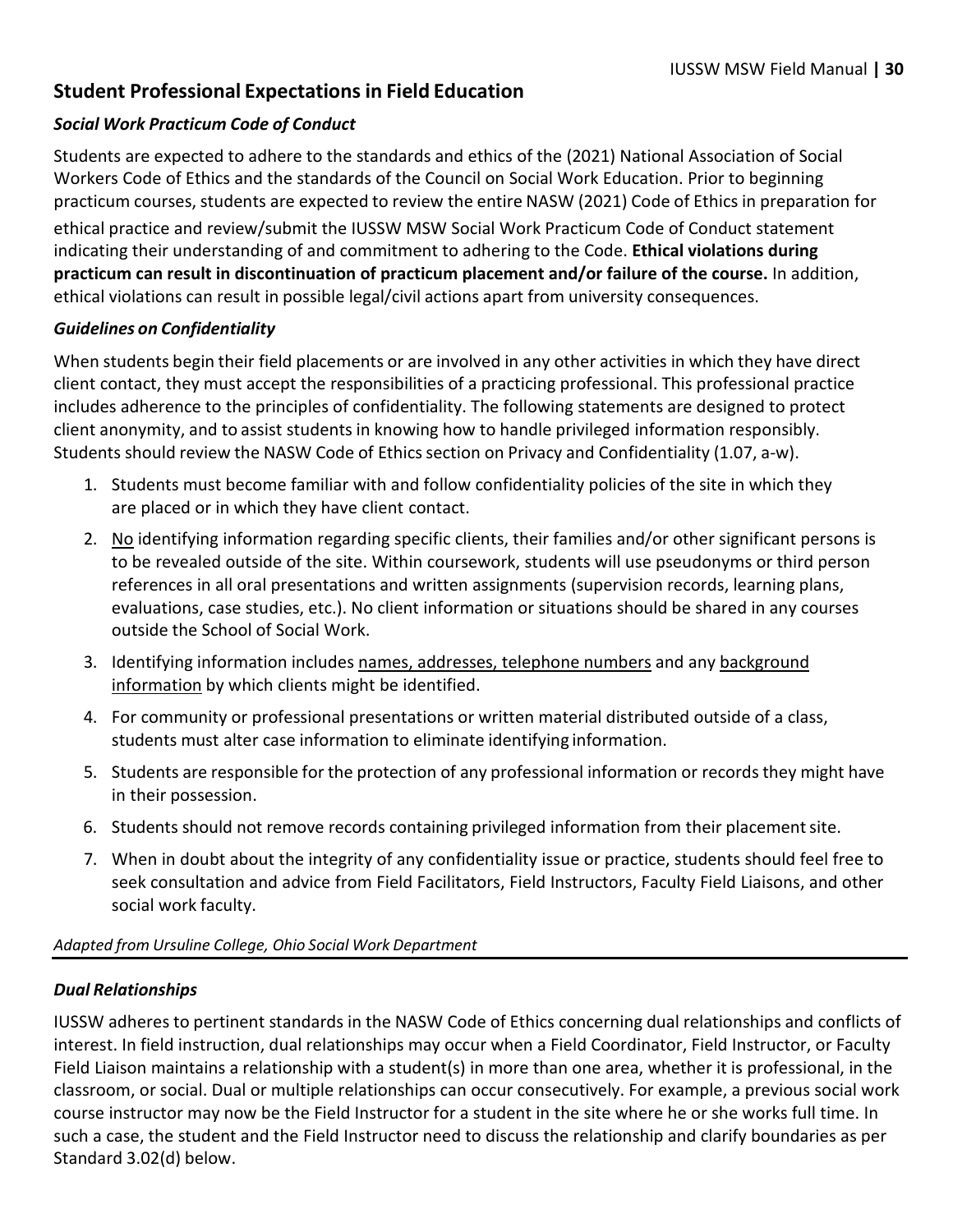## Student Professional Expectations in Field Education

### *Social Work Practicum Code of Conduct*

Students are expected to adhere to the standards and ethics of the (2021) National Association of Social Workers Code of Ethics and the standards of the Council on Social Work Education. Prior to beginning practicum courses, students are expected to review the entire NASW (2021) Code of Ethics in preparation for ethical practice and review/submit the IUSSW MSW Social Work Practicum Code of Conduct statement indicating their understanding of and commitment to adhering to the Code. **Ethical violations during practicum can result in discontinuation of practicum placement and/or failure of the course.** In addition, ethical violations can result in possible legal/civil actions apart from university consequences.

### *Guidelines on Confidentiality*

When students begin their field placements or are involved in any other activities in which they have direct client contact, they must accept the responsibilities of a practicing professional. This professional practice includes adherence to the principles of confidentiality. The following statements are designed to protect client anonymity, and to assist students in knowing how to handle privileged information responsibly. Students should review the NASW Code of Ethics section on Privacy and Confidentiality (1.07, a-w).

1. Students must become familiar with and follow confidentiality policies of the site in which they are placed or in which they have client contact.
2. <u>No</u> identifying information regarding specific clients, their families and/or other significant persons is to be revealed outside of the site. Within coursework, students will use pseudonyms or third person references in all oral presentations and written assignments (supervision records, learning plans, evaluations, case studies, etc.). No client information or situations should be shared in any courses outside the School of Social Work.
3. Identifying information includes <u>names, addresses, telephone numbers</u> and any <u>background information</u> by which clients might be identified.
4. For community or professional presentations or written material distributed outside of a class, students must alter case information to eliminate identifying information.
5. Students are responsible for the protection of any professional information or records they might have in their possession.
6. Students should not remove records containing privileged information from their placement site.
7. When in doubt about the integrity of any confidentiality issue or practice, students should feel free to seek consultation and advice from Field Facilitators, Field Instructors, Faculty Field Liaisons, and other social work faculty.

*Adapted from Ursuline College, Ohio Social Work Department*

---

### *Dual Relationships*

IUSSW adheres to pertinent standards in the NASW Code of Ethics concerning dual relationships and conflicts of interest. In field instruction, dual relationships may occur when a Field Coordinator, Field Instructor, or Faculty Field Liaison maintains a relationship with a student(s) in more than one area, whether it is professional, in the classroom, or social. Dual or multiple relationships can occur consecutively. For example, a previous social work course instructor may now be the Field Instructor for a student in the site where he or she works full time. In such a case, the student and the Field Instructor need to discuss the relationship and clarify boundaries as per Standard 3.02(d) below.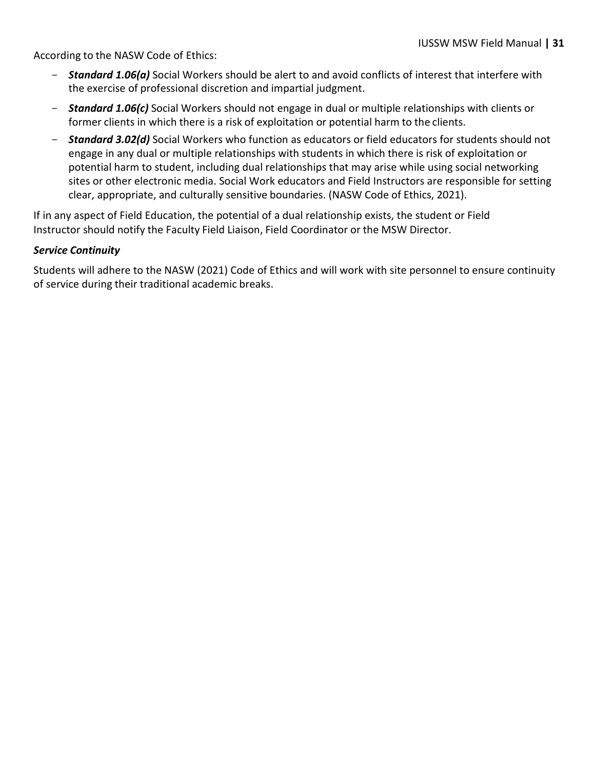According to the NASW Code of Ethics:

- ***Standard 1.06(a)*** Social Workers should be alert to and avoid conflicts of interest that interfere with the exercise of professional discretion and impartial judgment.
- ***Standard 1.06(c)*** Social Workers should not engage in dual or multiple relationships with clients or former clients in which there is a risk of exploitation or potential harm to the clients.
- ***Standard 3.02(d)*** Social Workers who function as educators or field educators for students should not engage in any dual or multiple relationships with students in which there is risk of exploitation or potential harm to student, including dual relationships that may arise while using social networking sites or other electronic media. Social Work educators and Field Instructors are responsible for setting clear, appropriate, and culturally sensitive boundaries. (NASW Code of Ethics, 2021).

If in any aspect of Field Education, the potential of a dual relationship exists, the student or Field Instructor should notify the Faculty Field Liaison, Field Coordinator or the MSW Director.

***Service Continuity***

Students will adhere to the NASW (2021) Code of Ethics and will work with site personnel to ensure continuity of service during their traditional academic breaks.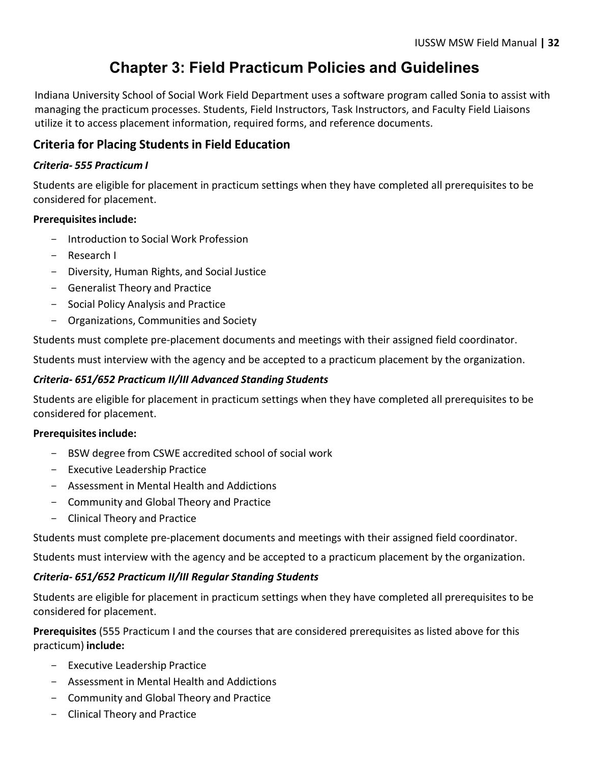# Chapter 3: Field Practicum Policies and Guidelines

Indiana University School of Social Work Field Department uses a software program called Sonia to assist with managing the practicum processes. Students, Field Instructors, Task Instructors, and Faculty Field Liaisons utilize it to access placement information, required forms, and reference documents.

## Criteria for Placing Students in Field Education

### *Criteria- 555 Practicum I*

Students are eligible for placement in practicum settings when they have completed all prerequisites to be considered for placement.

**Prerequisites include:**

- Introduction to Social Work Profession
- Research I
- Diversity, Human Rights, and Social Justice
- Generalist Theory and Practice
- Social Policy Analysis and Practice
- Organizations, Communities and Society

Students must complete pre-placement documents and meetings with their assigned field coordinator.

Students must interview with the agency and be accepted to a practicum placement by the organization.

### *Criteria- 651/652 Practicum II/III Advanced Standing Students*

Students are eligible for placement in practicum settings when they have completed all prerequisites to be considered for placement.

**Prerequisites include:**

- BSW degree from CSWE accredited school of social work
- Executive Leadership Practice
- Assessment in Mental Health and Addictions
- Community and Global Theory and Practice
- Clinical Theory and Practice

Students must complete pre-placement documents and meetings with their assigned field coordinator.

Students must interview with the agency and be accepted to a practicum placement by the organization.

### *Criteria- 651/652 Practicum II/III Regular Standing Students*

Students are eligible for placement in practicum settings when they have completed all prerequisites to be considered for placement.

**Prerequisites** (555 Practicum I and the courses that are considered prerequisites as listed above for this practicum) **include:**

- Executive Leadership Practice
- Assessment in Mental Health and Addictions
- Community and Global Theory and Practice
- Clinical Theory and Practice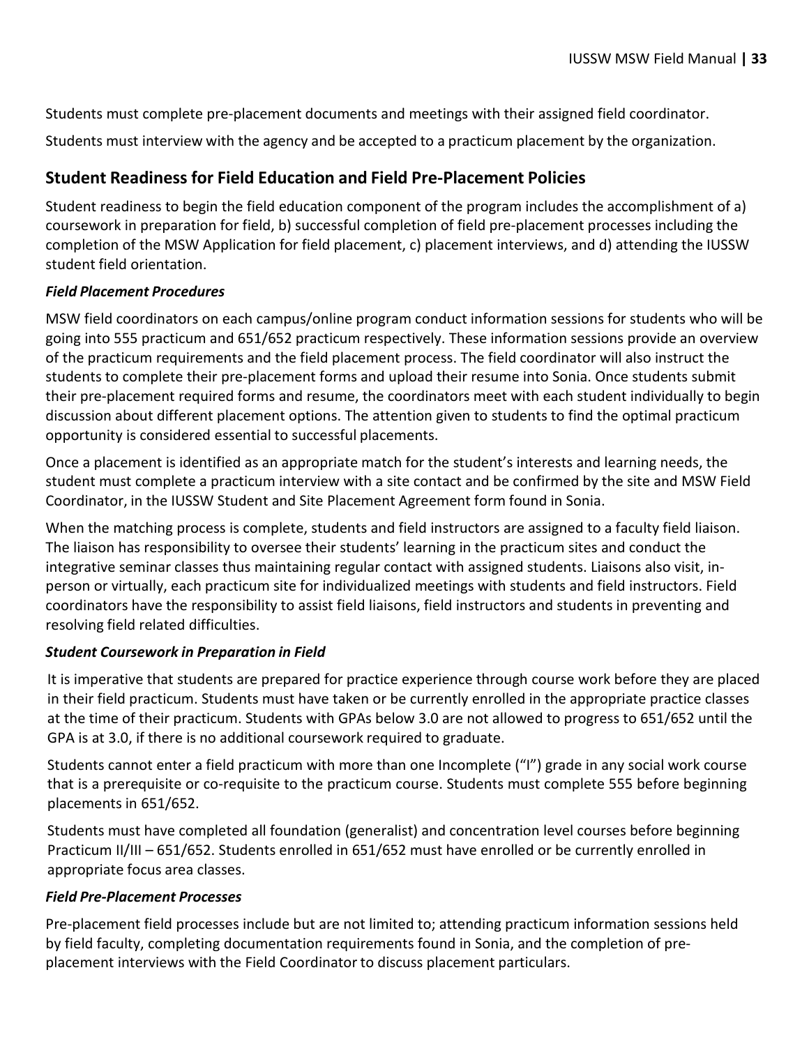Students must complete pre-placement documents and meetings with their assigned field coordinator.

Students must interview with the agency and be accepted to a practicum placement by the organization.

## Student Readiness for Field Education and Field Pre-Placement Policies

Student readiness to begin the field education component of the program includes the accomplishment of a) coursework in preparation for field, b) successful completion of field pre-placement processes including the completion of the MSW Application for field placement, c) placement interviews, and d) attending the IUSSW student field orientation.

### *Field Placement Procedures*

MSW field coordinators on each campus/online program conduct information sessions for students who will be going into 555 practicum and 651/652 practicum respectively. These information sessions provide an overview of the practicum requirements and the field placement process. The field coordinator will also instruct the students to complete their pre-placement forms and upload their resume into Sonia. Once students submit their pre-placement required forms and resume, the coordinators meet with each student individually to begin discussion about different placement options. The attention given to students to find the optimal practicum opportunity is considered essential to successful placements.

Once a placement is identified as an appropriate match for the student's interests and learning needs, the student must complete a practicum interview with a site contact and be confirmed by the site and MSW Field Coordinator, in the IUSSW Student and Site Placement Agreement form found in Sonia.

When the matching process is complete, students and field instructors are assigned to a faculty field liaison. The liaison has responsibility to oversee their students' learning in the practicum sites and conduct the integrative seminar classes thus maintaining regular contact with assigned students. Liaisons also visit, in-person or virtually, each practicum site for individualized meetings with students and field instructors. Field coordinators have the responsibility to assist field liaisons, field instructors and students in preventing and resolving field related difficulties.

### *Student Coursework in Preparation in Field*

It is imperative that students are prepared for practice experience through course work before they are placed in their field practicum. Students must have taken or be currently enrolled in the appropriate practice classes at the time of their practicum. Students with GPAs below 3.0 are not allowed to progress to 651/652 until the GPA is at 3.0, if there is no additional coursework required to graduate.

Students cannot enter a field practicum with more than one Incomplete ("I") grade in any social work course that is a prerequisite or co-requisite to the practicum course. Students must complete 555 before beginning placements in 651/652.

Students must have completed all foundation (generalist) and concentration level courses before beginning Practicum II/III – 651/652. Students enrolled in 651/652 must have enrolled or be currently enrolled in appropriate focus area classes.

### *Field Pre-Placement Processes*

Pre-placement field processes include but are not limited to; attending practicum information sessions held by field faculty, completing documentation requirements found in Sonia, and the completion of pre-placement interviews with the Field Coordinator to discuss placement particulars.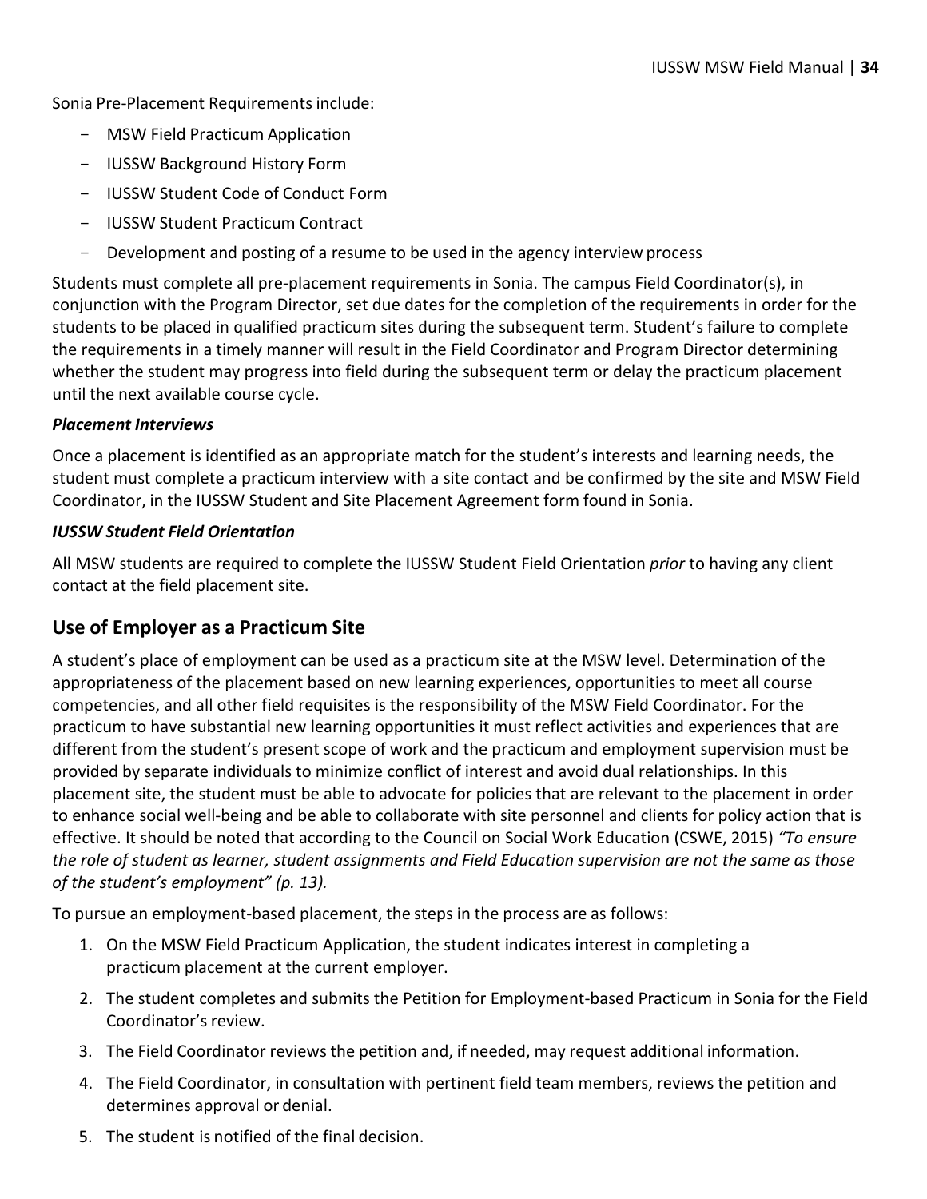Sonia Pre-Placement Requirements include:

- MSW Field Practicum Application
- IUSSW Background History Form
- IUSSW Student Code of Conduct Form
- IUSSW Student Practicum Contract
- Development and posting of a resume to be used in the agency interview process

Students must complete all pre-placement requirements in Sonia. The campus Field Coordinator(s), in conjunction with the Program Director, set due dates for the completion of the requirements in order for the students to be placed in qualified practicum sites during the subsequent term. Student's failure to complete the requirements in a timely manner will result in the Field Coordinator and Program Director determining whether the student may progress into field during the subsequent term or delay the practicum placement until the next available course cycle.

***Placement Interviews***

Once a placement is identified as an appropriate match for the student's interests and learning needs, the student must complete a practicum interview with a site contact and be confirmed by the site and MSW Field Coordinator, in the IUSSW Student and Site Placement Agreement form found in Sonia.

***IUSSW Student Field Orientation***

All MSW students are required to complete the IUSSW Student Field Orientation *prior* to having any client contact at the field placement site.

## Use of Employer as a Practicum Site

A student's place of employment can be used as a practicum site at the MSW level. Determination of the appropriateness of the placement based on new learning experiences, opportunities to meet all course competencies, and all other field requisites is the responsibility of the MSW Field Coordinator. For the practicum to have substantial new learning opportunities it must reflect activities and experiences that are different from the student's present scope of work and the practicum and employment supervision must be provided by separate individuals to minimize conflict of interest and avoid dual relationships. In this placement site, the student must be able to advocate for policies that are relevant to the placement in order to enhance social well-being and be able to collaborate with site personnel and clients for policy action that is effective. It should be noted that according to the Council on Social Work Education (CSWE, 2015) *"To ensure the role of student as learner, student assignments and Field Education supervision are not the same as those of the student's employment" (p. 13).*

To pursue an employment-based placement, the steps in the process are as follows:

1. On the MSW Field Practicum Application, the student indicates interest in completing a practicum placement at the current employer.
2. The student completes and submits the Petition for Employment-based Practicum in Sonia for the Field Coordinator's review.
3. The Field Coordinator reviews the petition and, if needed, may request additional information.
4. The Field Coordinator, in consultation with pertinent field team members, reviews the petition and determines approval or denial.
5. The student is notified of the final decision.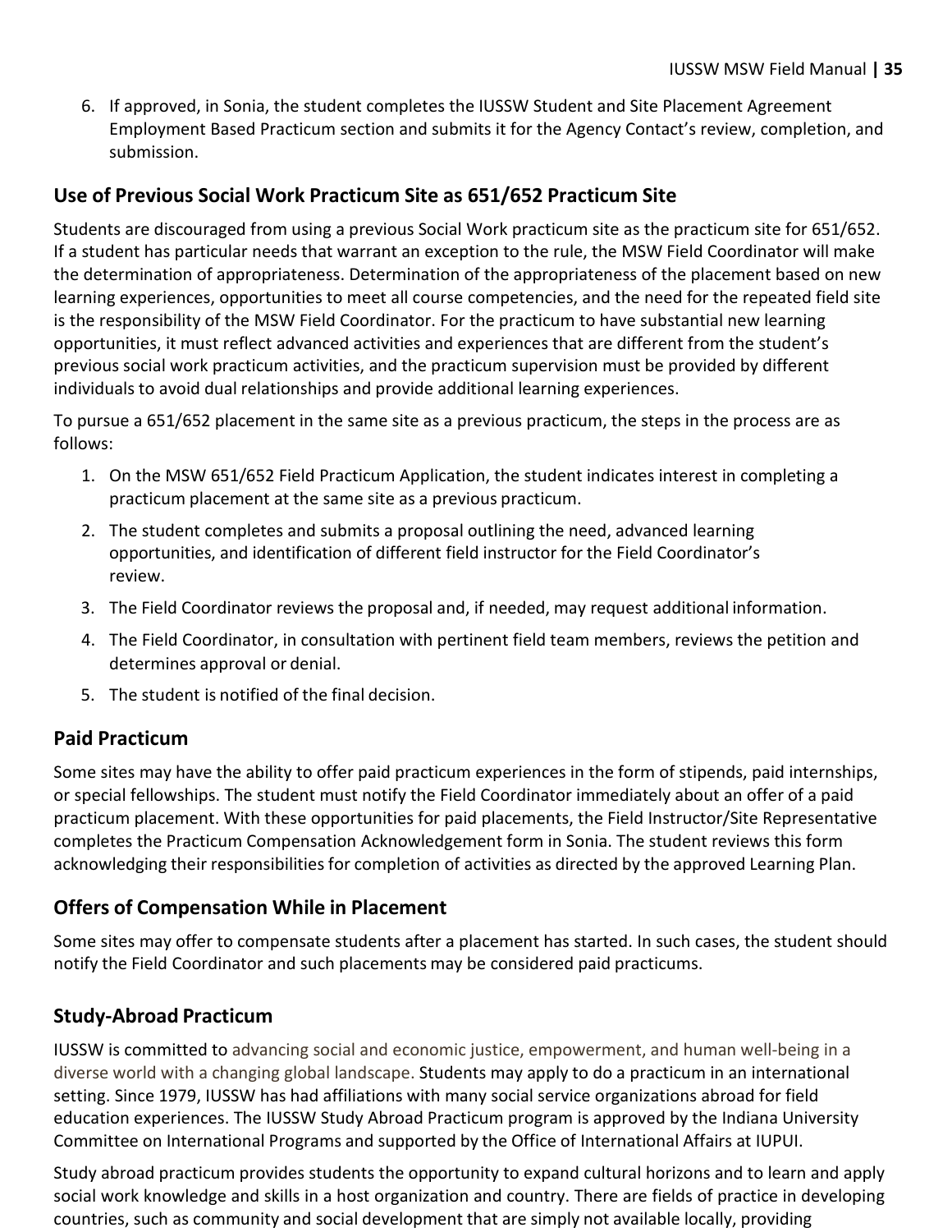6. If approved, in Sonia, the student completes the IUSSW Student and Site Placement Agreement Employment Based Practicum section and submits it for the Agency Contact's review, completion, and submission.

## Use of Previous Social Work Practicum Site as 651/652 Practicum Site

Students are discouraged from using a previous Social Work practicum site as the practicum site for 651/652. If a student has particular needs that warrant an exception to the rule, the MSW Field Coordinator will make the determination of appropriateness. Determination of the appropriateness of the placement based on new learning experiences, opportunities to meet all course competencies, and the need for the repeated field site is the responsibility of the MSW Field Coordinator. For the practicum to have substantial new learning opportunities, it must reflect advanced activities and experiences that are different from the student's previous social work practicum activities, and the practicum supervision must be provided by different individuals to avoid dual relationships and provide additional learning experiences.

To pursue a 651/652 placement in the same site as a previous practicum, the steps in the process are as follows:

1. On the MSW 651/652 Field Practicum Application, the student indicates interest in completing a practicum placement at the same site as a previous practicum.
2. The student completes and submits a proposal outlining the need, advanced learning opportunities, and identification of different field instructor for the Field Coordinator's review.
3. The Field Coordinator reviews the proposal and, if needed, may request additional information.
4. The Field Coordinator, in consultation with pertinent field team members, reviews the petition and determines approval or denial.
5. The student is notified of the final decision.

## Paid Practicum

Some sites may have the ability to offer paid practicum experiences in the form of stipends, paid internships, or special fellowships. The student must notify the Field Coordinator immediately about an offer of a paid practicum placement. With these opportunities for paid placements, the Field Instructor/Site Representative completes the Practicum Compensation Acknowledgement form in Sonia. The student reviews this form acknowledging their responsibilities for completion of activities as directed by the approved Learning Plan.

## Offers of Compensation While in Placement

Some sites may offer to compensate students after a placement has started. In such cases, the student should notify the Field Coordinator and such placements may be considered paid practicums.

## Study-Abroad Practicum

IUSSW is committed to advancing social and economic justice, empowerment, and human well-being in a diverse world with a changing global landscape. Students may apply to do a practicum in an international setting. Since 1979, IUSSW has had affiliations with many social service organizations abroad for field education experiences. The IUSSW Study Abroad Practicum program is approved by the Indiana University Committee on International Programs and supported by the Office of International Affairs at IUPUI.

Study abroad practicum provides students the opportunity to expand cultural horizons and to learn and apply social work knowledge and skills in a host organization and country. There are fields of practice in developing countries, such as community and social development that are simply not available locally, providing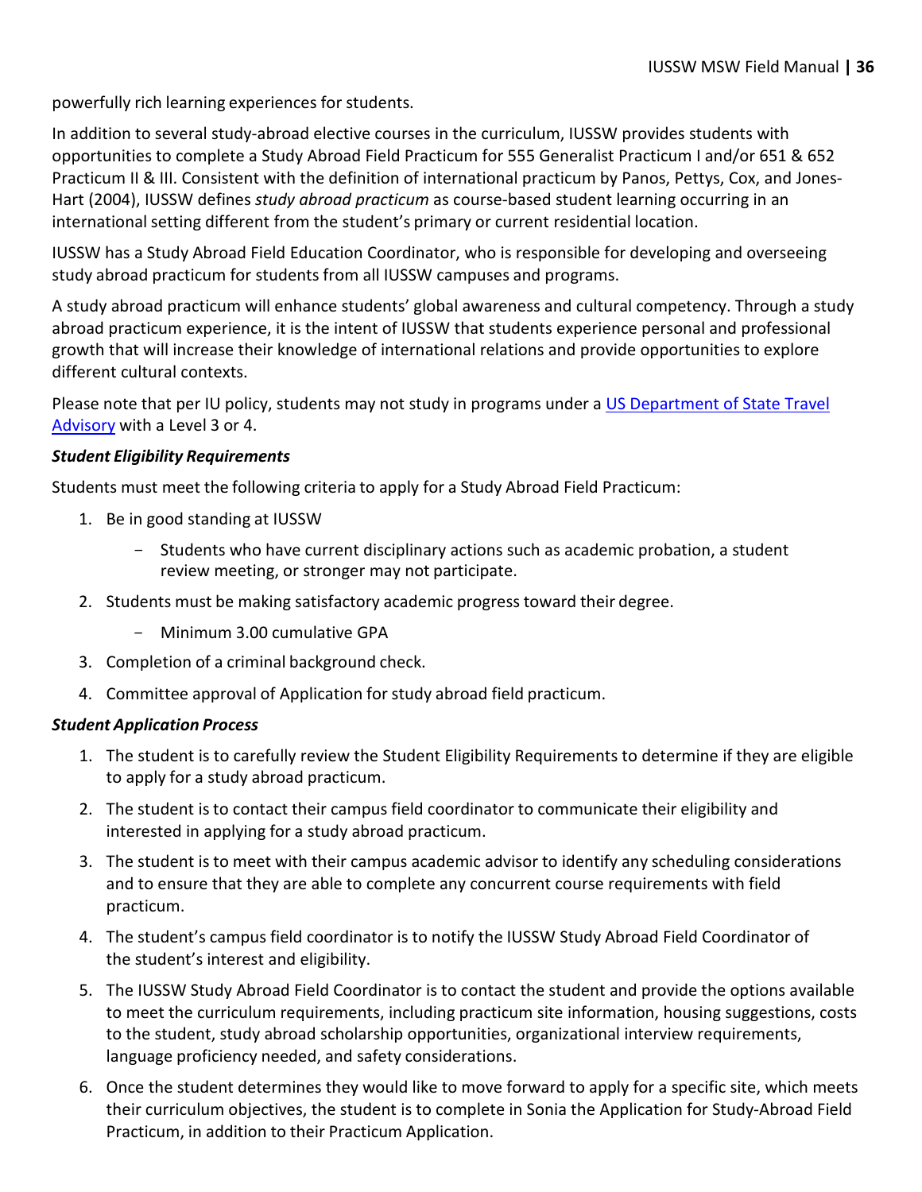powerfully rich learning experiences for students.

In addition to several study-abroad elective courses in the curriculum, IUSSW provides students with opportunities to complete a Study Abroad Field Practicum for 555 Generalist Practicum I and/or 651 & 652 Practicum II & III. Consistent with the definition of international practicum by Panos, Pettys, Cox, and Jones-Hart (2004), IUSSW defines *study abroad practicum* as course-based student learning occurring in an international setting different from the student's primary or current residential location.

IUSSW has a Study Abroad Field Education Coordinator, who is responsible for developing and overseeing study abroad practicum for students from all IUSSW campuses and programs.

A study abroad practicum will enhance students' global awareness and cultural competency. Through a study abroad practicum experience, it is the intent of IUSSW that students experience personal and professional growth that will increase their knowledge of international relations and provide opportunities to explore different cultural contexts.

Please note that per IU policy, students may not study in programs under a [US Department of State Travel Advisory]() with a Level 3 or 4.

***Student Eligibility Requirements***

Students must meet the following criteria to apply for a Study Abroad Field Practicum:

1. Be in good standing at IUSSW
   - Students who have current disciplinary actions such as academic probation, a student review meeting, or stronger may not participate.
2. Students must be making satisfactory academic progress toward their degree.
   - Minimum 3.00 cumulative GPA
3. Completion of a criminal background check.
4. Committee approval of Application for study abroad field practicum.

***Student Application Process***

1. The student is to carefully review the Student Eligibility Requirements to determine if they are eligible to apply for a study abroad practicum.
2. The student is to contact their campus field coordinator to communicate their eligibility and interested in applying for a study abroad practicum.
3. The student is to meet with their campus academic advisor to identify any scheduling considerations and to ensure that they are able to complete any concurrent course requirements with field practicum.
4. The student's campus field coordinator is to notify the IUSSW Study Abroad Field Coordinator of the student's interest and eligibility.
5. The IUSSW Study Abroad Field Coordinator is to contact the student and provide the options available to meet the curriculum requirements, including practicum site information, housing suggestions, costs to the student, study abroad scholarship opportunities, organizational interview requirements, language proficiency needed, and safety considerations.
6. Once the student determines they would like to move forward to apply for a specific site, which meets their curriculum objectives, the student is to complete in Sonia the Application for Study-Abroad Field Practicum, in addition to their Practicum Application.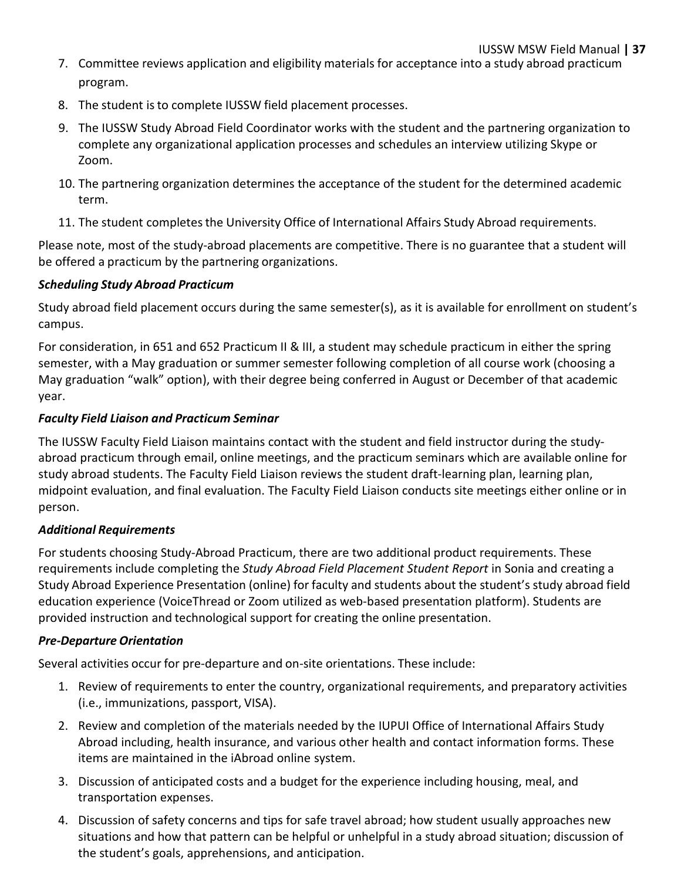7. Committee reviews application and eligibility materials for acceptance into a study abroad practicum program.
8. The student is to complete IUSSW field placement processes.
9. The IUSSW Study Abroad Field Coordinator works with the student and the partnering organization to complete any organizational application processes and schedules an interview utilizing Skype or Zoom.
10. The partnering organization determines the acceptance of the student for the determined academic term.
11. The student completes the University Office of International Affairs Study Abroad requirements.

Please note, most of the study-abroad placements are competitive. There is no guarantee that a student will be offered a practicum by the partnering organizations.

***Scheduling Study Abroad Practicum***

Study abroad field placement occurs during the same semester(s), as it is available for enrollment on student's campus.

For consideration, in 651 and 652 Practicum II & III, a student may schedule practicum in either the spring semester, with a May graduation or summer semester following completion of all course work (choosing a May graduation "walk" option), with their degree being conferred in August or December of that academic year.

***Faculty Field Liaison and Practicum Seminar***

The IUSSW Faculty Field Liaison maintains contact with the student and field instructor during the study-abroad practicum through email, online meetings, and the practicum seminars which are available online for study abroad students. The Faculty Field Liaison reviews the student draft-learning plan, learning plan, midpoint evaluation, and final evaluation. The Faculty Field Liaison conducts site meetings either online or in person.

***Additional Requirements***

For students choosing Study-Abroad Practicum, there are two additional product requirements. These requirements include completing the *Study Abroad Field Placement Student Report* in Sonia and creating a Study Abroad Experience Presentation (online) for faculty and students about the student's study abroad field education experience (VoiceThread or Zoom utilized as web-based presentation platform). Students are provided instruction and technological support for creating the online presentation.

***Pre-Departure Orientation***

Several activities occur for pre-departure and on-site orientations. These include:

1. Review of requirements to enter the country, organizational requirements, and preparatory activities (i.e., immunizations, passport, VISA).
2. Review and completion of the materials needed by the IUPUI Office of International Affairs Study Abroad including, health insurance, and various other health and contact information forms. These items are maintained in the iAbroad online system.
3. Discussion of anticipated costs and a budget for the experience including housing, meal, and transportation expenses.
4. Discussion of safety concerns and tips for safe travel abroad; how student usually approaches new situations and how that pattern can be helpful or unhelpful in a study abroad situation; discussion of the student's goals, apprehensions, and anticipation.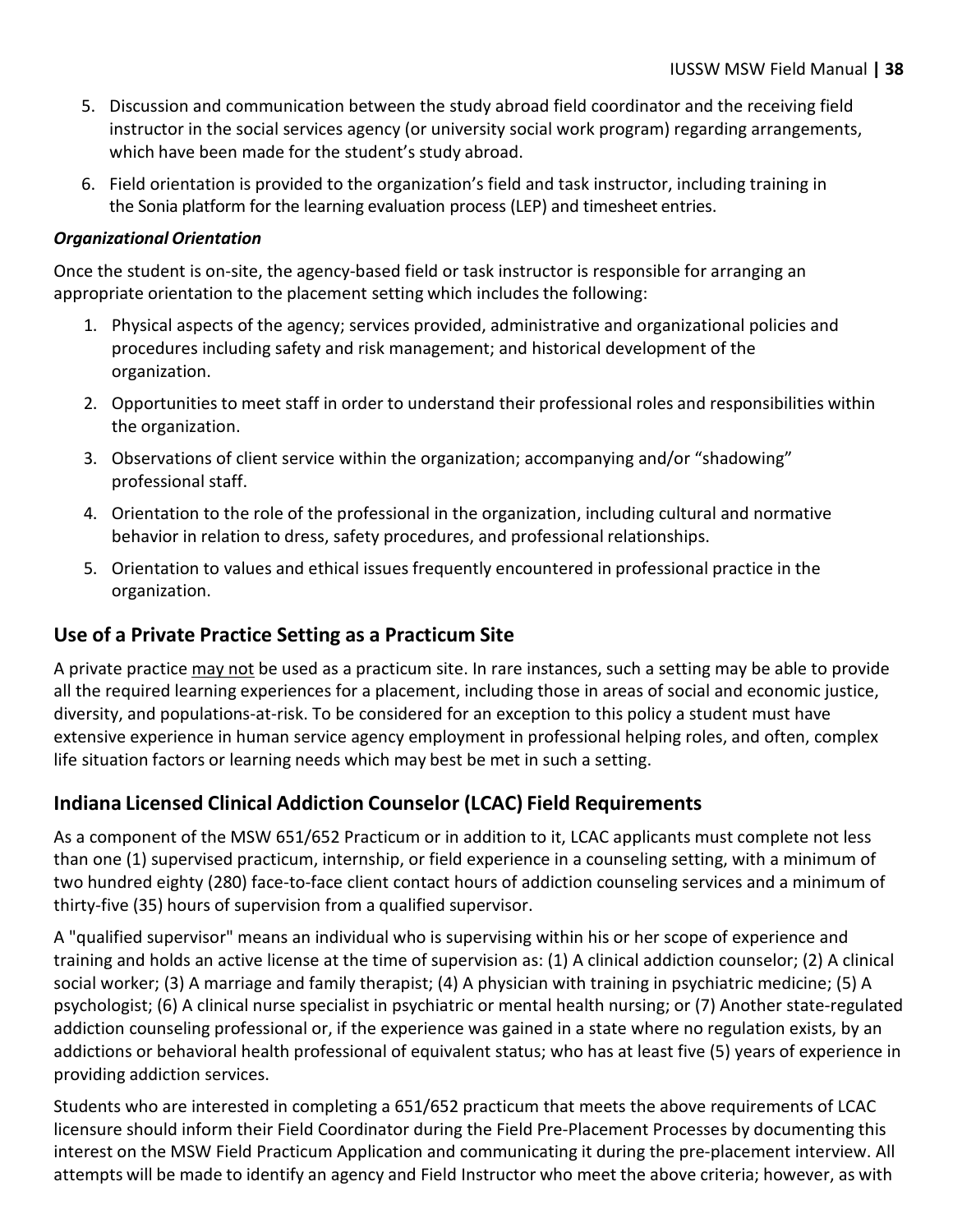5. Discussion and communication between the study abroad field coordinator and the receiving field instructor in the social services agency (or university social work program) regarding arrangements, which have been made for the student's study abroad.
6. Field orientation is provided to the organization's field and task instructor, including training in the Sonia platform for the learning evaluation process (LEP) and timesheet entries.

***Organizational Orientation***

Once the student is on-site, the agency-based field or task instructor is responsible for arranging an appropriate orientation to the placement setting which includes the following:

1. Physical aspects of the agency; services provided, administrative and organizational policies and procedures including safety and risk management; and historical development of the organization.
2. Opportunities to meet staff in order to understand their professional roles and responsibilities within the organization.
3. Observations of client service within the organization; accompanying and/or "shadowing" professional staff.
4. Orientation to the role of the professional in the organization, including cultural and normative behavior in relation to dress, safety procedures, and professional relationships.
5. Orientation to values and ethical issues frequently encountered in professional practice in the organization.

## Use of a Private Practice Setting as a Practicum Site

A private practice <u>may not</u> be used as a practicum site. In rare instances, such a setting may be able to provide all the required learning experiences for a placement, including those in areas of social and economic justice, diversity, and populations-at-risk. To be considered for an exception to this policy a student must have extensive experience in human service agency employment in professional helping roles, and often, complex life situation factors or learning needs which may best be met in such a setting.

## Indiana Licensed Clinical Addiction Counselor (LCAC) Field Requirements

As a component of the MSW 651/652 Practicum or in addition to it, LCAC applicants must complete not less than one (1) supervised practicum, internship, or field experience in a counseling setting, with a minimum of two hundred eighty (280) face-to-face client contact hours of addiction counseling services and a minimum of thirty-five (35) hours of supervision from a qualified supervisor.

A "qualified supervisor" means an individual who is supervising within his or her scope of experience and training and holds an active license at the time of supervision as: (1) A clinical addiction counselor; (2) A clinical social worker; (3) A marriage and family therapist; (4) A physician with training in psychiatric medicine; (5) A psychologist; (6) A clinical nurse specialist in psychiatric or mental health nursing; or (7) Another state-regulated addiction counseling professional or, if the experience was gained in a state where no regulation exists, by an addictions or behavioral health professional of equivalent status; who has at least five (5) years of experience in providing addiction services.

Students who are interested in completing a 651/652 practicum that meets the above requirements of LCAC licensure should inform their Field Coordinator during the Field Pre-Placement Processes by documenting this interest on the MSW Field Practicum Application and communicating it during the pre-placement interview. All attempts will be made to identify an agency and Field Instructor who meet the above criteria; however, as with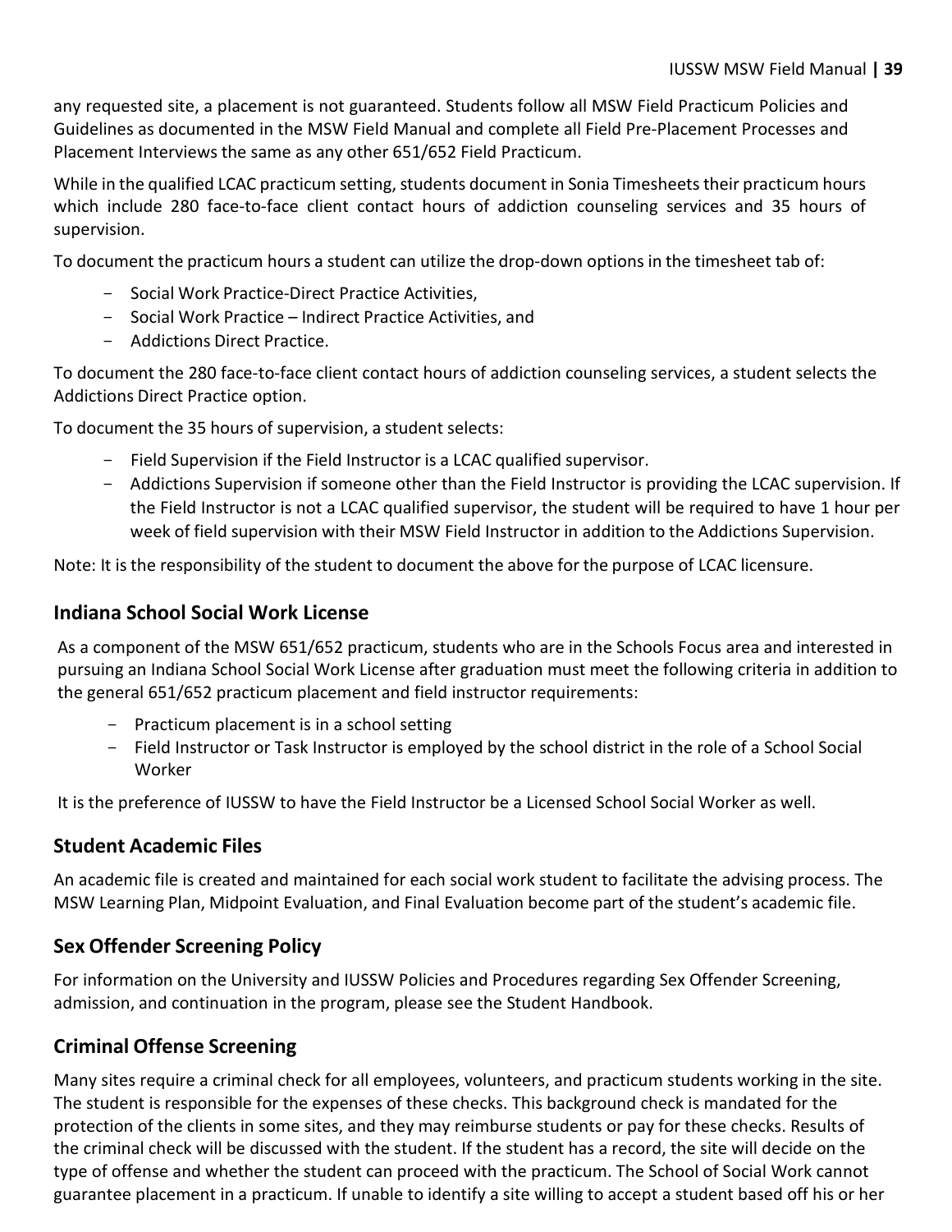any requested site, a placement is not guaranteed. Students follow all MSW Field Practicum Policies and Guidelines as documented in the MSW Field Manual and complete all Field Pre-Placement Processes and Placement Interviews the same as any other 651/652 Field Practicum.

While in the qualified LCAC practicum setting, students document in Sonia Timesheets their practicum hours which include 280 face-to-face client contact hours of addiction counseling services and 35 hours of supervision.

To document the practicum hours a student can utilize the drop-down options in the timesheet tab of:

- Social Work Practice-Direct Practice Activities,
- Social Work Practice – Indirect Practice Activities, and
- Addictions Direct Practice.

To document the 280 face-to-face client contact hours of addiction counseling services, a student selects the Addictions Direct Practice option.

To document the 35 hours of supervision, a student selects:

- Field Supervision if the Field Instructor is a LCAC qualified supervisor.
- Addictions Supervision if someone other than the Field Instructor is providing the LCAC supervision. If the Field Instructor is not a LCAC qualified supervisor, the student will be required to have 1 hour per week of field supervision with their MSW Field Instructor in addition to the Addictions Supervision.

Note: It is the responsibility of the student to document the above for the purpose of LCAC licensure.

## Indiana School Social Work License

As a component of the MSW 651/652 practicum, students who are in the Schools Focus area and interested in pursuing an Indiana School Social Work License after graduation must meet the following criteria in addition to the general 651/652 practicum placement and field instructor requirements:

- Practicum placement is in a school setting
- Field Instructor or Task Instructor is employed by the school district in the role of a School Social Worker

It is the preference of IUSSW to have the Field Instructor be a Licensed School Social Worker as well.

## Student Academic Files

An academic file is created and maintained for each social work student to facilitate the advising process. The MSW Learning Plan, Midpoint Evaluation, and Final Evaluation become part of the student's academic file.

## Sex Offender Screening Policy

For information on the University and IUSSW Policies and Procedures regarding Sex Offender Screening, admission, and continuation in the program, please see the Student Handbook.

## Criminal Offense Screening

Many sites require a criminal check for all employees, volunteers, and practicum students working in the site. The student is responsible for the expenses of these checks. This background check is mandated for the protection of the clients in some sites, and they may reimburse students or pay for these checks. Results of the criminal check will be discussed with the student. If the student has a record, the site will decide on the type of offense and whether the student can proceed with the practicum. The School of Social Work cannot guarantee placement in a practicum. If unable to identify a site willing to accept a student based off his or her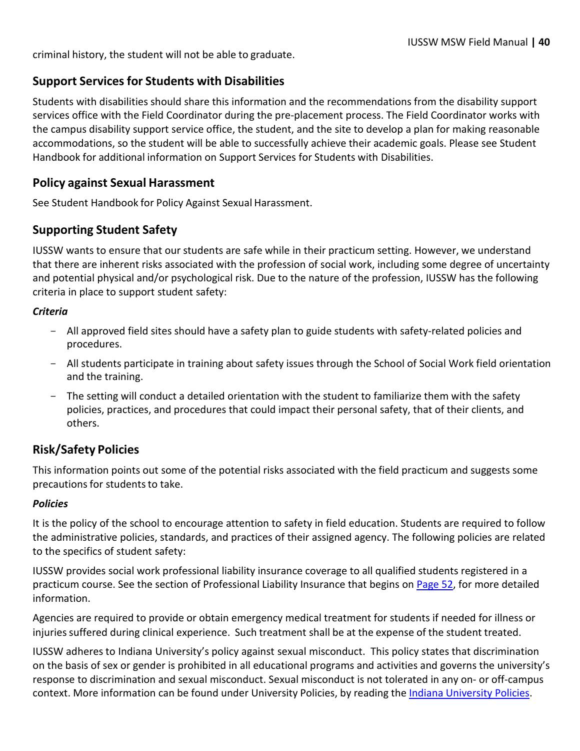criminal history, the student will not be able to graduate.

## Support Services for Students with Disabilities

Students with disabilities should share this information and the recommendations from the disability support services office with the Field Coordinator during the pre-placement process. The Field Coordinator works with the campus disability support service office, the student, and the site to develop a plan for making reasonable accommodations, so the student will be able to successfully achieve their academic goals. Please see Student Handbook for additional information on Support Services for Students with Disabilities.

## Policy against Sexual Harassment

See Student Handbook for Policy Against Sexual Harassment.

## Supporting Student Safety

IUSSW wants to ensure that our students are safe while in their practicum setting. However, we understand that there are inherent risks associated with the profession of social work, including some degree of uncertainty and potential physical and/or psychological risk. Due to the nature of the profession, IUSSW has the following criteria in place to support student safety:

***Criteria***

- All approved field sites should have a safety plan to guide students with safety-related policies and procedures.
- All students participate in training about safety issues through the School of Social Work field orientation and the training.
- The setting will conduct a detailed orientation with the student to familiarize them with the safety policies, practices, and procedures that could impact their personal safety, that of their clients, and others.

## Risk/Safety Policies

This information points out some of the potential risks associated with the field practicum and suggests some precautions for students to take.

***Policies***

It is the policy of the school to encourage attention to safety in field education. Students are required to follow the administrative policies, standards, and practices of their assigned agency. The following policies are related to the specifics of student safety:

IUSSW provides social work professional liability insurance coverage to all qualified students registered in a practicum course. See the section of Professional Liability Insurance that begins on Page 52, for more detailed information.

Agencies are required to provide or obtain emergency medical treatment for students if needed for illness or injuries suffered during clinical experience. Such treatment shall be at the expense of the student treated.

IUSSW adheres to Indiana University's policy against sexual misconduct. This policy states that discrimination on the basis of sex or gender is prohibited in all educational programs and activities and governs the university's response to discrimination and sexual misconduct. Sexual misconduct is not tolerated in any on- or off-campus context. More information can be found under University Policies, by reading the Indiana University Policies.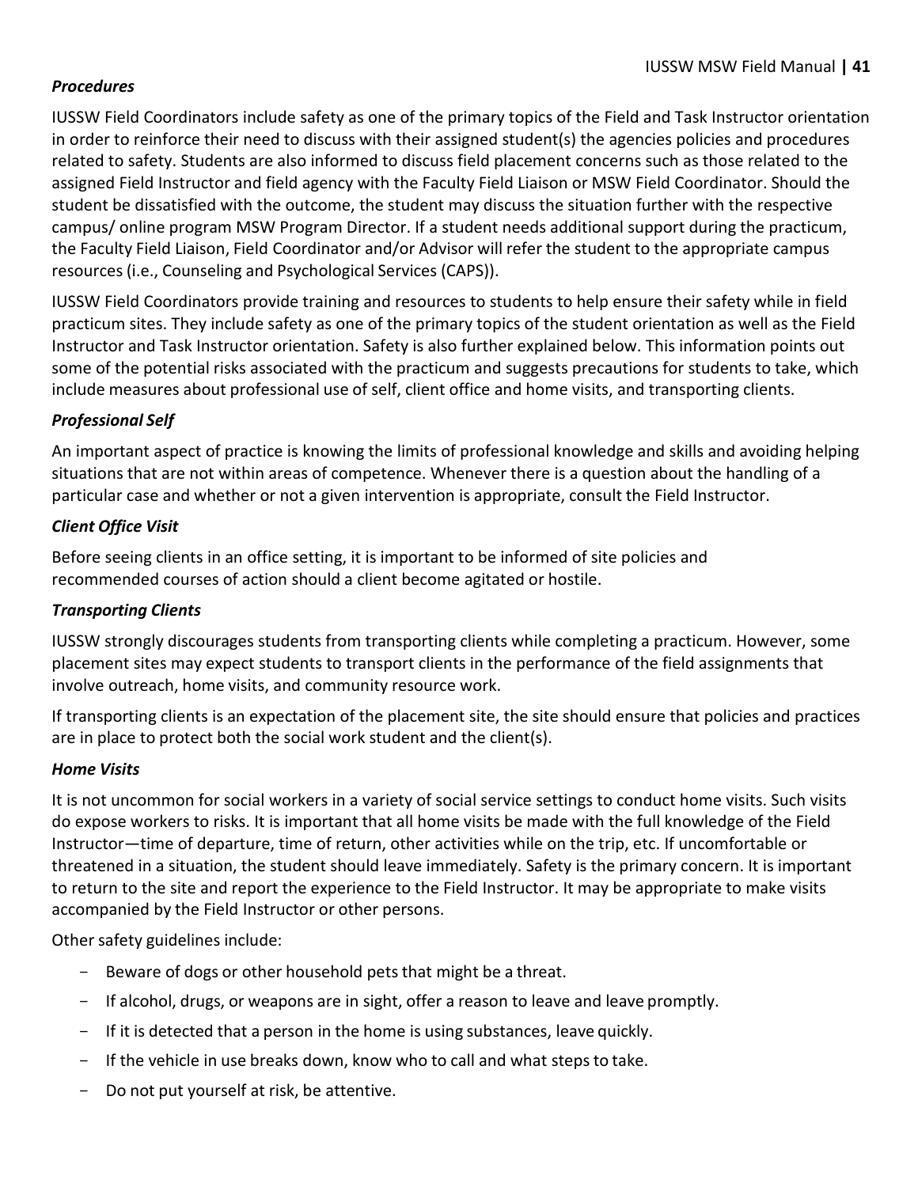***Procedures***

IUSSW Field Coordinators include safety as one of the primary topics of the Field and Task Instructor orientation in order to reinforce their need to discuss with their assigned student(s) the agencies policies and procedures related to safety. Students are also informed to discuss field placement concerns such as those related to the assigned Field Instructor and field agency with the Faculty Field Liaison or MSW Field Coordinator. Should the student be dissatisfied with the outcome, the student may discuss the situation further with the respective campus/ online program MSW Program Director. If a student needs additional support during the practicum, the Faculty Field Liaison, Field Coordinator and/or Advisor will refer the student to the appropriate campus resources (i.e., Counseling and Psychological Services (CAPS)).

IUSSW Field Coordinators provide training and resources to students to help ensure their safety while in field practicum sites. They include safety as one of the primary topics of the student orientation as well as the Field Instructor and Task Instructor orientation. Safety is also further explained below. This information points out some of the potential risks associated with the practicum and suggests precautions for students to take, which include measures about professional use of self, client office and home visits, and transporting clients.

***Professional Self***

An important aspect of practice is knowing the limits of professional knowledge and skills and avoiding helping situations that are not within areas of competence. Whenever there is a question about the handling of a particular case and whether or not a given intervention is appropriate, consult the Field Instructor.

***Client Office Visit***

Before seeing clients in an office setting, it is important to be informed of site policies and recommended courses of action should a client become agitated or hostile.

***Transporting Clients***

IUSSW strongly discourages students from transporting clients while completing a practicum. However, some placement sites may expect students to transport clients in the performance of the field assignments that involve outreach, home visits, and community resource work.

If transporting clients is an expectation of the placement site, the site should ensure that policies and practices are in place to protect both the social work student and the client(s).

***Home Visits***

It is not uncommon for social workers in a variety of social service settings to conduct home visits. Such visits do expose workers to risks. It is important that all home visits be made with the full knowledge of the Field Instructor—time of departure, time of return, other activities while on the trip, etc. If uncomfortable or threatened in a situation, the student should leave immediately. Safety is the primary concern. It is important to return to the site and report the experience to the Field Instructor. It may be appropriate to make visits accompanied by the Field Instructor or other persons.

Other safety guidelines include:

- Beware of dogs or other household pets that might be a threat.
- If alcohol, drugs, or weapons are in sight, offer a reason to leave and leave promptly.
- If it is detected that a person in the home is using substances, leave quickly.
- If the vehicle in use breaks down, know who to call and what steps to take.
- Do not put yourself at risk, be attentive.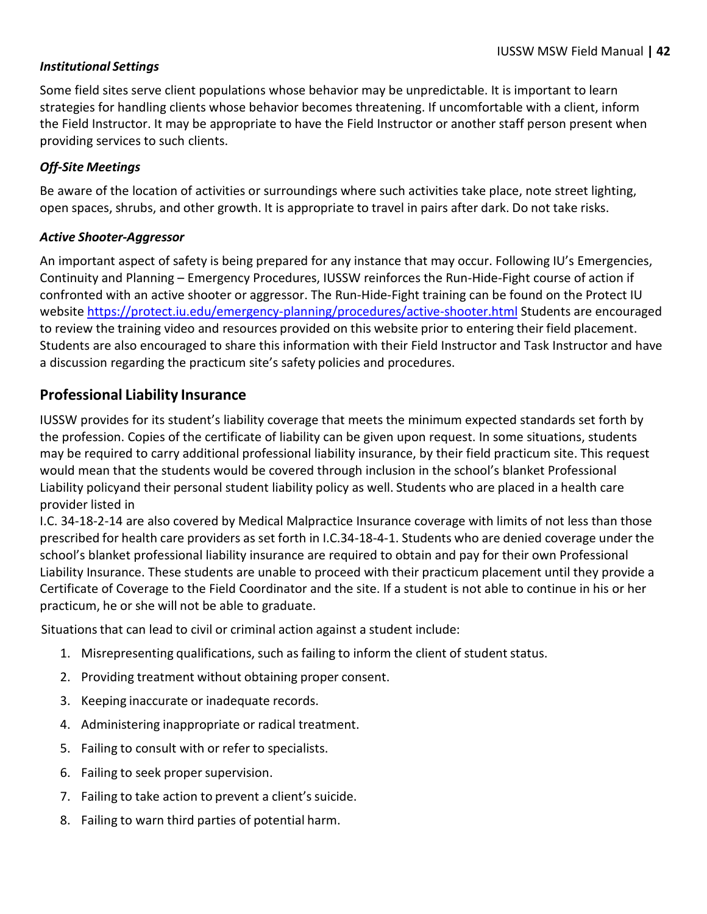### *Institutional Settings*

Some field sites serve client populations whose behavior may be unpredictable. It is important to learn strategies for handling clients whose behavior becomes threatening. If uncomfortable with a client, inform the Field Instructor. It may be appropriate to have the Field Instructor or another staff person present when providing services to such clients.

### *Off-Site Meetings*

Be aware of the location of activities or surroundings where such activities take place, note street lighting, open spaces, shrubs, and other growth. It is appropriate to travel in pairs after dark. Do not take risks.

### *Active Shooter-Aggressor*

An important aspect of safety is being prepared for any instance that may occur. Following IU's Emergencies, Continuity and Planning – Emergency Procedures, IUSSW reinforces the Run-Hide-Fight course of action if confronted with an active shooter or aggressor. The Run-Hide-Fight training can be found on the Protect IU website https://protect.iu.edu/emergency-planning/procedures/active-shooter.html Students are encouraged to review the training video and resources provided on this website prior to entering their field placement. Students are also encouraged to share this information with their Field Instructor and Task Instructor and have a discussion regarding the practicum site's safety policies and procedures.

## Professional Liability Insurance

IUSSW provides for its student's liability coverage that meets the minimum expected standards set forth by the profession. Copies of the certificate of liability can be given upon request. In some situations, students may be required to carry additional professional liability insurance, by their field practicum site. This request would mean that the students would be covered through inclusion in the school's blanket Professional Liability policyand their personal student liability policy as well. Students who are placed in a health care provider listed in
I.C. 34-18-2-14 are also covered by Medical Malpractice Insurance coverage with limits of not less than those prescribed for health care providers as set forth in I.C.34-18-4-1. Students who are denied coverage under the school's blanket professional liability insurance are required to obtain and pay for their own Professional Liability Insurance. These students are unable to proceed with their practicum placement until they provide a Certificate of Coverage to the Field Coordinator and the site. If a student is not able to continue in his or her practicum, he or she will not be able to graduate.

Situations that can lead to civil or criminal action against a student include:

1. Misrepresenting qualifications, such as failing to inform the client of student status.
2. Providing treatment without obtaining proper consent.
3. Keeping inaccurate or inadequate records.
4. Administering inappropriate or radical treatment.
5. Failing to consult with or refer to specialists.
6. Failing to seek proper supervision.
7. Failing to take action to prevent a client's suicide.
8. Failing to warn third parties of potential harm.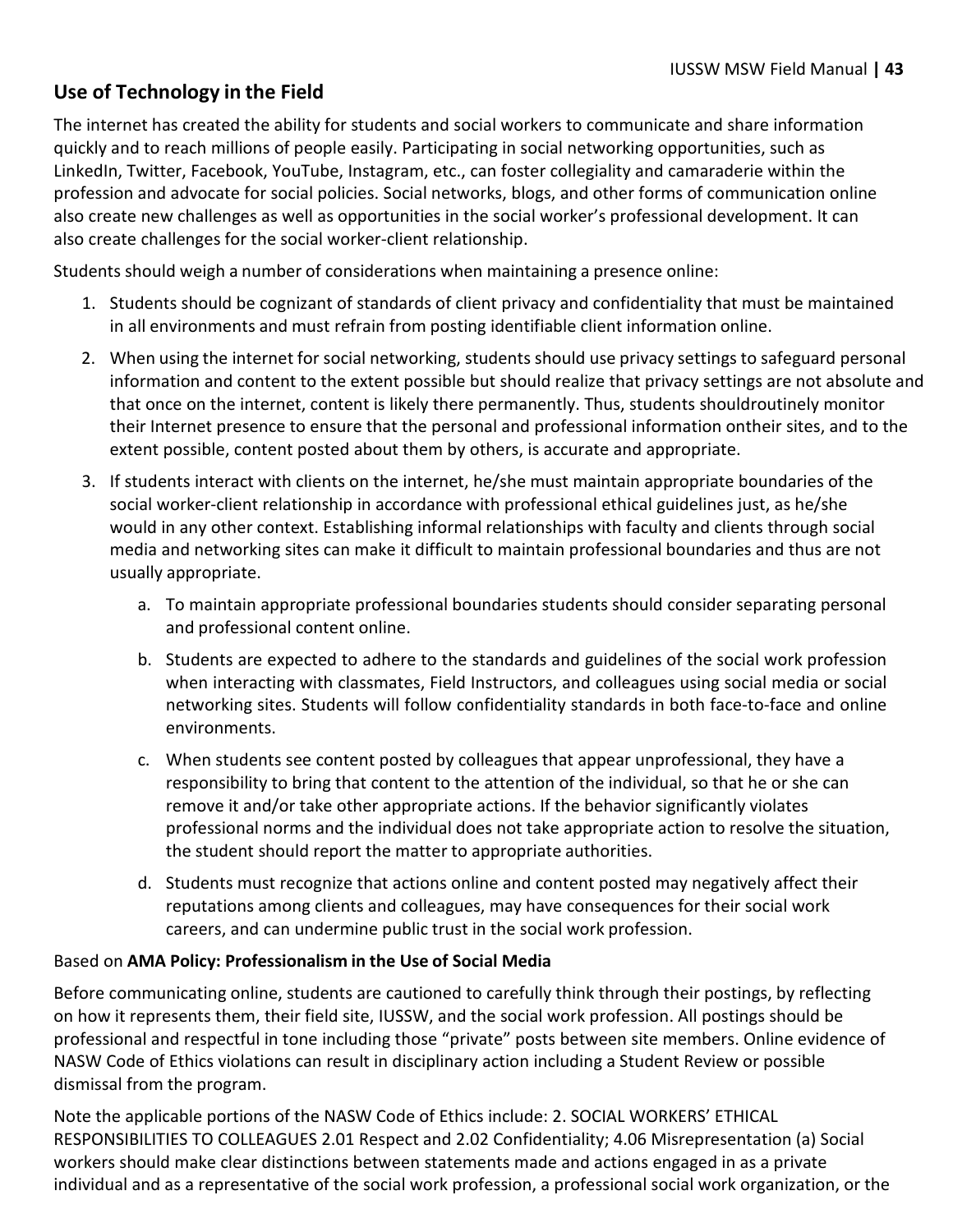## Use of Technology in the Field

The internet has created the ability for students and social workers to communicate and share information quickly and to reach millions of people easily. Participating in social networking opportunities, such as LinkedIn, Twitter, Facebook, YouTube, Instagram, etc., can foster collegiality and camaraderie within the profession and advocate for social policies. Social networks, blogs, and other forms of communication online also create new challenges as well as opportunities in the social worker's professional development. It can also create challenges for the social worker-client relationship.

Students should weigh a number of considerations when maintaining a presence online:

1. Students should be cognizant of standards of client privacy and confidentiality that must be maintained in all environments and must refrain from posting identifiable client information online.
2. When using the internet for social networking, students should use privacy settings to safeguard personal information and content to the extent possible but should realize that privacy settings are not absolute and that once on the internet, content is likely there permanently. Thus, students shouldroutinely monitor their Internet presence to ensure that the personal and professional information ontheir sites, and to the extent possible, content posted about them by others, is accurate and appropriate.
3. If students interact with clients on the internet, he/she must maintain appropriate boundaries of the social worker-client relationship in accordance with professional ethical guidelines just, as he/she would in any other context. Establishing informal relationships with faculty and clients through social media and networking sites can make it difficult to maintain professional boundaries and thus are not usually appropriate.
   a. To maintain appropriate professional boundaries students should consider separating personal and professional content online.
   b. Students are expected to adhere to the standards and guidelines of the social work profession when interacting with classmates, Field Instructors, and colleagues using social media or social networking sites. Students will follow confidentiality standards in both face-to-face and online environments.
   c. When students see content posted by colleagues that appear unprofessional, they have a responsibility to bring that content to the attention of the individual, so that he or she can remove it and/or take other appropriate actions. If the behavior significantly violates professional norms and the individual does not take appropriate action to resolve the situation, the student should report the matter to appropriate authorities.
   d. Students must recognize that actions online and content posted may negatively affect their reputations among clients and colleagues, may have consequences for their social work careers, and can undermine public trust in the social work profession.

Based on **AMA Policy: Professionalism in the Use of Social Media**

Before communicating online, students are cautioned to carefully think through their postings, by reflecting on how it represents them, their field site, IUSSW, and the social work profession. All postings should be professional and respectful in tone including those "private" posts between site members. Online evidence of NASW Code of Ethics violations can result in disciplinary action including a Student Review or possible dismissal from the program.

Note the applicable portions of the NASW Code of Ethics include: 2. SOCIAL WORKERS' ETHICAL RESPONSIBILITIES TO COLLEAGUES 2.01 Respect and 2.02 Confidentiality; 4.06 Misrepresentation (a) Social workers should make clear distinctions between statements made and actions engaged in as a private individual and as a representative of the social work profession, a professional social work organization, or the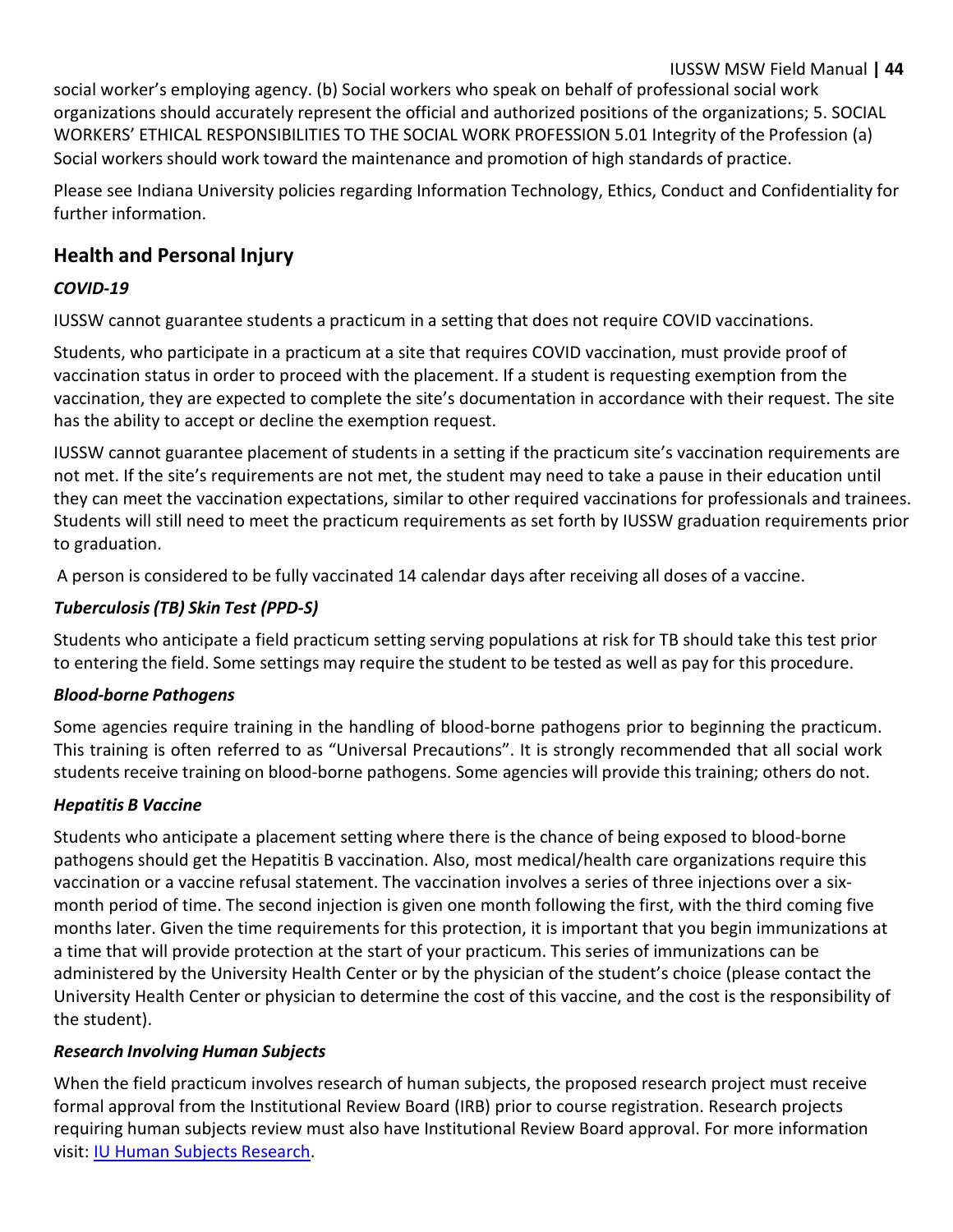social worker's employing agency. (b) Social workers who speak on behalf of professional social work organizations should accurately represent the official and authorized positions of the organizations; 5. SOCIAL WORKERS' ETHICAL RESPONSIBILITIES TO THE SOCIAL WORK PROFESSION 5.01 Integrity of the Profession (a) Social workers should work toward the maintenance and promotion of high standards of practice.

Please see Indiana University policies regarding Information Technology, Ethics, Conduct and Confidentiality for further information.

## Health and Personal Injury

### *COVID-19*

IUSSW cannot guarantee students a practicum in a setting that does not require COVID vaccinations.

Students, who participate in a practicum at a site that requires COVID vaccination, must provide proof of vaccination status in order to proceed with the placement. If a student is requesting exemption from the vaccination, they are expected to complete the site's documentation in accordance with their request. The site has the ability to accept or decline the exemption request.

IUSSW cannot guarantee placement of students in a setting if the practicum site's vaccination requirements are not met. If the site's requirements are not met, the student may need to take a pause in their education until they can meet the vaccination expectations, similar to other required vaccinations for professionals and trainees. Students will still need to meet the practicum requirements as set forth by IUSSW graduation requirements prior to graduation.

A person is considered to be fully vaccinated 14 calendar days after receiving all doses of a vaccine.

### *Tuberculosis (TB) Skin Test (PPD-S)*

Students who anticipate a field practicum setting serving populations at risk for TB should take this test prior to entering the field. Some settings may require the student to be tested as well as pay for this procedure.

### *Blood-borne Pathogens*

Some agencies require training in the handling of blood-borne pathogens prior to beginning the practicum. This training is often referred to as "Universal Precautions". It is strongly recommended that all social work students receive training on blood-borne pathogens. Some agencies will provide this training; others do not.

### *Hepatitis B Vaccine*

Students who anticipate a placement setting where there is the chance of being exposed to blood-borne pathogens should get the Hepatitis B vaccination. Also, most medical/health care organizations require this vaccination or a vaccine refusal statement. The vaccination involves a series of three injections over a six-month period of time. The second injection is given one month following the first, with the third coming five months later. Given the time requirements for this protection, it is important that you begin immunizations at a time that will provide protection at the start of your practicum. This series of immunizations can be administered by the University Health Center or by the physician of the student's choice (please contact the University Health Center or physician to determine the cost of this vaccine, and the cost is the responsibility of the student).

### *Research Involving Human Subjects*

When the field practicum involves research of human subjects, the proposed research project must receive formal approval from the Institutional Review Board (IRB) prior to course registration. Research projects requiring human subjects review must also have Institutional Review Board approval. For more information visit: [IU Human Subjects Research](IU Human Subjects Research).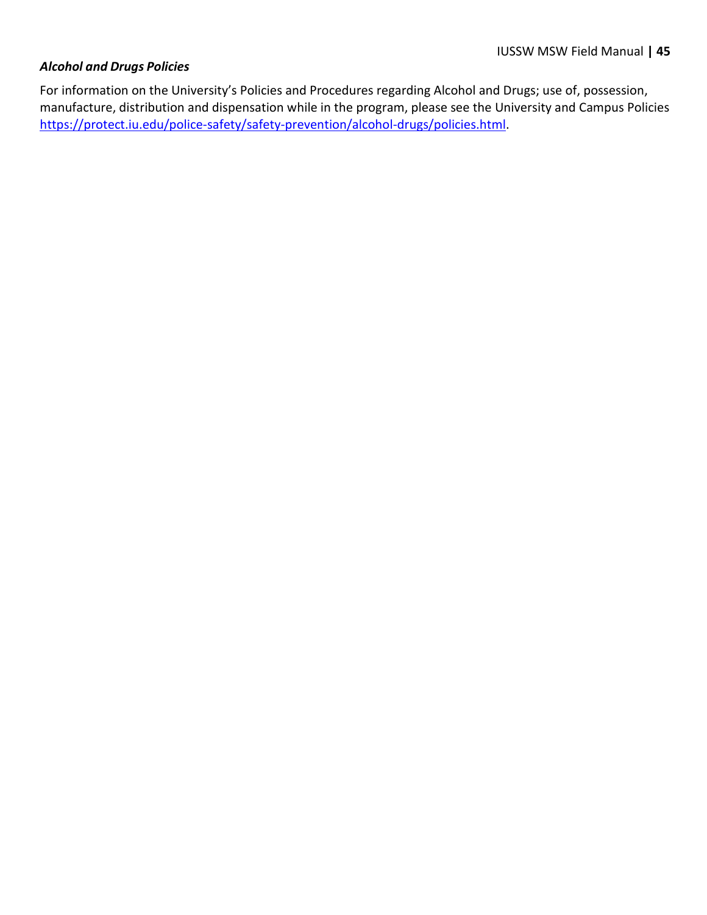### *Alcohol and Drugs Policies*

For information on the University's Policies and Procedures regarding Alcohol and Drugs; use of, possession, manufacture, distribution and dispensation while in the program, please see the University and Campus Policies [https://protect.iu.edu/police-safety/safety-prevention/alcohol-drugs/policies.html](https://protect.iu.edu/police-safety/safety-prevention/alcohol-drugs/policies.html).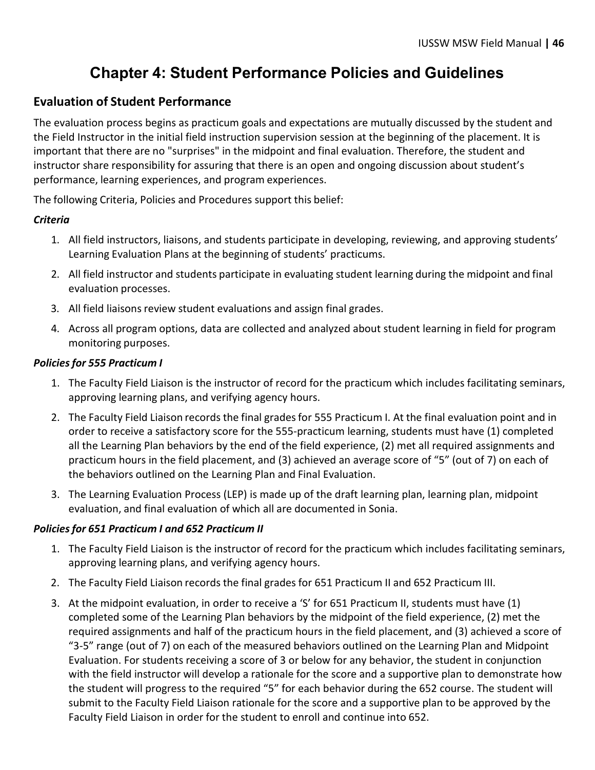# Chapter 4: Student Performance Policies and Guidelines

## Evaluation of Student Performance

The evaluation process begins as practicum goals and expectations are mutually discussed by the student and the Field Instructor in the initial field instruction supervision session at the beginning of the placement. It is important that there are no "surprises" in the midpoint and final evaluation. Therefore, the student and instructor share responsibility for assuring that there is an open and ongoing discussion about student's performance, learning experiences, and program experiences.

The following Criteria, Policies and Procedures support this belief:

### *Criteria*

1. All field instructors, liaisons, and students participate in developing, reviewing, and approving students' Learning Evaluation Plans at the beginning of students' practicums.
2. All field instructor and students participate in evaluating student learning during the midpoint and final evaluation processes.
3. All field liaisons review student evaluations and assign final grades.
4. Across all program options, data are collected and analyzed about student learning in field for program monitoring purposes.

### *Policies for 555 Practicum I*

1. The Faculty Field Liaison is the instructor of record for the practicum which includes facilitating seminars, approving learning plans, and verifying agency hours.
2. The Faculty Field Liaison records the final grades for 555 Practicum I. At the final evaluation point and in order to receive a satisfactory score for the 555-practicum learning, students must have (1) completed all the Learning Plan behaviors by the end of the field experience, (2) met all required assignments and practicum hours in the field placement, and (3) achieved an average score of "5" (out of 7) on each of the behaviors outlined on the Learning Plan and Final Evaluation.
3. The Learning Evaluation Process (LEP) is made up of the draft learning plan, learning plan, midpoint evaluation, and final evaluation of which all are documented in Sonia.

### *Policies for 651 Practicum I and 652 Practicum II*

1. The Faculty Field Liaison is the instructor of record for the practicum which includes facilitating seminars, approving learning plans, and verifying agency hours.
2. The Faculty Field Liaison records the final grades for 651 Practicum II and 652 Practicum III.
3. At the midpoint evaluation, in order to receive a 'S' for 651 Practicum II, students must have (1) completed some of the Learning Plan behaviors by the midpoint of the field experience, (2) met the required assignments and half of the practicum hours in the field placement, and (3) achieved a score of "3-5" range (out of 7) on each of the measured behaviors outlined on the Learning Plan and Midpoint Evaluation. For students receiving a score of 3 or below for any behavior, the student in conjunction with the field instructor will develop a rationale for the score and a supportive plan to demonstrate how the student will progress to the required "5" for each behavior during the 652 course. The student will submit to the Faculty Field Liaison rationale for the score and a supportive plan to be approved by the Faculty Field Liaison in order for the student to enroll and continue into 652.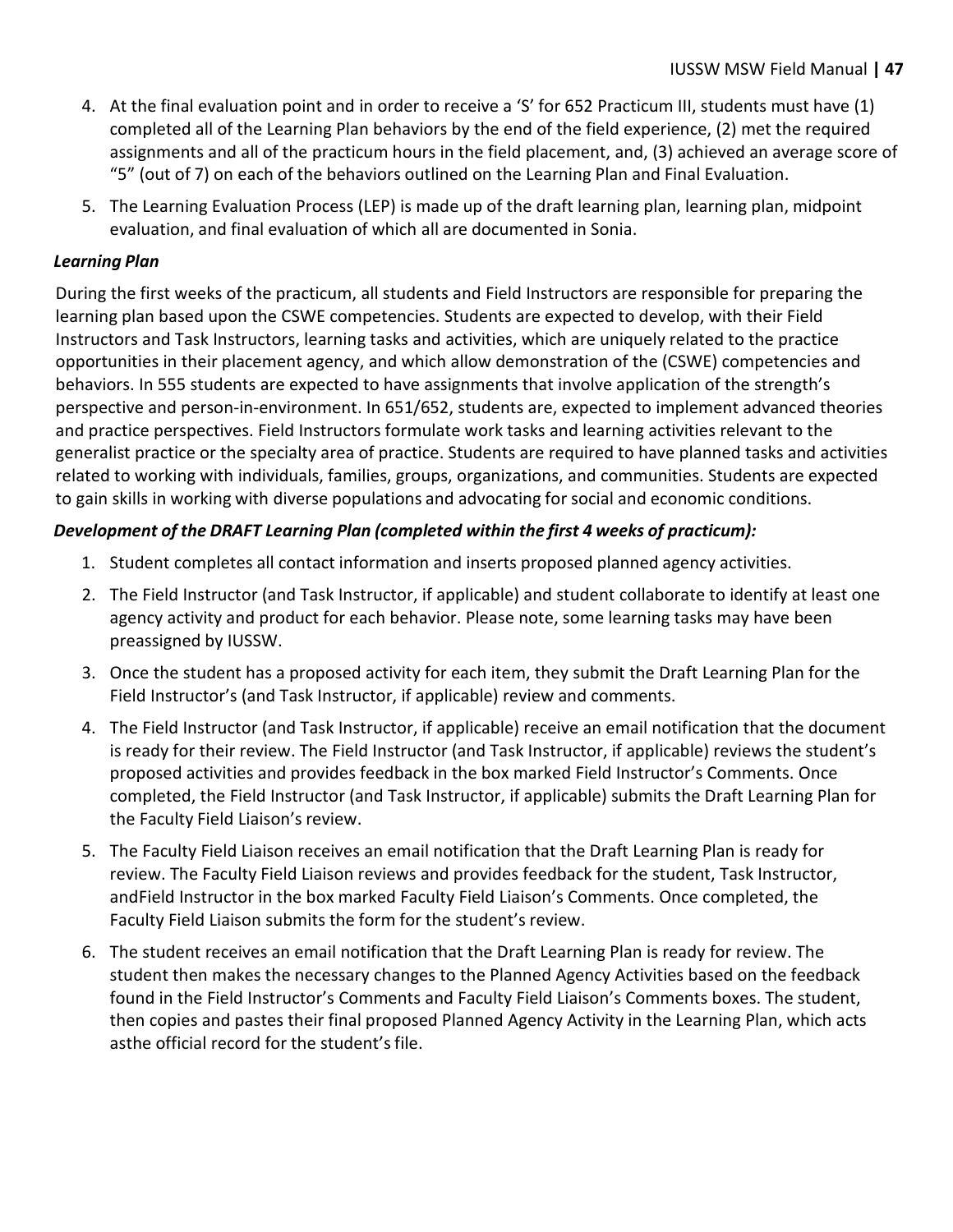4. At the final evaluation point and in order to receive a 'S' for 652 Practicum III, students must have (1) completed all of the Learning Plan behaviors by the end of the field experience, (2) met the required assignments and all of the practicum hours in the field placement, and, (3) achieved an average score of "5" (out of 7) on each of the behaviors outlined on the Learning Plan and Final Evaluation.
5. The Learning Evaluation Process (LEP) is made up of the draft learning plan, learning plan, midpoint evaluation, and final evaluation of which all are documented in Sonia.

***Learning Plan***

During the first weeks of the practicum, all students and Field Instructors are responsible for preparing the learning plan based upon the CSWE competencies. Students are expected to develop, with their Field Instructors and Task Instructors, learning tasks and activities, which are uniquely related to the practice opportunities in their placement agency, and which allow demonstration of the (CSWE) competencies and behaviors. In 555 students are expected to have assignments that involve application of the strength's perspective and person-in-environment. In 651/652, students are, expected to implement advanced theories and practice perspectives. Field Instructors formulate work tasks and learning activities relevant to the generalist practice or the specialty area of practice. Students are required to have planned tasks and activities related to working with individuals, families, groups, organizations, and communities. Students are expected to gain skills in working with diverse populations and advocating for social and economic conditions.

***Development of the DRAFT Learning Plan (completed within the first 4 weeks of practicum):***

1. Student completes all contact information and inserts proposed planned agency activities.
2. The Field Instructor (and Task Instructor, if applicable) and student collaborate to identify at least one agency activity and product for each behavior. Please note, some learning tasks may have been preassigned by IUSSW.
3. Once the student has a proposed activity for each item, they submit the Draft Learning Plan for the Field Instructor's (and Task Instructor, if applicable) review and comments.
4. The Field Instructor (and Task Instructor, if applicable) receive an email notification that the document is ready for their review. The Field Instructor (and Task Instructor, if applicable) reviews the student's proposed activities and provides feedback in the box marked Field Instructor's Comments. Once completed, the Field Instructor (and Task Instructor, if applicable) submits the Draft Learning Plan for the Faculty Field Liaison's review.
5. The Faculty Field Liaison receives an email notification that the Draft Learning Plan is ready for review. The Faculty Field Liaison reviews and provides feedback for the student, Task Instructor, andField Instructor in the box marked Faculty Field Liaison's Comments. Once completed, the Faculty Field Liaison submits the form for the student's review.
6. The student receives an email notification that the Draft Learning Plan is ready for review. The student then makes the necessary changes to the Planned Agency Activities based on the feedback found in the Field Instructor's Comments and Faculty Field Liaison's Comments boxes. The student, then copies and pastes their final proposed Planned Agency Activity in the Learning Plan, which acts asthe official record for the student's file.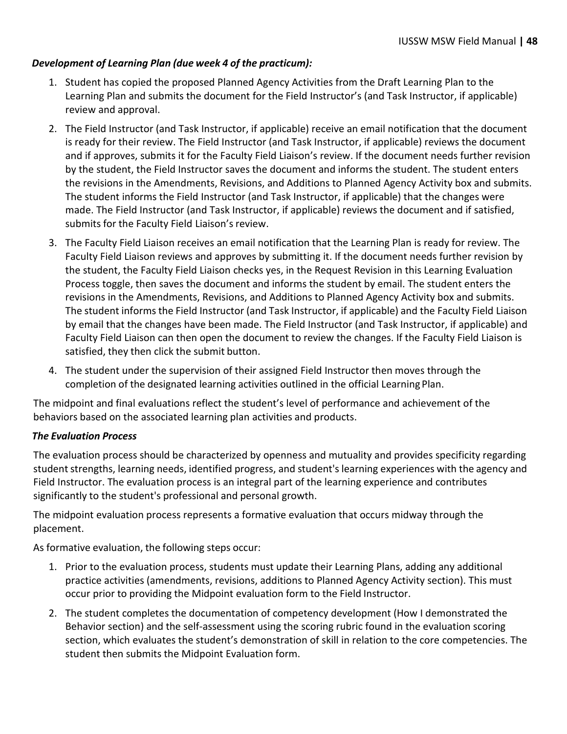***Development of Learning Plan (due week 4 of the practicum):***

1. Student has copied the proposed Planned Agency Activities from the Draft Learning Plan to the Learning Plan and submits the document for the Field Instructor's (and Task Instructor, if applicable) review and approval.
2. The Field Instructor (and Task Instructor, if applicable) receive an email notification that the document is ready for their review. The Field Instructor (and Task Instructor, if applicable) reviews the document and if approves, submits it for the Faculty Field Liaison's review. If the document needs further revision by the student, the Field Instructor saves the document and informs the student. The student enters the revisions in the Amendments, Revisions, and Additions to Planned Agency Activity box and submits. The student informs the Field Instructor (and Task Instructor, if applicable) that the changes were made. The Field Instructor (and Task Instructor, if applicable) reviews the document and if satisfied, submits for the Faculty Field Liaison's review.
3. The Faculty Field Liaison receives an email notification that the Learning Plan is ready for review. The Faculty Field Liaison reviews and approves by submitting it. If the document needs further revision by the student, the Faculty Field Liaison checks yes, in the Request Revision in this Learning Evaluation Process toggle, then saves the document and informs the student by email. The student enters the revisions in the Amendments, Revisions, and Additions to Planned Agency Activity box and submits. The student informs the Field Instructor (and Task Instructor, if applicable) and the Faculty Field Liaison by email that the changes have been made. The Field Instructor (and Task Instructor, if applicable) and Faculty Field Liaison can then open the document to review the changes. If the Faculty Field Liaison is satisfied, they then click the submit button.
4. The student under the supervision of their assigned Field Instructor then moves through the completion of the designated learning activities outlined in the official Learning Plan.

The midpoint and final evaluations reflect the student's level of performance and achievement of the behaviors based on the associated learning plan activities and products.

***The Evaluation Process***

The evaluation process should be characterized by openness and mutuality and provides specificity regarding student strengths, learning needs, identified progress, and student's learning experiences with the agency and Field Instructor. The evaluation process is an integral part of the learning experience and contributes significantly to the student's professional and personal growth.

The midpoint evaluation process represents a formative evaluation that occurs midway through the placement.

As formative evaluation, the following steps occur:

1. Prior to the evaluation process, students must update their Learning Plans, adding any additional practice activities (amendments, revisions, additions to Planned Agency Activity section). This must occur prior to providing the Midpoint evaluation form to the Field Instructor.
2. The student completes the documentation of competency development (How I demonstrated the Behavior section) and the self-assessment using the scoring rubric found in the evaluation scoring section, which evaluates the student's demonstration of skill in relation to the core competencies. The student then submits the Midpoint Evaluation form.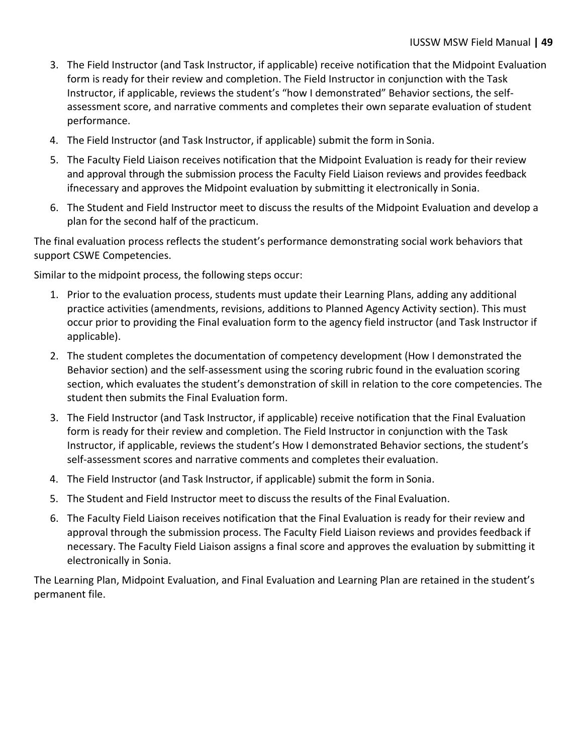3. The Field Instructor (and Task Instructor, if applicable) receive notification that the Midpoint Evaluation form is ready for their review and completion. The Field Instructor in conjunction with the Task Instructor, if applicable, reviews the student's "how I demonstrated" Behavior sections, the self-assessment score, and narrative comments and completes their own separate evaluation of student performance.
4. The Field Instructor (and Task Instructor, if applicable) submit the form in Sonia.
5. The Faculty Field Liaison receives notification that the Midpoint Evaluation is ready for their review and approval through the submission process the Faculty Field Liaison reviews and provides feedback ifnecessary and approves the Midpoint evaluation by submitting it electronically in Sonia.
6. The Student and Field Instructor meet to discuss the results of the Midpoint Evaluation and develop a plan for the second half of the practicum.

The final evaluation process reflects the student's performance demonstrating social work behaviors that support CSWE Competencies.

Similar to the midpoint process, the following steps occur:

1. Prior to the evaluation process, students must update their Learning Plans, adding any additional practice activities (amendments, revisions, additions to Planned Agency Activity section). This must occur prior to providing the Final evaluation form to the agency field instructor (and Task Instructor if applicable).
2. The student completes the documentation of competency development (How I demonstrated the Behavior section) and the self-assessment using the scoring rubric found in the evaluation scoring section, which evaluates the student's demonstration of skill in relation to the core competencies. The student then submits the Final Evaluation form.
3. The Field Instructor (and Task Instructor, if applicable) receive notification that the Final Evaluation form is ready for their review and completion. The Field Instructor in conjunction with the Task Instructor, if applicable, reviews the student's How I demonstrated Behavior sections, the student's self-assessment scores and narrative comments and completes their evaluation.
4. The Field Instructor (and Task Instructor, if applicable) submit the form in Sonia.
5. The Student and Field Instructor meet to discuss the results of the Final Evaluation.
6. The Faculty Field Liaison receives notification that the Final Evaluation is ready for their review and approval through the submission process. The Faculty Field Liaison reviews and provides feedback if necessary. The Faculty Field Liaison assigns a final score and approves the evaluation by submitting it electronically in Sonia.

The Learning Plan, Midpoint Evaluation, and Final Evaluation and Learning Plan are retained in the student's permanent file.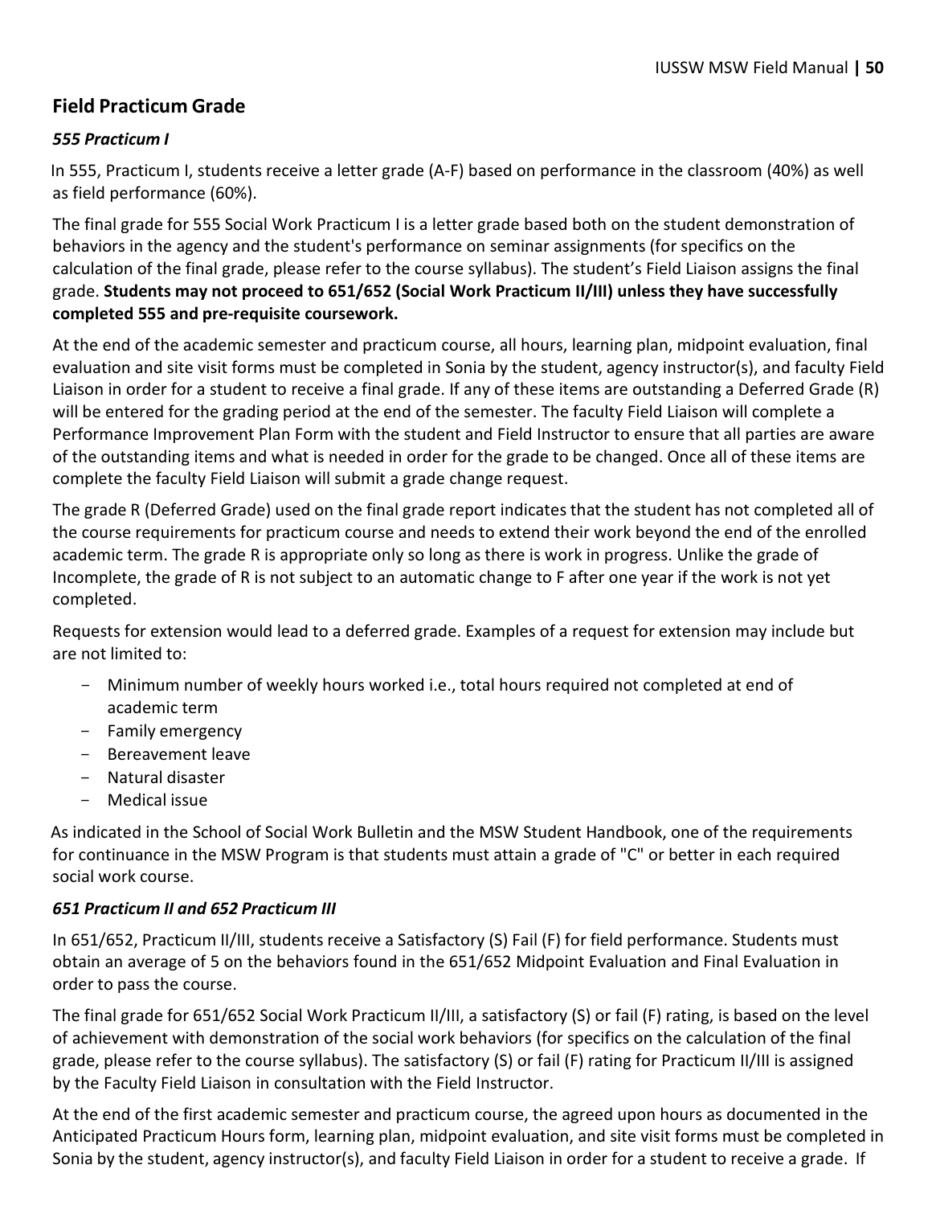## Field Practicum Grade

### *555 Practicum I*

In 555, Practicum I, students receive a letter grade (A-F) based on performance in the classroom (40%) as well as field performance (60%).

The final grade for 555 Social Work Practicum I is a letter grade based both on the student demonstration of behaviors in the agency and the student's performance on seminar assignments (for specifics on the calculation of the final grade, please refer to the course syllabus). The student's Field Liaison assigns the final grade. **Students may not proceed to 651/652 (Social Work Practicum II/III) unless they have successfully completed 555 and pre-requisite coursework.**

At the end of the academic semester and practicum course, all hours, learning plan, midpoint evaluation, final evaluation and site visit forms must be completed in Sonia by the student, agency instructor(s), and faculty Field Liaison in order for a student to receive a final grade. If any of these items are outstanding a Deferred Grade (R) will be entered for the grading period at the end of the semester. The faculty Field Liaison will complete a Performance Improvement Plan Form with the student and Field Instructor to ensure that all parties are aware of the outstanding items and what is needed in order for the grade to be changed. Once all of these items are complete the faculty Field Liaison will submit a grade change request.

The grade R (Deferred Grade) used on the final grade report indicates that the student has not completed all of the course requirements for practicum course and needs to extend their work beyond the end of the enrolled academic term. The grade R is appropriate only so long as there is work in progress. Unlike the grade of Incomplete, the grade of R is not subject to an automatic change to F after one year if the work is not yet completed.

Requests for extension would lead to a deferred grade. Examples of a request for extension may include but are not limited to:

- Minimum number of weekly hours worked i.e., total hours required not completed at end of academic term
- Family emergency
- Bereavement leave
- Natural disaster
- Medical issue

As indicated in the School of Social Work Bulletin and the MSW Student Handbook, one of the requirements for continuance in the MSW Program is that students must attain a grade of "C" or better in each required social work course.

### *651 Practicum II and 652 Practicum III*

In 651/652, Practicum II/III, students receive a Satisfactory (S) Fail (F) for field performance. Students must obtain an average of 5 on the behaviors found in the 651/652 Midpoint Evaluation and Final Evaluation in order to pass the course.

The final grade for 651/652 Social Work Practicum II/III, a satisfactory (S) or fail (F) rating, is based on the level of achievement with demonstration of the social work behaviors (for specifics on the calculation of the final grade, please refer to the course syllabus). The satisfactory (S) or fail (F) rating for Practicum II/III is assigned by the Faculty Field Liaison in consultation with the Field Instructor.

At the end of the first academic semester and practicum course, the agreed upon hours as documented in the Anticipated Practicum Hours form, learning plan, midpoint evaluation, and site visit forms must be completed in Sonia by the student, agency instructor(s), and faculty Field Liaison in order for a student to receive a grade. If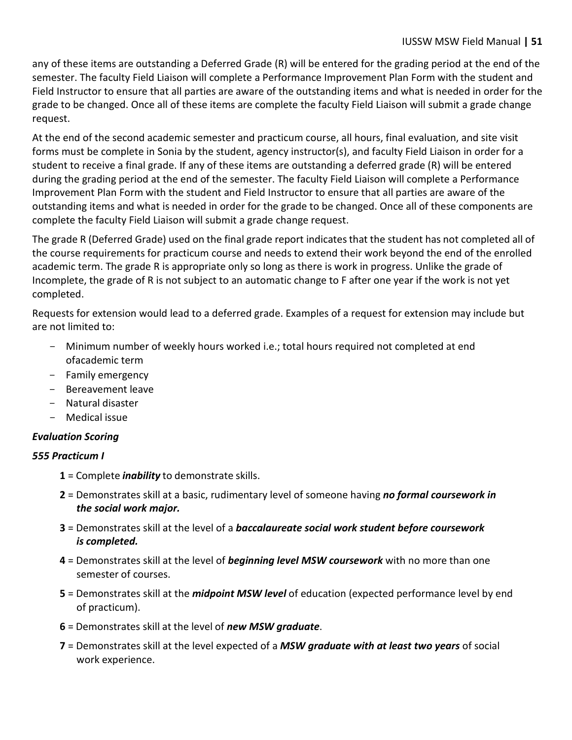any of these items are outstanding a Deferred Grade (R) will be entered for the grading period at the end of the semester. The faculty Field Liaison will complete a Performance Improvement Plan Form with the student and Field Instructor to ensure that all parties are aware of the outstanding items and what is needed in order for the grade to be changed. Once all of these items are complete the faculty Field Liaison will submit a grade change request.

At the end of the second academic semester and practicum course, all hours, final evaluation, and site visit forms must be complete in Sonia by the student, agency instructor(s), and faculty Field Liaison in order for a student to receive a final grade. If any of these items are outstanding a deferred grade (R) will be entered during the grading period at the end of the semester. The faculty Field Liaison will complete a Performance Improvement Plan Form with the student and Field Instructor to ensure that all parties are aware of the outstanding items and what is needed in order for the grade to be changed. Once all of these components are complete the faculty Field Liaison will submit a grade change request.

The grade R (Deferred Grade) used on the final grade report indicates that the student has not completed all of the course requirements for practicum course and needs to extend their work beyond the end of the enrolled academic term. The grade R is appropriate only so long as there is work in progress. Unlike the grade of Incomplete, the grade of R is not subject to an automatic change to F after one year if the work is not yet completed.

Requests for extension would lead to a deferred grade. Examples of a request for extension may include but are not limited to:

- Minimum number of weekly hours worked i.e.; total hours required not completed at end ofacademic term
- Family emergency
- Bereavement leave
- Natural disaster
- Medical issue

***Evaluation Scoring***

***555 Practicum I***

**1** = Complete ***inability*** to demonstrate skills.

**2** = Demonstrates skill at a basic, rudimentary level of someone having ***no formal coursework in the social work major.***

**3** = Demonstrates skill at the level of a ***baccalaureate social work student before coursework is completed.***

**4** = Demonstrates skill at the level of ***beginning level MSW coursework*** with no more than one semester of courses.

**5** = Demonstrates skill at the ***midpoint MSW level*** of education (expected performance level by end of practicum).

**6** = Demonstrates skill at the level of ***new MSW graduate***.

**7** = Demonstrates skill at the level expected of a ***MSW graduate with at least two years*** of social work experience.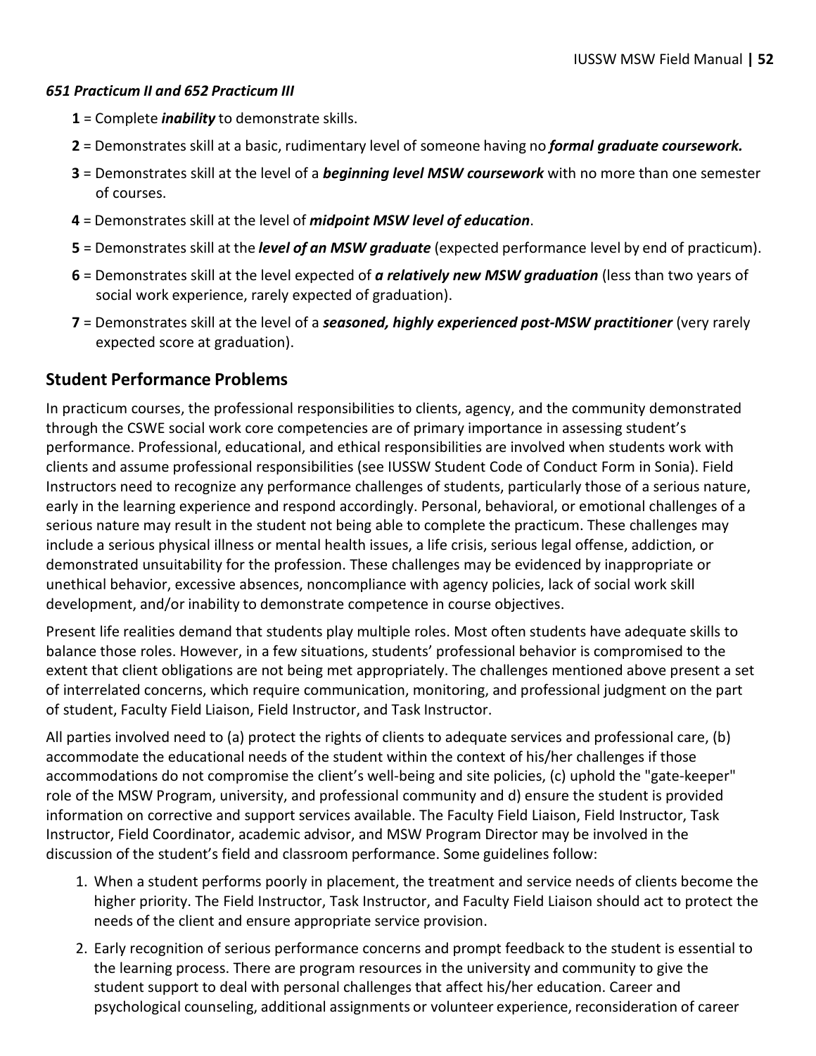***651 Practicum II and 652 Practicum III***

- **1** = Complete ***inability*** to demonstrate skills.
- **2** = Demonstrates skill at a basic, rudimentary level of someone having no ***formal graduate coursework.***
- **3** = Demonstrates skill at the level of a ***beginning level MSW coursework*** with no more than one semester of courses.
- **4** = Demonstrates skill at the level of ***midpoint MSW level of education***.
- **5** = Demonstrates skill at the ***level of an MSW graduate*** (expected performance level by end of practicum).
- **6** = Demonstrates skill at the level expected of ***a relatively new MSW graduation*** (less than two years of social work experience, rarely expected of graduation).
- **7** = Demonstrates skill at the level of a ***seasoned, highly experienced post-MSW practitioner*** (very rarely expected score at graduation).

## Student Performance Problems

In practicum courses, the professional responsibilities to clients, agency, and the community demonstrated through the CSWE social work core competencies are of primary importance in assessing student's performance. Professional, educational, and ethical responsibilities are involved when students work with clients and assume professional responsibilities (see IUSSW Student Code of Conduct Form in Sonia). Field Instructors need to recognize any performance challenges of students, particularly those of a serious nature, early in the learning experience and respond accordingly. Personal, behavioral, or emotional challenges of a serious nature may result in the student not being able to complete the practicum. These challenges may include a serious physical illness or mental health issues, a life crisis, serious legal offense, addiction, or demonstrated unsuitability for the profession. These challenges may be evidenced by inappropriate or unethical behavior, excessive absences, noncompliance with agency policies, lack of social work skill development, and/or inability to demonstrate competence in course objectives.

Present life realities demand that students play multiple roles. Most often students have adequate skills to balance those roles. However, in a few situations, students' professional behavior is compromised to the extent that client obligations are not being met appropriately. The challenges mentioned above present a set of interrelated concerns, which require communication, monitoring, and professional judgment on the part of student, Faculty Field Liaison, Field Instructor, and Task Instructor.

All parties involved need to (a) protect the rights of clients to adequate services and professional care, (b) accommodate the educational needs of the student within the context of his/her challenges if those accommodations do not compromise the client's well-being and site policies, (c) uphold the "gate-keeper" role of the MSW Program, university, and professional community and d) ensure the student is provided information on corrective and support services available. The Faculty Field Liaison, Field Instructor, Task Instructor, Field Coordinator, academic advisor, and MSW Program Director may be involved in the discussion of the student's field and classroom performance. Some guidelines follow:

1. When a student performs poorly in placement, the treatment and service needs of clients become the higher priority. The Field Instructor, Task Instructor, and Faculty Field Liaison should act to protect the needs of the client and ensure appropriate service provision.
2. Early recognition of serious performance concerns and prompt feedback to the student is essential to the learning process. There are program resources in the university and community to give the student support to deal with personal challenges that affect his/her education. Career and psychological counseling, additional assignments or volunteer experience, reconsideration of career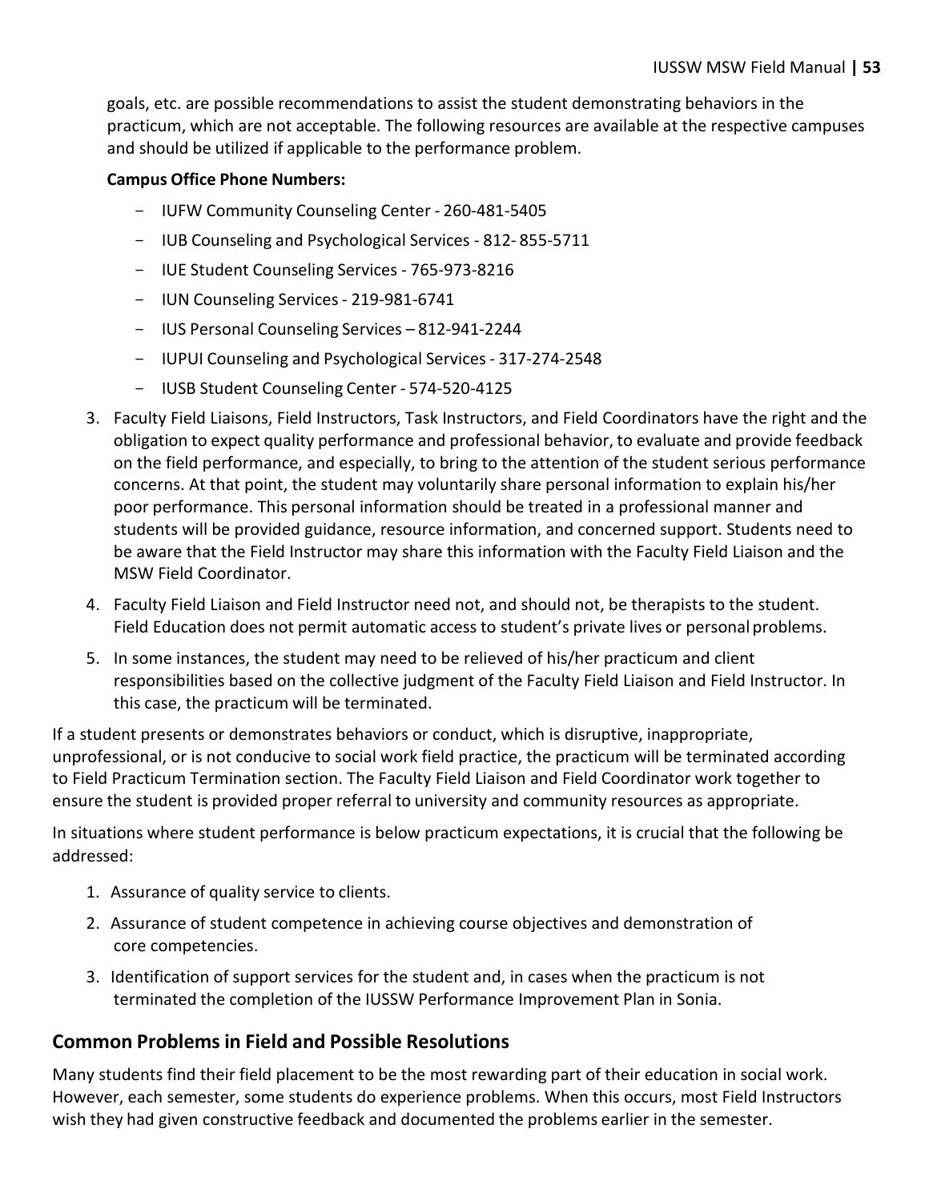goals, etc. are possible recommendations to assist the student demonstrating behaviors in the practicum, which are not acceptable. The following resources are available at the respective campuses and should be utilized if applicable to the performance problem.

**Campus Office Phone Numbers:**

- IUFW Community Counseling Center - 260-481-5405
- IUB Counseling and Psychological Services - 812- 855-5711
- IUE Student Counseling Services - 765-973-8216
- IUN Counseling Services - 219-981-6741
- IUS Personal Counseling Services – 812-941-2244
- IUPUI Counseling and Psychological Services - 317-274-2548
- IUSB Student Counseling Center - 574-520-4125

3. Faculty Field Liaisons, Field Instructors, Task Instructors, and Field Coordinators have the right and the obligation to expect quality performance and professional behavior, to evaluate and provide feedback on the field performance, and especially, to bring to the attention of the student serious performance concerns. At that point, the student may voluntarily share personal information to explain his/her poor performance. This personal information should be treated in a professional manner and students will be provided guidance, resource information, and concerned support. Students need to be aware that the Field Instructor may share this information with the Faculty Field Liaison and the MSW Field Coordinator.
4. Faculty Field Liaison and Field Instructor need not, and should not, be therapists to the student. Field Education does not permit automatic access to student's private lives or personal problems.
5. In some instances, the student may need to be relieved of his/her practicum and client responsibilities based on the collective judgment of the Faculty Field Liaison and Field Instructor. In this case, the practicum will be terminated.

If a student presents or demonstrates behaviors or conduct, which is disruptive, inappropriate, unprofessional, or is not conducive to social work field practice, the practicum will be terminated according to Field Practicum Termination section. The Faculty Field Liaison and Field Coordinator work together to ensure the student is provided proper referral to university and community resources as appropriate.

In situations where student performance is below practicum expectations, it is crucial that the following be addressed:

1. Assurance of quality service to clients.
2. Assurance of student competence in achieving course objectives and demonstration of core competencies.
3. Identification of support services for the student and, in cases when the practicum is not terminated the completion of the IUSSW Performance Improvement Plan in Sonia.

## Common Problems in Field and Possible Resolutions

Many students find their field placement to be the most rewarding part of their education in social work. However, each semester, some students do experience problems. When this occurs, most Field Instructors wish they had given constructive feedback and documented the problems earlier in the semester.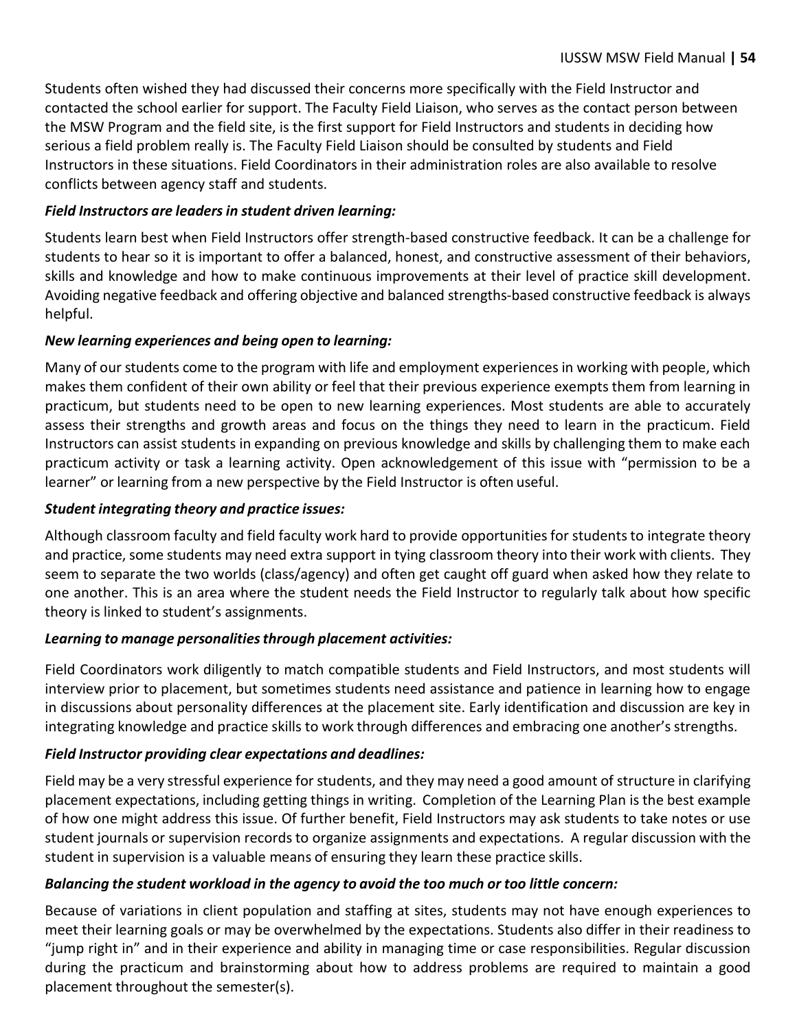Students often wished they had discussed their concerns more specifically with the Field Instructor and contacted the school earlier for support. The Faculty Field Liaison, who serves as the contact person between the MSW Program and the field site, is the first support for Field Instructors and students in deciding how serious a field problem really is. The Faculty Field Liaison should be consulted by students and Field Instructors in these situations. Field Coordinators in their administration roles are also available to resolve conflicts between agency staff and students.

***Field Instructors are leaders in student driven learning:***

Students learn best when Field Instructors offer strength-based constructive feedback. It can be a challenge for students to hear so it is important to offer a balanced, honest, and constructive assessment of their behaviors, skills and knowledge and how to make continuous improvements at their level of practice skill development. Avoiding negative feedback and offering objective and balanced strengths-based constructive feedback is always helpful.

***New learning experiences and being open to learning:***

Many of our students come to the program with life and employment experiences in working with people, which makes them confident of their own ability or feel that their previous experience exempts them from learning in practicum, but students need to be open to new learning experiences. Most students are able to accurately assess their strengths and growth areas and focus on the things they need to learn in the practicum. Field Instructors can assist students in expanding on previous knowledge and skills by challenging them to make each practicum activity or task a learning activity. Open acknowledgement of this issue with "permission to be a learner" or learning from a new perspective by the Field Instructor is often useful.

***Student integrating theory and practice issues:***

Although classroom faculty and field faculty work hard to provide opportunities for students to integrate theory and practice, some students may need extra support in tying classroom theory into their work with clients. They seem to separate the two worlds (class/agency) and often get caught off guard when asked how they relate to one another. This is an area where the student needs the Field Instructor to regularly talk about how specific theory is linked to student's assignments.

***Learning to manage personalities through placement activities:***

Field Coordinators work diligently to match compatible students and Field Instructors, and most students will interview prior to placement, but sometimes students need assistance and patience in learning how to engage in discussions about personality differences at the placement site. Early identification and discussion are key in integrating knowledge and practice skills to work through differences and embracing one another's strengths.

***Field Instructor providing clear expectations and deadlines:***

Field may be a very stressful experience for students, and they may need a good amount of structure in clarifying placement expectations, including getting things in writing. Completion of the Learning Plan is the best example of how one might address this issue. Of further benefit, Field Instructors may ask students to take notes or use student journals or supervision records to organize assignments and expectations. A regular discussion with the student in supervision is a valuable means of ensuring they learn these practice skills.

***Balancing the student workload in the agency to avoid the too much or too little concern:***

Because of variations in client population and staffing at sites, students may not have enough experiences to meet their learning goals or may be overwhelmed by the expectations. Students also differ in their readiness to "jump right in" and in their experience and ability in managing time or case responsibilities. Regular discussion during the practicum and brainstorming about how to address problems are required to maintain a good placement throughout the semester(s).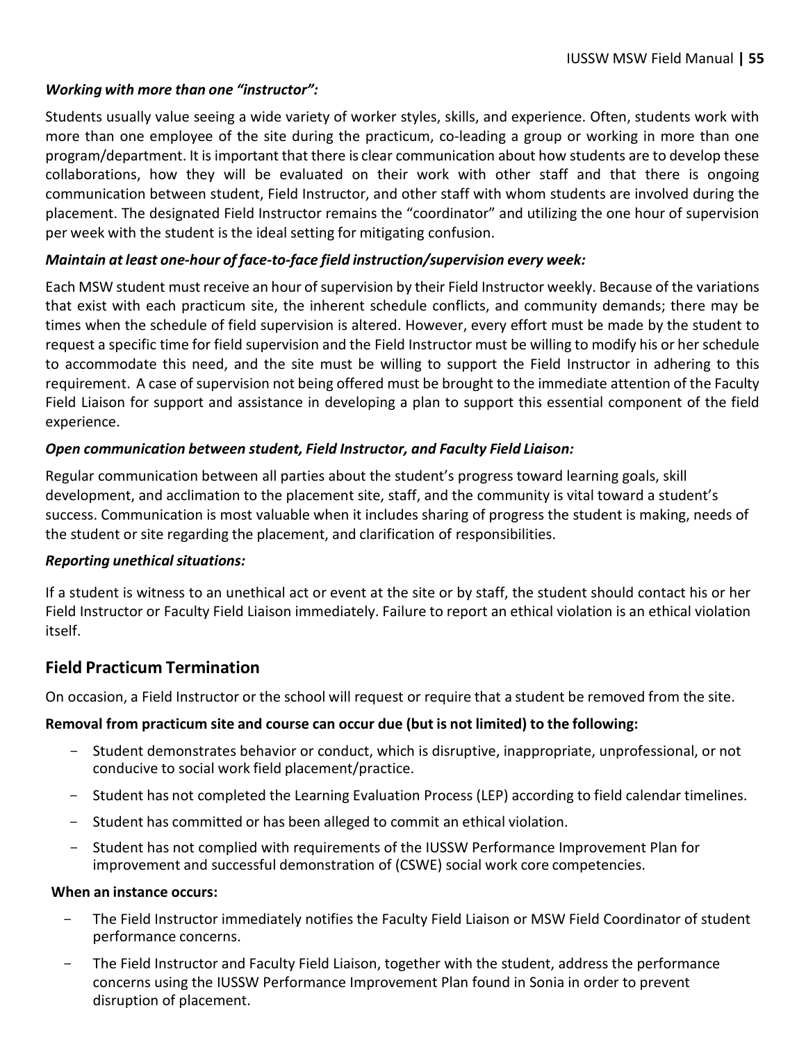***Working with more than one "instructor":***

Students usually value seeing a wide variety of worker styles, skills, and experience. Often, students work with more than one employee of the site during the practicum, co-leading a group or working in more than one program/department. It is important that there is clear communication about how students are to develop these collaborations, how they will be evaluated on their work with other staff and that there is ongoing communication between student, Field Instructor, and other staff with whom students are involved during the placement. The designated Field Instructor remains the "coordinator" and utilizing the one hour of supervision per week with the student is the ideal setting for mitigating confusion.

***Maintain at least one-hour of face-to-face field instruction/supervision every week:***

Each MSW student must receive an hour of supervision by their Field Instructor weekly. Because of the variations that exist with each practicum site, the inherent schedule conflicts, and community demands; there may be times when the schedule of field supervision is altered. However, every effort must be made by the student to request a specific time for field supervision and the Field Instructor must be willing to modify his or her schedule to accommodate this need, and the site must be willing to support the Field Instructor in adhering to this requirement. A case of supervision not being offered must be brought to the immediate attention of the Faculty Field Liaison for support and assistance in developing a plan to support this essential component of the field experience.

***Open communication between student, Field Instructor, and Faculty Field Liaison:***

Regular communication between all parties about the student's progress toward learning goals, skill development, and acclimation to the placement site, staff, and the community is vital toward a student's success. Communication is most valuable when it includes sharing of progress the student is making, needs of the student or site regarding the placement, and clarification of responsibilities.

***Reporting unethical situations:***

If a student is witness to an unethical act or event at the site or by staff, the student should contact his or her Field Instructor or Faculty Field Liaison immediately. Failure to report an ethical violation is an ethical violation itself.

## Field Practicum Termination

On occasion, a Field Instructor or the school will request or require that a student be removed from the site.

**Removal from practicum site and course can occur due (but is not limited) to the following:**

- Student demonstrates behavior or conduct, which is disruptive, inappropriate, unprofessional, or not conducive to social work field placement/practice.
- Student has not completed the Learning Evaluation Process (LEP) according to field calendar timelines.
- Student has committed or has been alleged to commit an ethical violation.
- Student has not complied with requirements of the IUSSW Performance Improvement Plan for improvement and successful demonstration of (CSWE) social work core competencies.

**When an instance occurs:**

- The Field Instructor immediately notifies the Faculty Field Liaison or MSW Field Coordinator of student performance concerns.
- The Field Instructor and Faculty Field Liaison, together with the student, address the performance concerns using the IUSSW Performance Improvement Plan found in Sonia in order to prevent disruption of placement.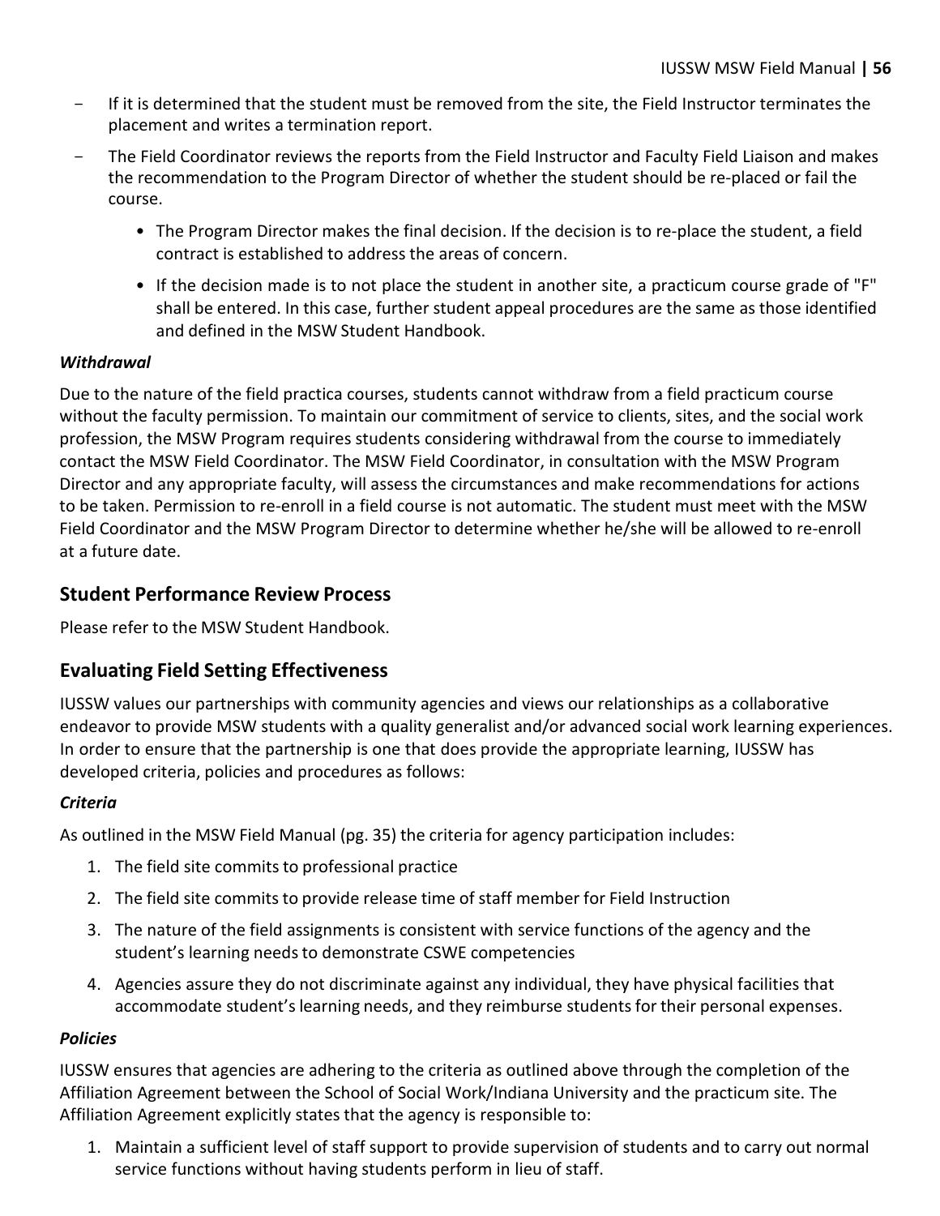- If it is determined that the student must be removed from the site, the Field Instructor terminates the placement and writes a termination report.
- The Field Coordinator reviews the reports from the Field Instructor and Faculty Field Liaison and makes the recommendation to the Program Director of whether the student should be re-placed or fail the course.
    - The Program Director makes the final decision. If the decision is to re-place the student, a field contract is established to address the areas of concern.
    - If the decision made is to not place the student in another site, a practicum course grade of "F" shall be entered. In this case, further student appeal procedures are the same as those identified and defined in the MSW Student Handbook.

***Withdrawal***

Due to the nature of the field practica courses, students cannot withdraw from a field practicum course without the faculty permission. To maintain our commitment of service to clients, sites, and the social work profession, the MSW Program requires students considering withdrawal from the course to immediately contact the MSW Field Coordinator. The MSW Field Coordinator, in consultation with the MSW Program Director and any appropriate faculty, will assess the circumstances and make recommendations for actions to be taken. Permission to re-enroll in a field course is not automatic. The student must meet with the MSW Field Coordinator and the MSW Program Director to determine whether he/she will be allowed to re-enroll at a future date.

## Student Performance Review Process

Please refer to the MSW Student Handbook.

## Evaluating Field Setting Effectiveness

IUSSW values our partnerships with community agencies and views our relationships as a collaborative endeavor to provide MSW students with a quality generalist and/or advanced social work learning experiences. In order to ensure that the partnership is one that does provide the appropriate learning, IUSSW has developed criteria, policies and procedures as follows:

***Criteria***

As outlined in the MSW Field Manual (pg. 35) the criteria for agency participation includes:

1. The field site commits to professional practice
2. The field site commits to provide release time of staff member for Field Instruction
3. The nature of the field assignments is consistent with service functions of the agency and the student's learning needs to demonstrate CSWE competencies
4. Agencies assure they do not discriminate against any individual, they have physical facilities that accommodate student's learning needs, and they reimburse students for their personal expenses.

***Policies***

IUSSW ensures that agencies are adhering to the criteria as outlined above through the completion of the Affiliation Agreement between the School of Social Work/Indiana University and the practicum site. The Affiliation Agreement explicitly states that the agency is responsible to:

1. Maintain a sufficient level of staff support to provide supervision of students and to carry out normal service functions without having students perform in lieu of staff.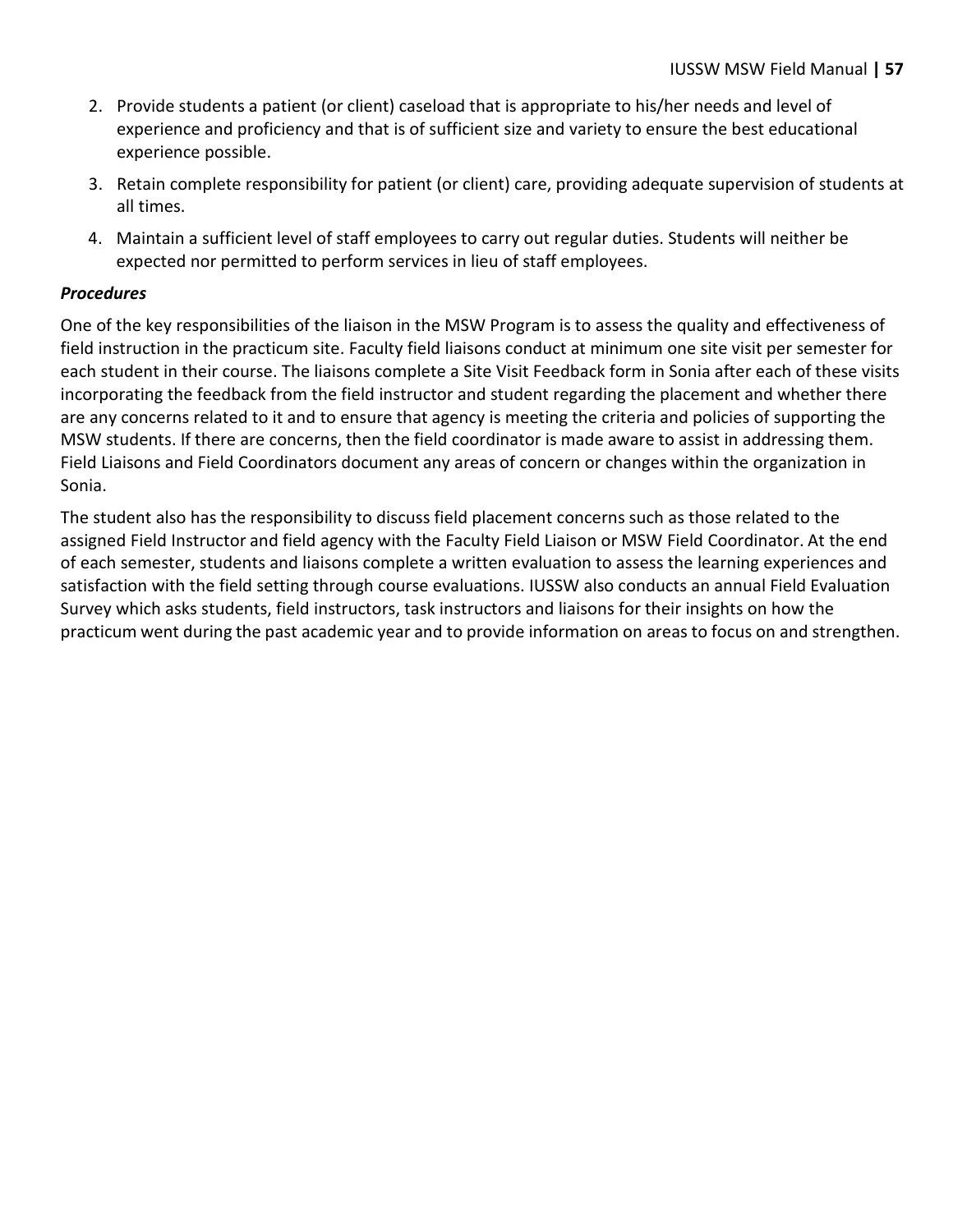2. Provide students a patient (or client) caseload that is appropriate to his/her needs and level of experience and proficiency and that is of sufficient size and variety to ensure the best educational experience possible.
3. Retain complete responsibility for patient (or client) care, providing adequate supervision of students at all times.
4. Maintain a sufficient level of staff employees to carry out regular duties. Students will neither be expected nor permitted to perform services in lieu of staff employees.

***Procedures***

One of the key responsibilities of the liaison in the MSW Program is to assess the quality and effectiveness of field instruction in the practicum site. Faculty field liaisons conduct at minimum one site visit per semester for each student in their course. The liaisons complete a Site Visit Feedback form in Sonia after each of these visits incorporating the feedback from the field instructor and student regarding the placement and whether there are any concerns related to it and to ensure that agency is meeting the criteria and policies of supporting the MSW students. If there are concerns, then the field coordinator is made aware to assist in addressing them. Field Liaisons and Field Coordinators document any areas of concern or changes within the organization in Sonia.

The student also has the responsibility to discuss field placement concerns such as those related to the assigned Field Instructor and field agency with the Faculty Field Liaison or MSW Field Coordinator. At the end of each semester, students and liaisons complete a written evaluation to assess the learning experiences and satisfaction with the field setting through course evaluations. IUSSW also conducts an annual Field Evaluation Survey which asks students, field instructors, task instructors and liaisons for their insights on how the practicum went during the past academic year and to provide information on areas to focus on and strengthen.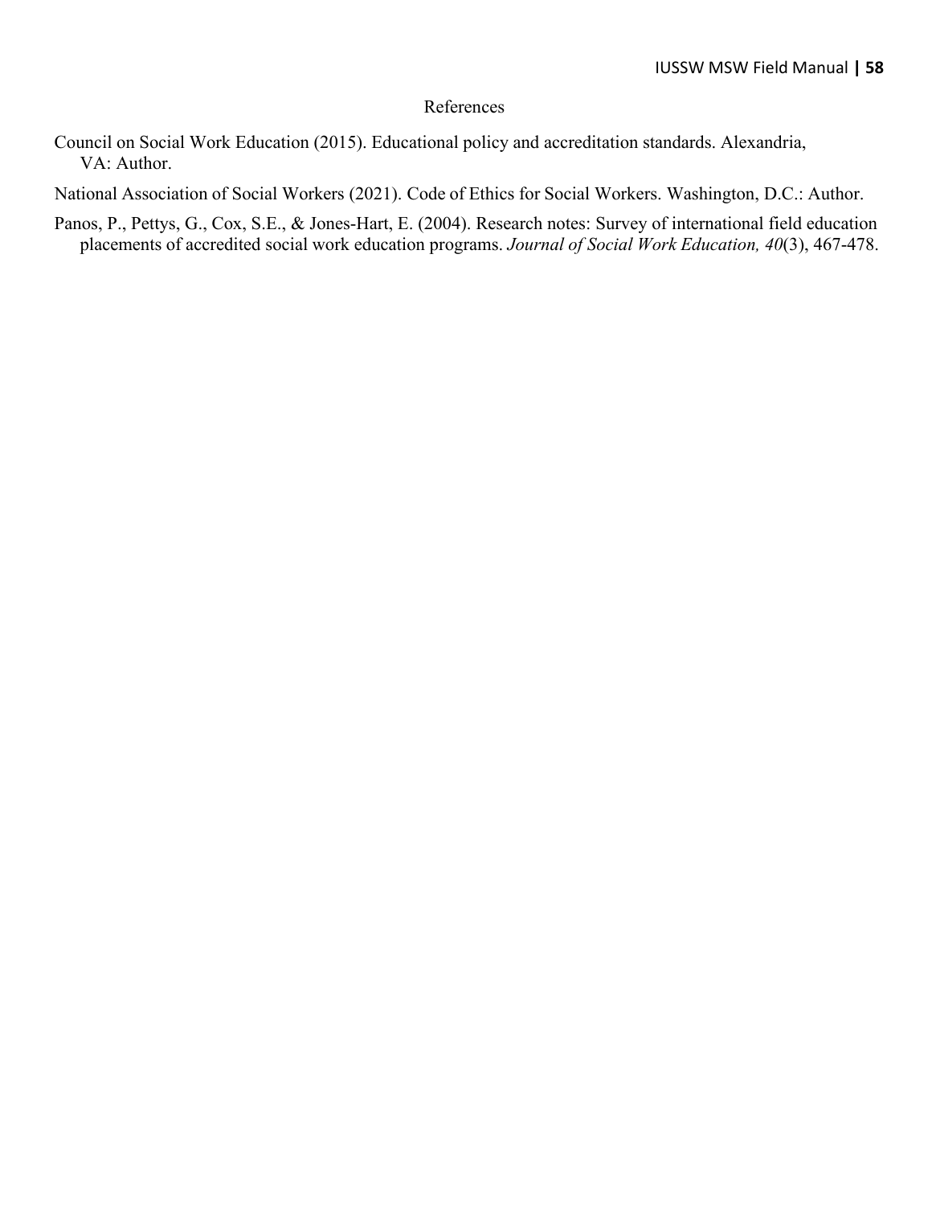# References

Council on Social Work Education (2015). Educational policy and accreditation standards. Alexandria, VA: Author.

National Association of Social Workers (2021). Code of Ethics for Social Workers. Washington, D.C.: Author.

Panos, P., Pettys, G., Cox, S.E., & Jones-Hart, E. (2004). Research notes: Survey of international field education placements of accredited social work education programs. *Journal of Social Work Education, 40*(3), 467-478.